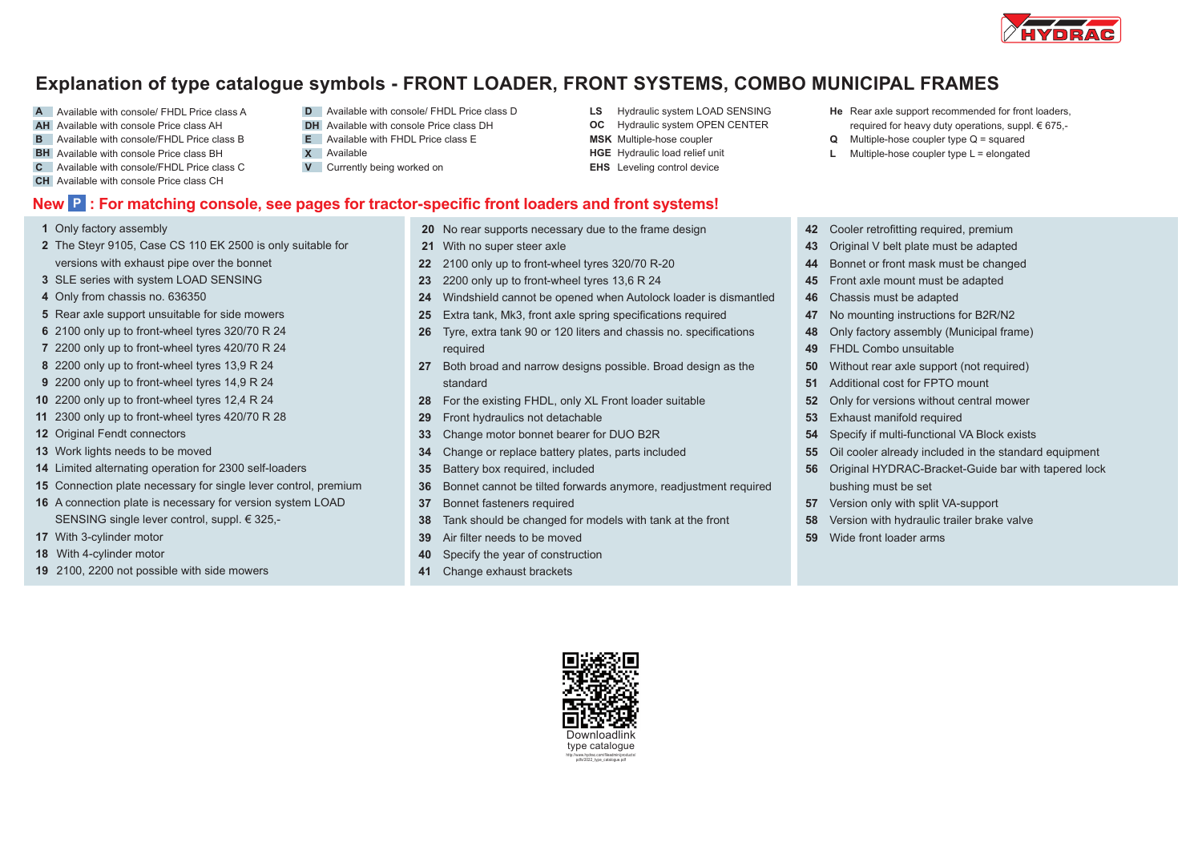# Explanation of type catalogue symbols - FRONT LOADER, FRONT SYSTEMS, COMBO MUNICIPAL FRAMES

**A** Available with console/ FHDL Price class A
**AH** Available with console Price class AH
**B** Available with console/FHDL Price class B
**BH** Available with console Price class BH
**C** Available with console/FHDL Price class C
**CH** Available with console Price class CH

**D** Available with console/ FHDL Price class D
**DH** Available with console Price class DH
**E** Available with FHDL Price class E
**X** Available
**V** Currently being worked on

**LS** Hydraulic system LOAD SENSING
**OC** Hydraulic system OPEN CENTER
**MSK** Multiple-hose coupler
**HGE** Hydraulic load relief unit
**EHS** Leveling control device

**He** Rear axle support recommended for front loaders, required for heavy duty operations, suppl. € 675,-
**Q** Multiple-hose coupler type Q = squared
**L** Multiple-hose coupler type L = elongated

## New P : For matching console, see pages for tractor-specific front loaders and front systems!

**1** Only factory assembly
**2** The Steyr 9105, Case CS 110 EK 2500 is only suitable for versions with exhaust pipe over the bonnet
**3** SLE series with system LOAD SENSING
**4** Only from chassis no. 636350
**5** Rear axle support unsuitable for side mowers
**6** 2100 only up to front-wheel tyres 320/70 R 24
**7** 2200 only up to front-wheel tyres 420/70 R 24
**8** 2200 only up to front-wheel tyres 13,9 R 24
**9** 2200 only up to front-wheel tyres 14,9 R 24
**10** 2200 only up to front-wheel tyres 12,4 R 24
**11** 2300 only up to front-wheel tyres 420/70 R 28
**12** Original Fendt connectors
**13** Work lights needs to be moved
**14** Limited alternating operation for 2300 self-loaders
**15** Connection plate necessary for single lever control, premium
**16** A connection plate is necessary for version system LOAD SENSING single lever control, suppl. € 325,-
**17** With 3-cylinder motor
**18** With 4-cylinder motor
**19** 2100, 2200 not possible with side mowers
**20** No rear supports necessary due to the frame design
**21** With no super steer axle
**22** 2100 only up to front-wheel tyres 320/70 R-20
**23** 2200 only up to front-wheel tyres 13,6 R 24
**24** Windshield cannot be opened when Autolock loader is dismantled
**25** Extra tank, Mk3, front axle spring specifications required
**26** Tyre, extra tank 90 or 120 liters and chassis no. specifications required
**27** Both broad and narrow designs possible. Broad design as the standard
**28** For the existing FHDL, only XL Front loader suitable
**29** Front hydraulics not detachable
**33** Change motor bonnet bearer for DUO B2R
**34** Change or replace battery plates, parts included
**35** Battery box required, included
**36** Bonnet cannot be tilted forwards anymore, readjustment required
**37** Bonnet fasteners required
**38** Tank should be changed for models with tank at the front
**39** Air filter needs to be moved
**40** Specify the year of construction
**41** Change exhaust brackets
**42** Cooler retrofitting required, premium
**43** Original V belt plate must be adapted
**44** Bonnet or front mask must be changed
**45** Front axle mount must be adapted
**46** Chassis must be adapted
**47** No mounting instructions for B2R/N2
**48** Only factory assembly (Municipal frame)
**49** FHDL Combo unsuitable
**50** Without rear axle support (not required)
**51** Additional cost for FPTO mount
**52** Only for versions without central mower
**53** Exhaust manifold required
**54** Specify if multi-functional VA Block exists
**55** Oil cooler already included in the standard equipment
**56** Original HYDRAC-Bracket-Guide bar with tapered lock bushing must be set
**57** Version only with split VA-support
**58** Version with hydraulic trailer brake valve
**59** Wide front loader arms

Downloadlink type catalogue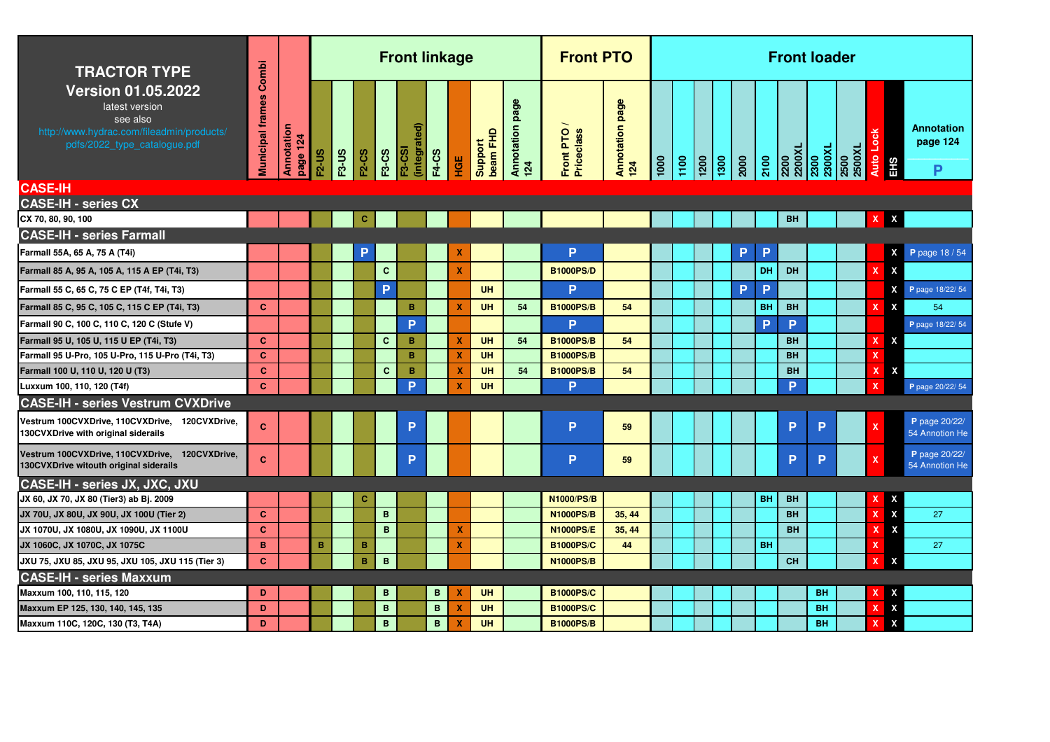| TRACTOR TYPE Version 01.05.2022 latest version see also http://www.hydrac.com/fileadmin/products/pdfs/2022_type_catalogue.pdf | Municipal frames Combi | Annotation page 124 | Front linkage | | | | | | | | | Front PTO | | Front loader | | | | | | | | | | | |
|---|---|---|---|---|---|---|---|---|---|---|---|---|---|---|---|---|---|---|---|---|---|---|---|---|---|
| | | | F2-US | F3-US | F2-CS | F3-CS | F3-CSI (integrated) | F4-CS | HGE | Support beam FHD | Annotation page 124 | Front PTO / Priceclass | Annotation page 124 | 1000 | 1100 | 1200 | 1300 | 2000 | 2100 | 2200 2200XL | 2300 2300XL | 2500 2500XL | Auto Lock | EHS | Annotation page 124 P |
| **CASE-IH** | | | | | | | | | | | | | | | | | | | | | | | | | |
| **CASE-IH - series CX** | | | | | | | | | | | | | | | | | | | | | | | | | |
| CX 70, 80, 90, 100 | | | | | C | | | | | | | | | | | | | | | BH | | | X | X | |
| **CASE-IH - series Farmall** | | | | | | | | | | | | | | | | | | | | | | | | | |
| Farmall 55A, 65 A, 75 A (T4i) | | | | | P | | | | X | | | P | | | | | | P | P | | | | | X | P page 18 / 54 |
| Farmall 85 A, 95 A, 105 A, 115 A EP (T4i, T3) | | | | | | C | | | X | | | B1000PS/D | | | | | | | DH | DH | | | X | X | |
| Farmall 55 C, 65 C, 75 C EP (T4f, T4i, T3) | | | | | | P | | | | UH | | P | | | | | | P | P | | | | | X | P page 18/22/ 54 |
| Farmall 85 C, 95 C, 105 C, 115 C EP (T4i, T3) | C | | | | | | B | | X | UH | 54 | B1000PS/B | 54 | | | | | | BH | BH | | | X | X | 54 |
| Farmall 90 C, 100 C, 110 C, 120 C (Stufe V) | | | | | | | P | | | | | P | | | | | | | P | P | | | | | P page 18/22/ 54 |
| Farmall 95 U, 105 U, 115 U EP (T4i, T3) | C | | | | | C | B | | X | UH | 54 | B1000PS/B | 54 | | | | | | | BH | | | X | X | |
| Farmall 95 U-Pro, 105 U-Pro, 115 U-Pro (T4i, T3) | C | | | | | | B | | X | UH | | B1000PS/B | | | | | | | | BH | | | X | | |
| Farmall 100 U, 110 U, 120 U (T3) | C | | | | | C | B | | X | UH | 54 | B1000PS/B | 54 | | | | | | | BH | | | X | X | |
| Luxxum 100, 110, 120 (T4f) | C | | | | | | P | | X | UH | | P | | | | | | | | P | | | X | | P page 20/22/ 54 |
| **CASE-IH - series Vestrum CVXDrive** | | | | | | | | | | | | | | | | | | | | | | | | | |
| Vestrum 100CVXDrive, 110CVXDrive, 120CVXDrive, 130CVXDrive with original siderails | C | | | | | | P | | | | | P | 59 | | | | | | | P | P | | X | | P page 20/22/ 54 Annotion He |
| Vestrum 100CVXDrive, 110CVXDrive, 120CVXDrive, 130CVXDrive witouth original siderails | C | | | | | | P | | | | | P | 59 | | | | | | | P | P | | X | | P page 20/22/ 54 Annotion He |
| **CASE-IH - series JX, JXC, JXU** | | | | | | | | | | | | | | | | | | | | | | | | | |
| JX 60, JX 70, JX 80 (Tier3) ab Bj. 2009 | | | | | C | | | | | | | N1000/PS/B | | | | | | | BH | BH | | | X | X | |
| JX 70U, JX 80U, JX 90U, JX 100U (Tier 2) | C | | | | | B | | | | | | N1000PS/B | 35, 44 | | | | | | | BH | | | X | X | 27 |
| JX 1070U, JX 1080U, JX 1090U, JX 1100U | C | | | | | B | | | X | | | N1000PS/E | 35, 44 | | | | | | | BH | | | X | X | |
| JX 1060C, JX 1070C, JX 1075C | B | | B | | B | | | | X | | | B1000PS/C | 44 | | | | | | BH | | | | X | | 27 |
| JXU 75, JXU 85, JXU 95, JXU 105, JXU 115 (Tier 3) | C | | | | B | B | | | | | | N1000PS/B | | | | | | | | CH | | | X | X | |
| **CASE-IH - series Maxxum** | | | | | | | | | | | | | | | | | | | | | | | | | |
| Maxxum 100, 110, 115, 120 | D | | | | | B | | B | X | UH | | B1000PS/C | | | | | | | | | BH | | X | X | |
| Maxxum EP 125, 130, 140, 145, 135 | D | | | | | B | | B | X | UH | | B1000PS/C | | | | | | | | | BH | | X | X | |
| Maxxum 110C, 120C, 130 (T3, T4A) | D | | | | | B | | B | X | UH | | B1000PS/B | | | | | | | | | BH | | X | X | |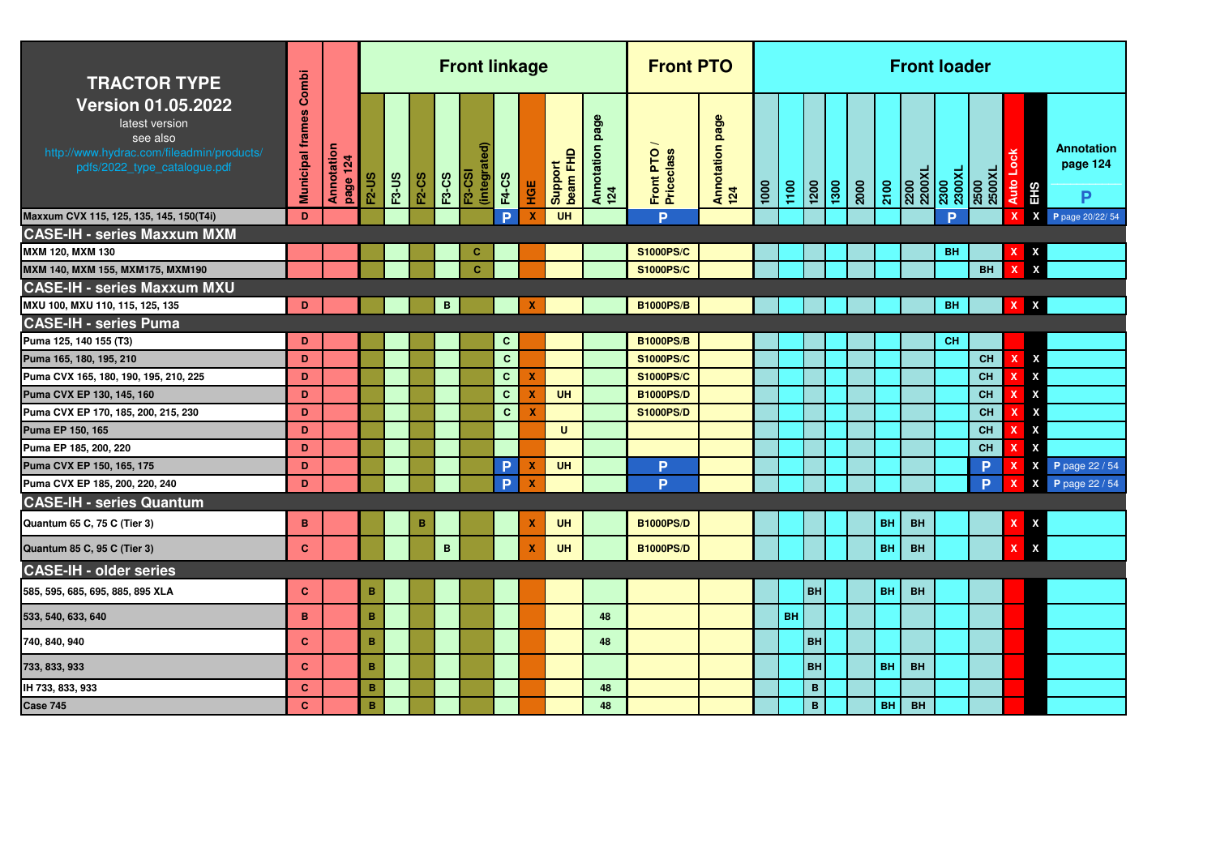| **TRACTOR TYPE** **Version 01.05.2022** latest version see also http://www.hydrac.com/fileadmin/products/pdfs/2022_type_catalogue.pdf | Municipal frames Combi | Annotation page 124 | **Front linkage** | | | | | | | | | **Front PTO** | | **Front loader** | | | | | | | | | | | |
|---|---|---|---|---|---|---|---|---|---|---|---|---|---|---|---|---|---|---|---|---|---|---|---|---|---|
| | | | F2-US | F3-US | F2-CS | F3-CS | F3-CSI (integrated) | F4-CS | HGE | Support beam FHD | Annotation page 124 | Front PTO / Priceclass | Annotation page 124 | 1000 | 1100 | 1200 | 1300 | 2000 | 2100 | 2200 2200XL | 2300 2300XL | 2500 2500XL | Auto Lock | EHS | Annotation page 124 P |
| Maxxum CVX 115, 125, 135, 145, 150(T4i) | D | | | | | | | P | X | UH | | P | | | | | | | | | P | | X | X | P page 20/22/ 54 |
| **CASE-IH - series Maxxum MXM** | | | | | | | | | | | | | | | | | | | | | | | | | |
| MXM 120, MXM 130 | | | | | | | C | | | | | S1000PS/C | | | | | | | | | BH | | X | X | |
| MXM 140, MXM 155, MXM175, MXM190 | | | | | | | C | | | | | S1000PS/C | | | | | | | | | | BH | X | X | |
| **CASE-IH - series Maxxum MXU** | | | | | | | | | | | | | | | | | | | | | | | | | |
| MXU 100, MXU 110, 115, 125, 135 | D | | | | | B | | | X | | | B1000PS/B | | | | | | | | | BH | | X | X | |
| **CASE-IH - series Puma** | | | | | | | | | | | | | | | | | | | | | | | | | |
| Puma 125, 140 155 (T3) | D | | | | | | | C | | | | B1000PS/B | | | | | | | | | CH | | | | |
| Puma 165, 180, 195, 210 | D | | | | | | | C | | | | S1000PS/C | | | | | | | | | | CH | X | X | |
| Puma CVX 165, 180, 190, 195, 210, 225 | D | | | | | | | C | X | | | S1000PS/C | | | | | | | | | | CH | X | X | |
| Puma CVX EP 130, 145, 160 | D | | | | | | | C | X | UH | | B1000PS/D | | | | | | | | | | CH | X | X | |
| Puma CVX EP 170, 185, 200, 215, 230 | D | | | | | | | C | X | | | S1000PS/D | | | | | | | | | | CH | X | X | |
| Puma EP 150, 165 | D | | | | | | | | | U | | | | | | | | | | | | CH | X | X | |
| Puma EP 185, 200, 220 | D | | | | | | | | | | | | | | | | | | | | | CH | X | X | |
| Puma CVX EP 150, 165, 175 | D | | | | | | | P | X | UH | | P | | | | | | | | | | P | X | X | P page 22 / 54 |
| Puma CVX EP 185, 200, 220, 240 | D | | | | | | | P | X | | | P | | | | | | | | | | P | X | X | P page 22 / 54 |
| **CASE-IH - series Quantum** | | | | | | | | | | | | | | | | | | | | | | | | | |
| Quantum 65 C, 75 C (Tier 3) | B | | | | B | | | | X | UH | | B1000PS/D | | | | | | | BH | BH | | | X | X | |
| Quantum 85 C, 95 C (Tier 3) | C | | | | | B | | | X | UH | | B1000PS/D | | | | | | | BH | BH | | | X | X | |
| **CASE-IH - older series** | | | | | | | | | | | | | | | | | | | | | | | | | |
| 585, 595, 685, 695, 885, 895 XLA | C | | B | | | | | | | | | | | | | BH | | | BH | BH | | | | | |
| 533, 540, 633, 640 | B | | B | | | | | | | | 48 | | | | BH | | | | | | | | | | |
| 740, 840, 940 | C | | B | | | | | | | | 48 | | | | | BH | | | | | | | | | |
| 733, 833, 933 | C | | B | | | | | | | | | | | | | BH | | | BH | BH | | | | | |
| IH 733, 833, 933 | C | | B | | | | | | | | 48 | | | | | B | | | | | | | | | |
| Case 745 | C | | B | | | | | | | | 48 | | | | | B | | | BH | BH | | | | | |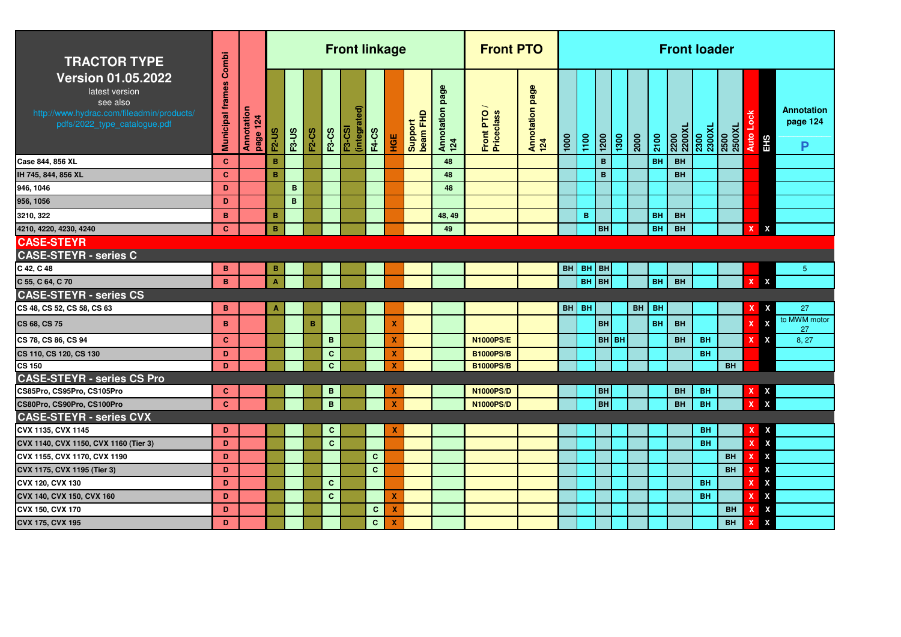| TRACTOR TYPE Version 01.05.2022 latest version see also http://www.hydrac.com/fileadmin/products/pdfs/2022_type_catalogue.pdf | Municipal frames Combi | Annotation page 124 | Front linkage | | | | | | | | | Front PTO | | Front loader | | | | | | | | | | | | |
|---|---|---|---|---|---|---|---|---|---|---|---|---|---|---|---|---|---|---|---|---|---|---|---|---|---|
| | | | F2-US | F3-US | F2-CS | F3-CS | F3-CSI (integrated) | F4-CS | HGE | Support beam FHD | Annotation page 124 | Front PTO / Priceclass | Annotation page 124 | 1000 | 1100 | 1200 | 1300 | 2000 | 2100 | 2200 2200XL | 2300 2300XL | 2500 2500XL | Auto Lock | EHS | Annotation page 124 P |
| Case 844, 856 XL | C | | B | | | | | | | | 48 | | | | | B | | | BH | BH | | | | | |
| IH 745, 844, 856 XL | C | | B | | | | | | | | 48 | | | | | B | | | | BH | | | | | |
| 946, 1046 | D | | | B | | | | | | | 48 | | | | | | | | | | | | | | |
| 956, 1056 | D | | | B | | | | | | | | | | | | | | | | | | | | | |
| 3210, 322 | B | | B | | | | | | | | 48, 49 | | | | B | | | | BH | BH | | | | | |
| 4210, 4220, 4230, 4240 | C | | B | | | | | | | | 49 | | | | | BH | | | BH | BH | | | X | X | |
| **CASE-STEYR** | | | | | | | | | | | | | | | | | | | | | | | | | |
| **CASE-STEYR - series C** | | | | | | | | | | | | | | | | | | | | | | | | | |
| C 42, C 48 | B | | B | | | | | | | | | | | BH | BH | BH | | | | | | | | | 5 |
| C 55, C 64, C 70 | B | | A | | | | | | | | | | | | BH | BH | | | BH | BH | | | X | X | |
| **CASE-STEYR - series CS** | | | | | | | | | | | | | | | | | | | | | | | | | |
| CS 48, CS 52, CS 58, CS 63 | B | | A | | | | | | | | | | | BH | BH | | | BH | BH | | | | X | X | 27 |
| CS 68, CS 75 | B | | | | B | | | | X | | | | | | | BH | | | BH | BH | | | X | X | to MWM motor 27 |
| CS 78, CS 86, CS 94 | C | | | | | B | | | X | | | N1000PS/E | | | | BH | BH | | | BH | BH | | X | X | 8, 27 |
| CS 110, CS 120, CS 130 | D | | | | | C | | | X | | | B1000PS/B | | | | | | | | | BH | | | | |
| CS 150 | D | | | | | C | | | X | | | B1000PS/B | | | | | | | | | | BH | | | |
| **CASE-STEYR - series CS Pro** | | | | | | | | | | | | | | | | | | | | | | | | | |
| CS85Pro, CS95Pro, CS105Pro | C | | | | | B | | | X | | | N1000PS/D | | | | BH | | | | BH | BH | | X | X | |
| CS80Pro, CS90Pro, CS100Pro | C | | | | | B | | | X | | | N1000PS/D | | | | BH | | | | BH | BH | | X | X | |
| **CASE-STEYR - series CVX** | | | | | | | | | | | | | | | | | | | | | | | | | |
| CVX 1135, CVX 1145 | D | | | | | C | | | X | | | | | | | | | | | | BH | | X | X | |
| CVX 1140, CVX 1150, CVX 1160 (Tier 3) | D | | | | | C | | | | | | | | | | | | | | | BH | | X | X | |
| CVX 1155, CVX 1170, CVX 1190 | D | | | | | | | C | | | | | | | | | | | | | | BH | X | X | |
| CVX 1175, CVX 1195 (Tier 3) | D | | | | | | | C | | | | | | | | | | | | | | BH | X | X | |
| CVX 120, CVX 130 | D | | | | | C | | | | | | | | | | | | | | | BH | | X | X | |
| CVX 140, CVX 150, CVX 160 | D | | | | | C | | | X | | | | | | | | | | | | BH | | X | X | |
| CVX 150, CVX 170 | D | | | | | | | C | X | | | | | | | | | | | | | BH | X | X | |
| CVX 175, CVX 195 | D | | | | | | | C | X | | | | | | | | | | | | | BH | X | X | |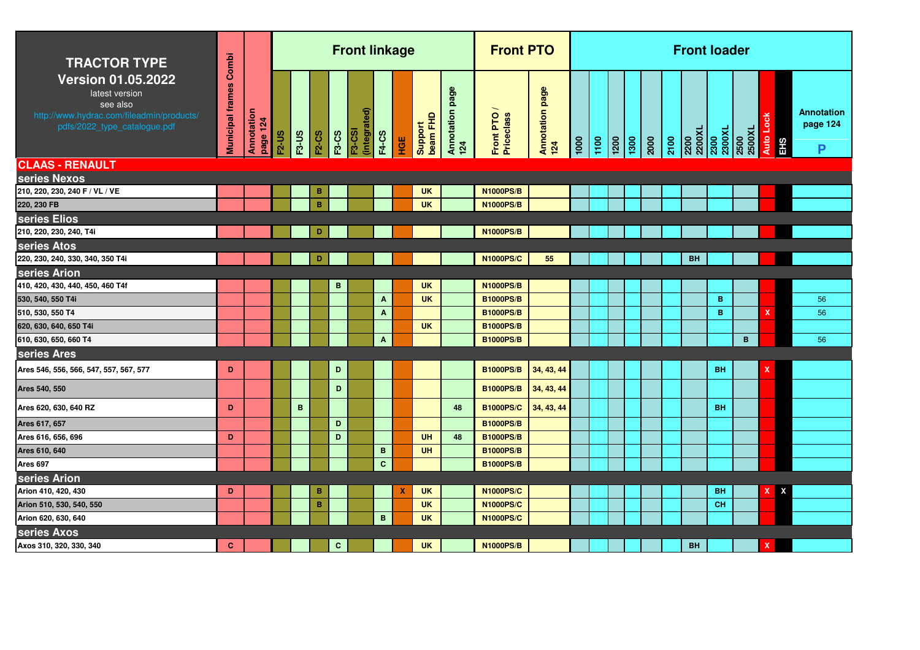| **TRACTOR TYPE**<br>**Version 01.05.2022**<br>latest version<br>see also<br>http://www.hydrac.com/fileadmin/products/pdfs/2022_type_catalogue.pdf | Municipal frames Combi | Annotation page 124 | Front linkage | | | | | | | | | Front PTO | | Front loader | | | | | | | | | | | |
|---|---|---|---|---|---|---|---|---|---|---|---|---|---|---|---|---|---|---|---|---|---|---|---|---|---|
| | | | F2-US | F3-US | F2-CS | F3-CS | F3-CSI (integrated) | F4-CS | HGE | Support beam FHD | Annotation page 124 | Front PTO / Priceclass | Annotation page 124 | 1000 | 1100 | 1200 | 1300 | 2000 | 2100 | 2200 2200XL | 2300 2300XL | 2500 2500XL | Auto Lock | EHS | Annotation page 124 P |
| **CLAAS - RENAULT** | | | | | | | | | | | | | | | | | | | | | | | | | |
| **series Nexos** | | | | | | | | | | | | | | | | | | | | | | | | | |
| 210, 220, 230, 240 F / VL / VE | | | | | B | | | | | UK | | N1000PS/B | | | | | | | | | | | | | |
| 220, 230 FB | | | | | B | | | | | UK | | N1000PS/B | | | | | | | | | | | | | |
| **series Elios** | | | | | | | | | | | | | | | | | | | | | | | | | |
| 210, 220, 230, 240, T4i | | | | | D | | | | | | | N1000PS/B | | | | | | | | | | | | | |
| **series Atos** | | | | | | | | | | | | | | | | | | | | | | | | | |
| 220, 230, 240, 330, 340, 350 T4i | | | | | D | | | | | | | N1000PS/C | 55 | | | | | | | BH | | | | | |
| **series Arion** | | | | | | | | | | | | | | | | | | | | | | | | | |
| 410, 420, 430, 440, 450, 460 T4f | | | | | | B | | | | UK | | N1000PS/B | | | | | | | | | | | | | |
| 530, 540, 550 T4i | | | | | | | | A | | UK | | B1000PS/B | | | | | | | | | B | | | | 56 |
| 510, 530, 550 T4 | | | | | | | | A | | | | B1000PS/B | | | | | | | | | B | | X | | 56 |
| 620, 630, 640, 650 T4i | | | | | | | | | | UK | | B1000PS/B | | | | | | | | | | | | | |
| 610, 630, 650, 660 T4 | | | | | | | | A | | | | B1000PS/B | | | | | | | | | | B | | | 56 |
| **series Ares** | | | | | | | | | | | | | | | | | | | | | | | | | |
| Ares 546, 556, 566, 547, 557, 567, 577 | D | | | | | D | | | | | | B1000PS/B | 34, 43, 44 | | | | | | | | BH | | X | | |
| Ares 540, 550 | | | | | | D | | | | | | B1000PS/B | 34, 43, 44 | | | | | | | | | | | | |
| Ares 620, 630, 640 RZ | D | | | B | | | | | | | 48 | B1000PS/C | 34, 43, 44 | | | | | | | | BH | | | | |
| Ares 617, 657 | | | | | | D | | | | | | B1000PS/B | | | | | | | | | | | | | |
| Ares 616, 656, 696 | D | | | | | D | | | | UH | 48 | B1000PS/B | | | | | | | | | | | | | |
| Ares 610, 640 | | | | | | | | B | | UH | | B1000PS/B | | | | | | | | | | | | | |
| Ares 697 | | | | | | | | C | | | | B1000PS/B | | | | | | | | | | | | | |
| **series Arion** | | | | | | | | | | | | | | | | | | | | | | | | | |
| Arion 410, 420, 430 | D | | | | B | | | | X | UK | | N1000PS/C | | | | | | | | | BH | | X | X | |
| Arion 510, 530, 540, 550 | | | | | B | | | | | UK | | N1000PS/C | | | | | | | | | CH | | | | |
| Arion 620, 630, 640 | | | | | | | | B | | UK | | N1000PS/C | | | | | | | | | | | | | |
| **series Axos** | | | | | | | | | | | | | | | | | | | | | | | | | |
| Axos 310, 320, 330, 340 | C | | | | | C | | | | UK | | N1000PS/B | | | | | | | | BH | | | X | | |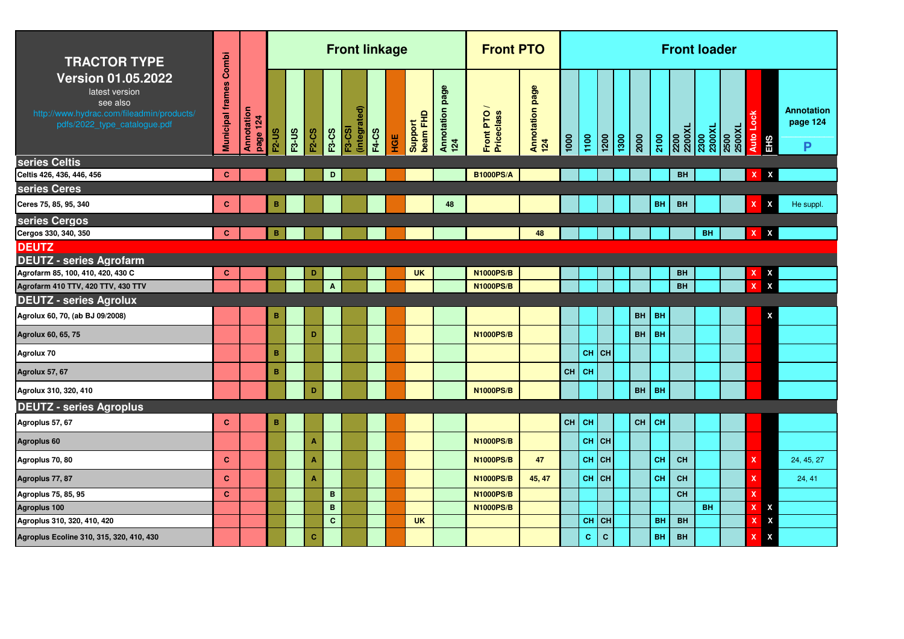| TRACTOR TYPE Version 01.05.2022 latest version see also http://www.hydrac.com/fileadmin/products/pdfs/2022_type_catalogue.pdf | Municipal frames Combi | Annotation page 124 | Front linkage | | | | | | | | | Front PTO | | Front loader | | | | | | | | | | | | |
|---|---|---|---|---|---|---|---|---|---|---|---|---|---|---|---|---|---|---|---|---|---|---|---|---|
| | | | F2-US | F3-US | F2-CS | F3-CS | F3-CSI (integrated) | F4-CS | HGE | Support beam FHD | Annotation page 124 | Front PTO / Priceclass | Annotation page 124 | 1000 | 1100 | 1200 | 1300 | 2000 | 2100 | 2200 2200XL | 2300 2300XL | 2500 2500XL | Auto Lock | EHS | Annotation page 124 P |
| **series Celtis** | | | | | | | | | | | | | | | | | | | | | | | | | |
| Celtis 426, 436, 446, 456 | C | | | | | D | | | | | | B1000PS/A | | | | | | | | BH | | | X | X | |
| **series Ceres** | | | | | | | | | | | | | | | | | | | | | | | | | |
| Ceres 75, 85, 95, 340 | C | | B | | | | | | | | 48 | | | | | | | | BH | BH | | | X | X | He suppl. |
| **series Cergos** | | | | | | | | | | | | | | | | | | | | | | | | | |
| Cergos 330, 340, 350 | C | | B | | | | | | | | | | 48 | | | | | | | | BH | | X | X | |
| **DEUTZ** | | | | | | | | | | | | | | | | | | | | | | | | | |
| **DEUTZ - series Agrofarm** | | | | | | | | | | | | | | | | | | | | | | | | | |
| Agrofarm 85, 100, 410, 420, 430 C | C | | | | D | | | | | UK | | N1000PS/B | | | | | | | | BH | | | X | X | |
| Agrofarm 410 TTV, 420 TTV, 430 TTV | | | | | | A | | | | | | N1000PS/B | | | | | | | | BH | | | X | X | |
| **DEUTZ - series Agrolux** | | | | | | | | | | | | | | | | | | | | | | | | | |
| Agrolux 60, 70, (ab BJ 09/2008) | | | B | | | | | | | | | | | | | | | BH | BH | | | | | X | |
| Agrolux 60, 65, 75 | | | | | D | | | | | | | N1000PS/B | | | | | | BH | BH | | | | | | |
| Agrolux 70 | | | B | | | | | | | | | | | | CH | CH | | | | | | | | | |
| Agrolux 57, 67 | | | B | | | | | | | | | | | CH | CH | | | | | | | | | | |
| Agrolux 310, 320, 410 | | | | | D | | | | | | | N1000PS/B | | | | | | BH | BH | | | | | | |
| **DEUTZ - series Agroplus** | | | | | | | | | | | | | | | | | | | | | | | | | |
| Agroplus 57, 67 | C | | B | | | | | | | | | | | CH | CH | | | CH | CH | | | | | | |
| Agroplus 60 | | | | | A | | | | | | | N1000PS/B | | | CH | CH | | | | | | | | | |
| Agroplus 70, 80 | C | | | | A | | | | | | | N1000PS/B | 47 | | CH | CH | | | CH | CH | | | X | | 24, 45, 27 |
| Agroplus 77, 87 | C | | | | A | | | | | | | N1000PS/B | 45, 47 | | CH | CH | | | CH | CH | | | X | | 24, 41 |
| Agroplus 75, 85, 95 | C | | | | | B | | | | | | N1000PS/B | | | | | | | | CH | | | X | | |
| Agroplus 100 | | | | | | B | | | | | | N1000PS/B | | | | | | | | | BH | | X | X | |
| Agroplus 310, 320, 410, 420 | | | | | | C | | | | UK | | | | | CH | CH | | | BH | BH | | | X | X | |
| Agroplus Ecoline 310, 315, 320, 410, 430 | | | | | C | | | | | | | | | | C | C | | | BH | BH | | | X | X | |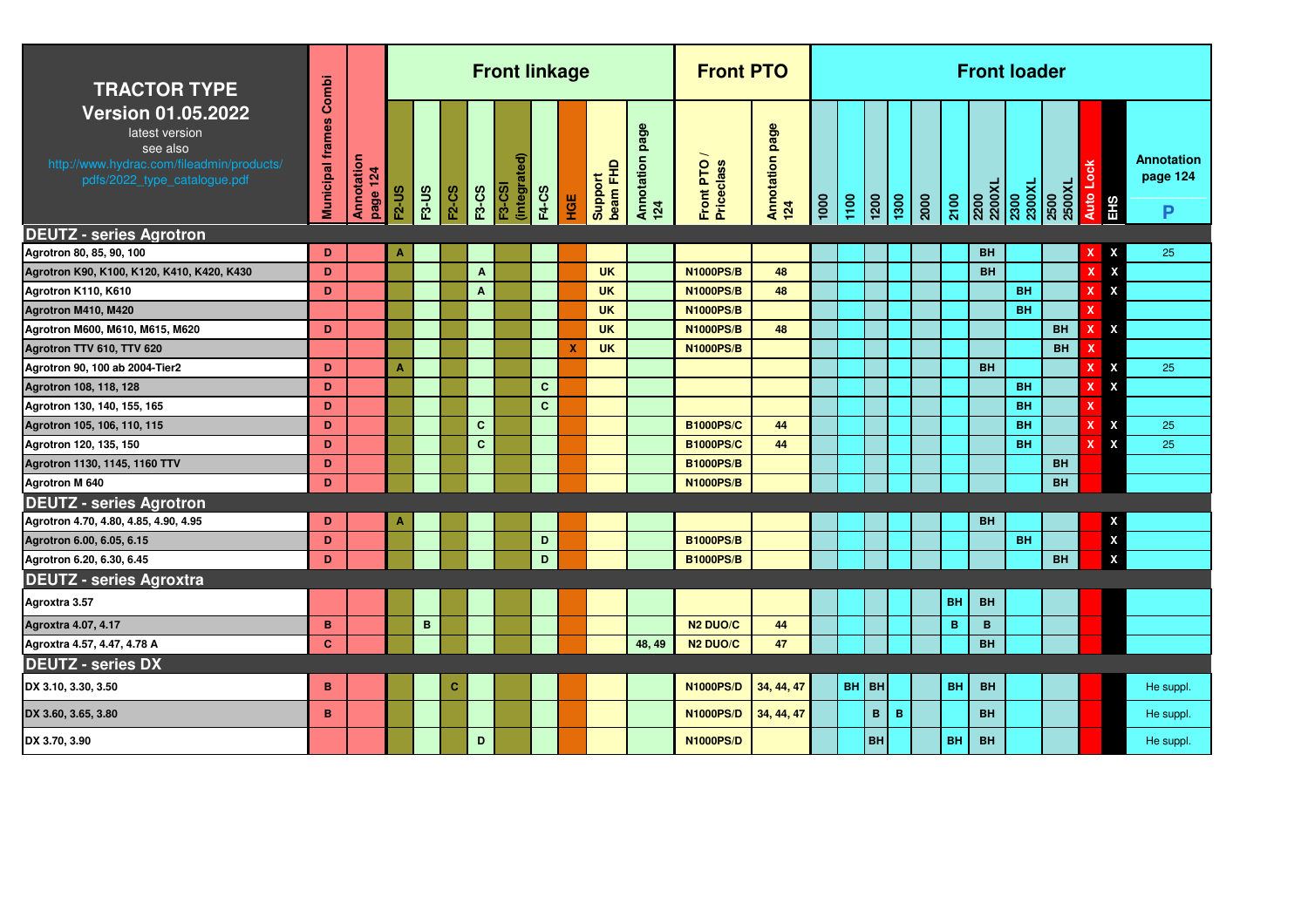# TRACTOR TYPE

**Version 01.05.2022**

latest version
see also
http://www.hydrac.com/fileadmin/products/pdfs/2022_type_catalogue.pdf

| TRACTOR TYPE | Municipal frames Combi | Annotation page 124 | Front linkage | | | | | | | | | Front PTO | | Front loader | | | | | | | | | | | | |
|---|---|---|---|---|---|---|---|---|---|---|---|---|---|---|---|---|---|---|---|---|---|---|---|---|---|---|
| | | | F2-US | F3-US | F2-CS | F3-CS | F3-CSI (integrated) | F4-CS | HGE | Support beam FHD | Annotation page 124 | Front PTO / Priceclass | Annotation page 124 | 1000 | 1100 | 1200 | 1300 | 2000 | 2100 | 2200 2200XL | 2300 2300XL | 2500 2500XL | Auto Lock | EHS | Annotation page 124 P |
| **DEUTZ - series Agrotron** | | | | | | | | | | | | | | | | | | | | | | | | | |
| Agrotron 80, 85, 90, 100 | D | | A | | | | | | | | | | | | | | | | | BH | | | X | X | 25 |
| Agrotron K90, K100, K120, K410, K420, K430 | D | | | | | A | | | | UK | | N1000PS/B | 48 | | | | | | | BH | | | X | X | |
| Agrotron K110, K610 | D | | | | | A | | | | UK | | N1000PS/B | 48 | | | | | | | | BH | | X | X | |
| Agrotron M410, M420 | | | | | | | | | | UK | | N1000PS/B | | | | | | | | | BH | | X | | |
| Agrotron M600, M610, M615, M620 | D | | | | | | | | | UK | | N1000PS/B | 48 | | | | | | | | | BH | X | X | |
| Agrotron TTV 610, TTV 620 | | | | | | | | | X | UK | | N1000PS/B | | | | | | | | | | BH | X | | |
| Agrotron 90, 100 ab 2004-Tier2 | D | | A | | | | | | | | | | | | | | | | | BH | | | X | X | 25 |
| Agrotron 108, 118, 128 | D | | | | | | | C | | | | | | | | | | | | | BH | | X | X | |
| Agrotron 130, 140, 155, 165 | D | | | | | | | C | | | | | | | | | | | | | BH | | X | | |
| Agrotron 105, 106, 110, 115 | D | | | | | C | | | | | | B1000PS/C | 44 | | | | | | | | BH | | X | X | 25 |
| Agrotron 120, 135, 150 | D | | | | | C | | | | | | B1000PS/C | 44 | | | | | | | | BH | | X | X | 25 |
| Agrotron 1130, 1145, 1160 TTV | D | | | | | | | | | | | B1000PS/B | | | | | | | | | | BH | | | |
| Agrotron M 640 | D | | | | | | | | | | | N1000PS/B | | | | | | | | | | BH | | | |
| **DEUTZ - series Agrotron** | | | | | | | | | | | | | | | | | | | | | | | | | |
| Agrotron 4.70, 4.80, 4.85, 4.90, 4.95 | D | | A | | | | | | | | | | | | | | | | | BH | | | | X | |
| Agrotron 6.00, 6.05, 6.15 | D | | | | | | | D | | | | B1000PS/B | | | | | | | | | BH | | | X | |
| Agrotron 6.20, 6.30, 6.45 | D | | | | | | | D | | | | B1000PS/B | | | | | | | | | | BH | | X | |
| **DEUTZ - series Agroxtra** | | | | | | | | | | | | | | | | | | | | | | | | | |
| Agroxtra 3.57 | | | | | | | | | | | | | | | | | | | BH | BH | | | | | |
| Agroxtra 4.07, 4.17 | B | | | B | | | | | | | | N2 DUO/C | 44 | | | | | | B | B | | | | | |
| Agroxtra 4.57, 4.47, 4.78 A | C | | | | | | | | | | 48, 49 | N2 DUO/C | 47 | | | | | | | BH | | | | | |
| **DEUTZ - series DX** | | | | | | | | | | | | | | | | | | | | | | | | | |
| DX 3.10, 3.30, 3.50 | B | | | | C | | | | | | | N1000PS/D | 34, 44, 47 | | BH | BH | | | BH | BH | | | | | He suppl. |
| DX 3.60, 3.65, 3.80 | B | | | | | | | | | | | N1000PS/D | 34, 44, 47 | | | B | B | | | BH | | | | | He suppl. |
| DX 3.70, 3.90 | | | | | | D | | | | | | N1000PS/D | | | | BH | | | BH | BH | | | | | He suppl. |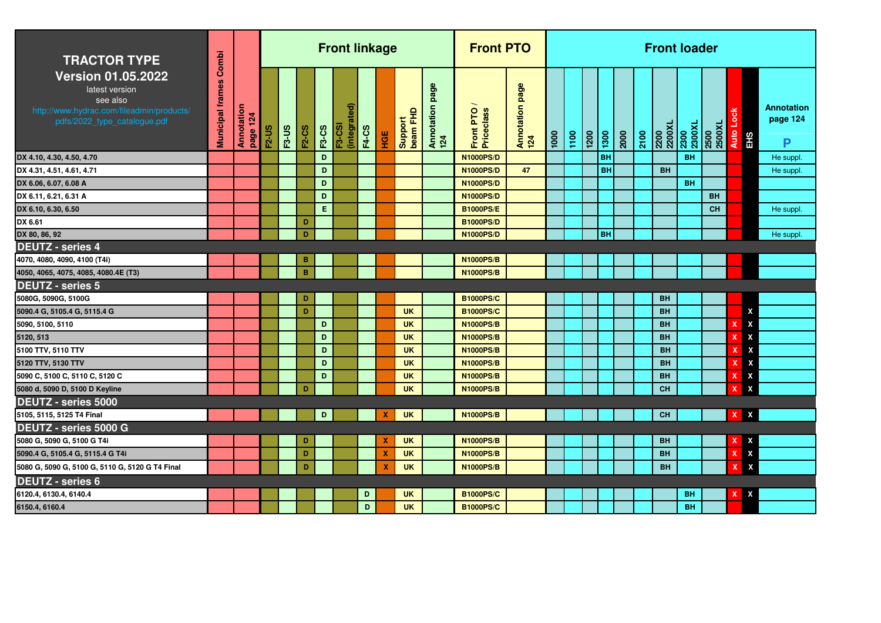| TRACTOR TYPE Version 01.05.2022 latest version see also http://www.hydrac.com/fileadmin/products/pdfs/2022_type_catalogue.pdf | Municipal frames Combi | Annotation page 124 | Front linkage | | | | | | | | | Front PTO | | Front loader | | | | | | | | | | | | |
|---|---|---|---|---|---|---|---|---|---|---|---|---|---|---|---|---|---|---|---|---|---|---|---|---|---|
| | | | F2-US | F3-US | F2-CS | F3-CS | F3-CSI (integrated) | F4-CS | HGE | Support beam FHD | Annotation page 124 | Front PTO / Priceclass | Annotation page 124 | 1000 | 1100 | 1200 | 1300 | 2000 | 2100 | 2200 2200XL | 2300 2300XL | 2500 2500XL | Auto Lock | EHS | Annotation page 124 P |
| DX 4.10, 4.30, 4.50, 4.70 | | | | | | D | | | | | | N1000PS/D | | | | | BH | | | | BH | | | | He suppl. |
| DX 4.31, 4.51, 4.61, 4.71 | | | | | | D | | | | | | N1000PS/D | 47 | | | | BH | | | BH | | | | | He suppl. |
| DX 6.06, 6.07, 6.08 A | | | | | | D | | | | | | N1000PS/D | | | | | | | | | BH | | | | |
| DX 6.11, 6.21, 6.31 A | | | | | | D | | | | | | N1000PS/D | | | | | | | | | | BH | | | |
| DX 6.10, 6.30, 6.50 | | | | | | E | | | | | | B1000PS/E | | | | | | | | | | CH | | | He suppl. |
| DX 6.61 | | | | | D | | | | | | | B1000PS/D | | | | | | | | | | | | | |
| DX 80, 86, 92 | | | | | D | | | | | | | N1000PS/D | | | | | BH | | | | | | | | He suppl. |
| **DEUTZ - series 4** | | | | | | | | | | | | | | | | | | | | | | | | | |
| 4070, 4080, 4090, 4100 (T4i) | | | | | B | | | | | | | N1000PS/B | | | | | | | | | | | | | |
| 4050, 4065, 4075, 4085, 4080.4E (T3) | | | | | B | | | | | | | N1000PS/B | | | | | | | | | | | | | |
| **DEUTZ - series 5** | | | | | | | | | | | | | | | | | | | | | | | | | |
| 5080G, 5090G, 5100G | | | | | D | | | | | | | B1000PS/C | | | | | | | | BH | | | | | |
| 5090.4 G, 5105.4 G, 5115.4 G | | | | | D | | | | | UK | | B1000PS/C | | | | | | | | BH | | | | X | |
| 5090, 5100, 5110 | | | | | | D | | | | UK | | N1000PS/B | | | | | | | | BH | | | X | X | |
| 5120, 513 | | | | | | D | | | | UK | | N1000PS/B | | | | | | | | BH | | | X | X | |
| 5100 TTV, 5110 TTV | | | | | | D | | | | UK | | N1000PS/B | | | | | | | | BH | | | X | X | |
| 5120 TTV, 5130 TTV | | | | | | D | | | | UK | | N1000PS/B | | | | | | | | BH | | | X | X | |
| 5090 C, 5100 C, 5110 C, 5120 C | | | | | | D | | | | UK | | N1000PS/B | | | | | | | | BH | | | X | X | |
| 5080 d, 5090 D, 5100 D Keyline | | | | | D | | | | | UK | | N1000PS/B | | | | | | | | CH | | | X | X | |
| **DEUTZ - series 5000** | | | | | | | | | | | | | | | | | | | | | | | | | |
| 5105, 5115, 5125 T4 Final | | | | | | D | | | X | UK | | N1000PS/B | | | | | | | | CH | | | X | X | |
| **DEUTZ - series 5000 G** | | | | | | | | | | | | | | | | | | | | | | | | | |
| 5080 G, 5090 G, 5100 G T4i | | | | | D | | | | X | UK | | N1000PS/B | | | | | | | | BH | | | X | X | |
| 5090.4 G, 5105.4 G, 5115.4 G T4i | | | | | D | | | | X | UK | | N1000PS/B | | | | | | | | BH | | | X | X | |
| 5080 G, 5090 G, 5100 G, 5110 G, 5120 G T4 Final | | | | | D | | | | X | UK | | N1000PS/B | | | | | | | | BH | | | X | X | |
| **DEUTZ - series 6** | | | | | | | | | | | | | | | | | | | | | | | | | |
| 6120.4, 6130.4, 6140.4 | | | | | | | | D | | UK | | B1000PS/C | | | | | | | | | BH | | X | X | |
| 6150.4, 6160.4 | | | | | | | | D | | UK | | B1000PS/C | | | | | | | | | BH | | | | |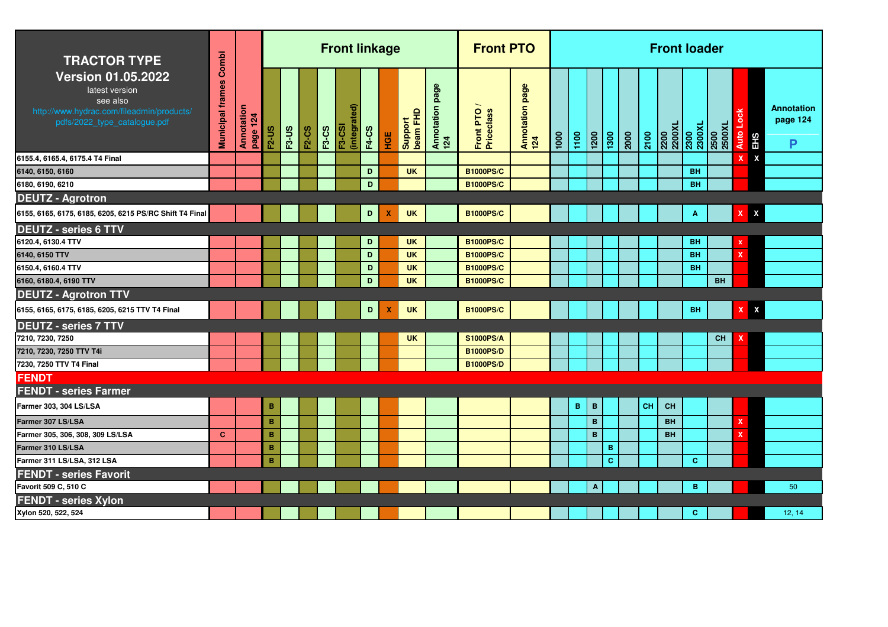| TRACTOR TYPE Version 01.05.2022 latest version see also http://www.hydrac.com/fileadmin/products/pdfs/2022_type_catalogue.pdf | Municipal frames Combi | Annotation page 124 | Front linkage | | | | | | | | | Front PTO | | Front loader | | | | | | | | | | | | |
|---|---|---|---|---|---|---|---|---|---|---|---|---|---|---|---|---|---|---|---|---|---|---|---|---|---|---|
| | | | F2-US | F3-US | F2-CS | F3-CS | F3-CSI (integrated) | F4-CS | HGE | Support beam FHD | Annotation page 124 | Front PTO / Priceclass | Annotation page 124 | 1000 | 1100 | 1200 | 1300 | 2000 | 2100 | 2200 2200XL | 2300 2300XL | 2500 2500XL | Auto Lock | EHS | Annotation page 124 P |
| 6155.4, 6165.4, 6175.4 T4 Final | | | | | | | | | | | | | | | | | | | | | | | X | X | |
| 6140, 6150, 6160 | | | | | | | | D | | UK | | B1000PS/C | | | | | | | | | BH | | | | |
| 6180, 6190, 6210 | | | | | | | | D | | | | B1000PS/C | | | | | | | | | BH | | | | |
| **DEUTZ - Agrotron** | | | | | | | | | | | | | | | | | | | | | | | | | |
| 6155, 6165, 6175, 6185, 6205, 6215 PS/RC Shift T4 Final | | | | | | | | D | X | UK | | B1000PS/C | | | | | | | | | A | | X | X | |
| **DEUTZ - series 6 TTV** | | | | | | | | | | | | | | | | | | | | | | | | | |
| 6120.4, 6130.4 TTV | | | | | | | | D | | UK | | B1000PS/C | | | | | | | | | BH | | x | | |
| 6140, 6150 TTV | | | | | | | | D | | UK | | B1000PS/C | | | | | | | | | BH | | X | | |
| 6150.4, 6160.4 TTV | | | | | | | | D | | UK | | B1000PS/C | | | | | | | | | BH | | | | |
| 6160, 6180.4, 6190 TTV | | | | | | | | D | | UK | | B1000PS/C | | | | | | | | | | BH | | | |
| **DEUTZ - Agrotron TTV** | | | | | | | | | | | | | | | | | | | | | | | | | |
| 6155, 6165, 6175, 6185, 6205, 6215 TTV T4 Final | | | | | | | | D | X | UK | | B1000PS/C | | | | | | | | | BH | | X | X | |
| **DEUTZ - series 7 TTV** | | | | | | | | | | | | | | | | | | | | | | | | | |
| 7210, 7230, 7250 | | | | | | | | | | UK | | S1000PS/A | | | | | | | | | | CH | X | | |
| 7210, 7230, 7250 TTV T4i | | | | | | | | | | | | B1000PS/D | | | | | | | | | | | | | |
| 7230, 7250 TTV T4 Final | | | | | | | | | | | | B1000PS/D | | | | | | | | | | | | | |
| **FENDT** | | | | | | | | | | | | | | | | | | | | | | | | | |
| **FENDT - series Farmer** | | | | | | | | | | | | | | | | | | | | | | | | | |
| Farmer 303, 304 LS/LSA | | | B | | | | | | | | | | | | B | B | | | CH | CH | | | | | |
| Farmer 307 LS/LSA | | | B | | | | | | | | | | | | | B | | | | BH | | | X | | |
| Farmer 305, 306, 308, 309 LS/LSA | C | | B | | | | | | | | | | | | | B | | | | BH | | | X | | |
| Farmer 310 LS/LSA | | | B | | | | | | | | | | | | | | B | | | | | | | | |
| Farmer 311 LS/LSA, 312 LSA | | | B | | | | | | | | | | | | | | C | | | | C | | | | |
| **FENDT - series Favorit** | | | | | | | | | | | | | | | | | | | | | | | | | |
| Favorit 509 C, 510 C | | | | | | | | | | | | | | | | A | | | | | B | | | | 50 |
| **FENDT - series Xylon** | | | | | | | | | | | | | | | | | | | | | | | | | |
| Xylon 520, 522, 524 | | | | | | | | | | | | | | | | | | | | | C | | | | 12, 14 |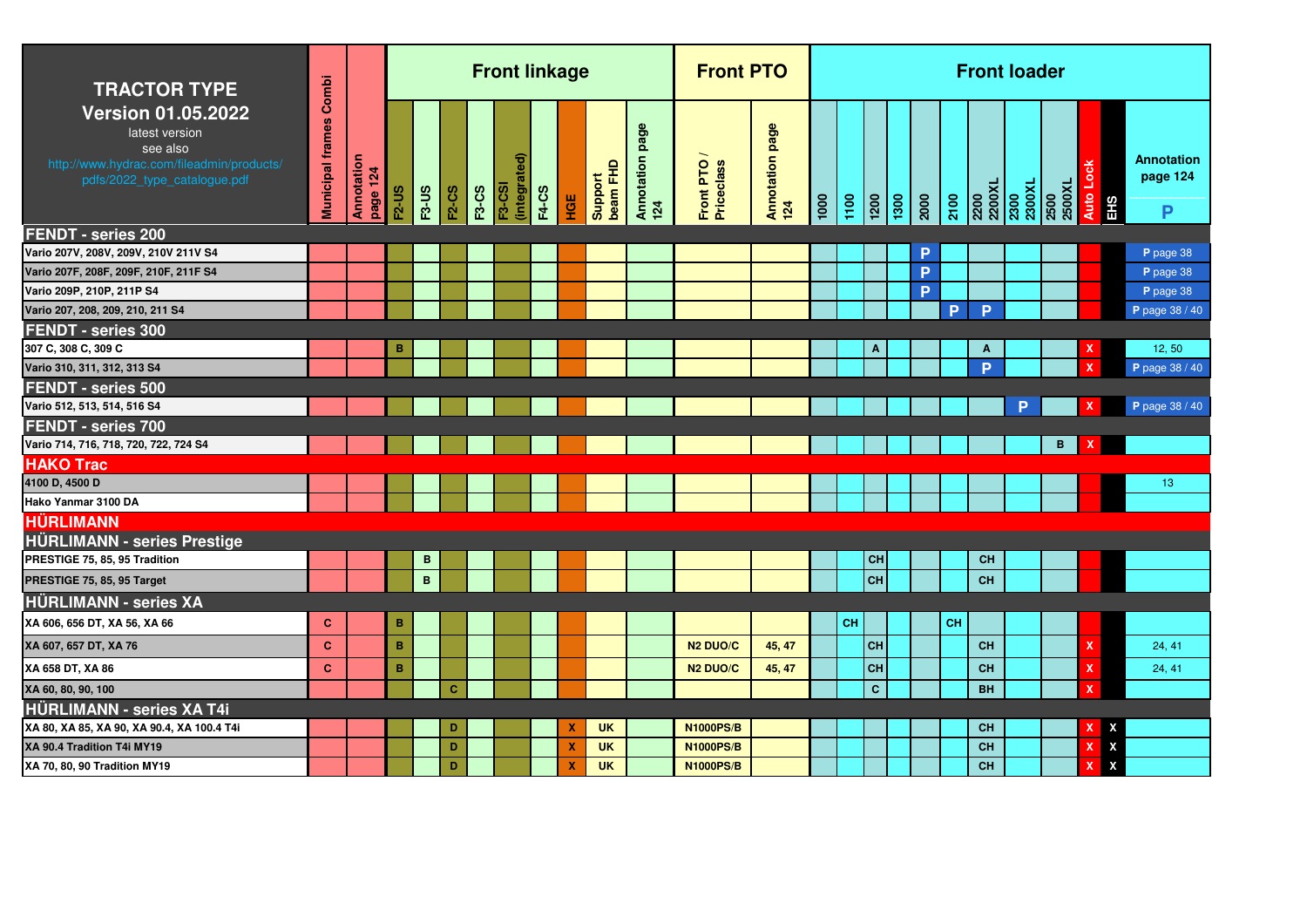| TRACTOR TYPE Version 01.05.2022 latest version see also http://www.hydrac.com/fileadmin/products/pdfs/2022_type_catalogue.pdf | Municipal frames Combi | Annotation page 124 | Front linkage | | | | | | | | | Front PTO | | Front loader | | | | | | | | | | | | |
|---|---|---|---|---|---|---|---|---|---|---|---|---|---|---|---|---|---|---|---|---|---|---|---|---|---|
| | | | F2-US | F3-US | F2-CS | F3-CS | F3-CSI (integrated) | F4-CS | HGE | Support beam FHD | Annotation page 124 | Front PTO / Priceclass | Annotation page 124 | 1000 | 1100 | 1200 | 1300 | 2000 | 2100 | 2200 2200XL | 2300 2300XL | 2500 2500XL | Auto Lock | EHS | Annotation page 124 P |
| **FENDT - series 200** | | | | | | | | | | | | | | | | | | | | | | | | | |
| Vario 207V, 208V, 209V, 210V 211V S4 | | | | | | | | | | | | | | | | | | P | | | | | | | P page 38 |
| Vario 207F, 208F, 209F, 210F, 211F S4 | | | | | | | | | | | | | | | | | | P | | | | | | | P page 38 |
| Vario 209P, 210P, 211P S4 | | | | | | | | | | | | | | | | | | P | | | | | | | P page 38 |
| Vario 207, 208, 209, 210, 211 S4 | | | | | | | | | | | | | | | | | | | P | P | | | | | P page 38 / 40 |
| **FENDT - series 300** | | | | | | | | | | | | | | | | | | | | | | | | | |
| 307 C, 308 C, 309 C | | | B | | | | | | | | | | | | | A | | | | A | | | X | | 12, 50 |
| Vario 310, 311, 312, 313 S4 | | | | | | | | | | | | | | | | | | | | P | | | X | | P page 38 / 40 |
| **FENDT - series 500** | | | | | | | | | | | | | | | | | | | | | | | | | |
| Vario 512, 513, 514, 516 S4 | | | | | | | | | | | | | | | | | | | | | P | | X | | P page 38 / 40 |
| **FENDT - series 700** | | | | | | | | | | | | | | | | | | | | | | | | | |
| Vario 714, 716, 718, 720, 722, 724 S4 | | | | | | | | | | | | | | | | | | | | | | B | X | | |
| **HAKO Trac** | | | | | | | | | | | | | | | | | | | | | | | | | |
| 4100 D, 4500 D | | | | | | | | | | | | | | | | | | | | | | | | | 13 |
| Hako Yanmar 3100 DA | | | | | | | | | | | | | | | | | | | | | | | | | |
| **HÜRLIMANN** | | | | | | | | | | | | | | | | | | | | | | | | | |
| **HÜRLIMANN - series Prestige** | | | | | | | | | | | | | | | | | | | | | | | | | |
| PRESTIGE 75, 85, 95 Tradition | | | | B | | | | | | | | | | | | CH | | | | CH | | | | | |
| PRESTIGE 75, 85, 95 Target | | | | B | | | | | | | | | | | | CH | | | | CH | | | | | |
| **HÜRLIMANN - series XA** | | | | | | | | | | | | | | | | | | | | | | | | | |
| XA 606, 656 DT, XA 56, XA 66 | C | | B | | | | | | | | | | | | CH | | | | CH | | | | | | |
| XA 607, 657 DT, XA 76 | C | | B | | | | | | | | | N2 DUO/C | 45, 47 | | | CH | | | | CH | | | X | | 24, 41 |
| XA 658 DT, XA 86 | C | | B | | | | | | | | | N2 DUO/C | 45, 47 | | | CH | | | | CH | | | X | | 24, 41 |
| XA 60, 80, 90, 100 | | | | | C | | | | | | | | | | | C | | | | BH | | | X | | |
| **HÜRLIMANN - series XA T4i** | | | | | | | | | | | | | | | | | | | | | | | | | |
| XA 80, XA 85, XA 90, XA 90.4, XA 100.4 T4i | | | | | D | | | | X | UK | | N1000PS/B | | | | | | | | CH | | | X | X | |
| XA 90.4 Tradition T4i MY19 | | | | | D | | | | X | UK | | N1000PS/B | | | | | | | | CH | | | X | X | |
| XA 70, 80, 90 Tradition MY19 | | | | | D | | | | X | UK | | N1000PS/B | | | | | | | | CH | | | X | X | |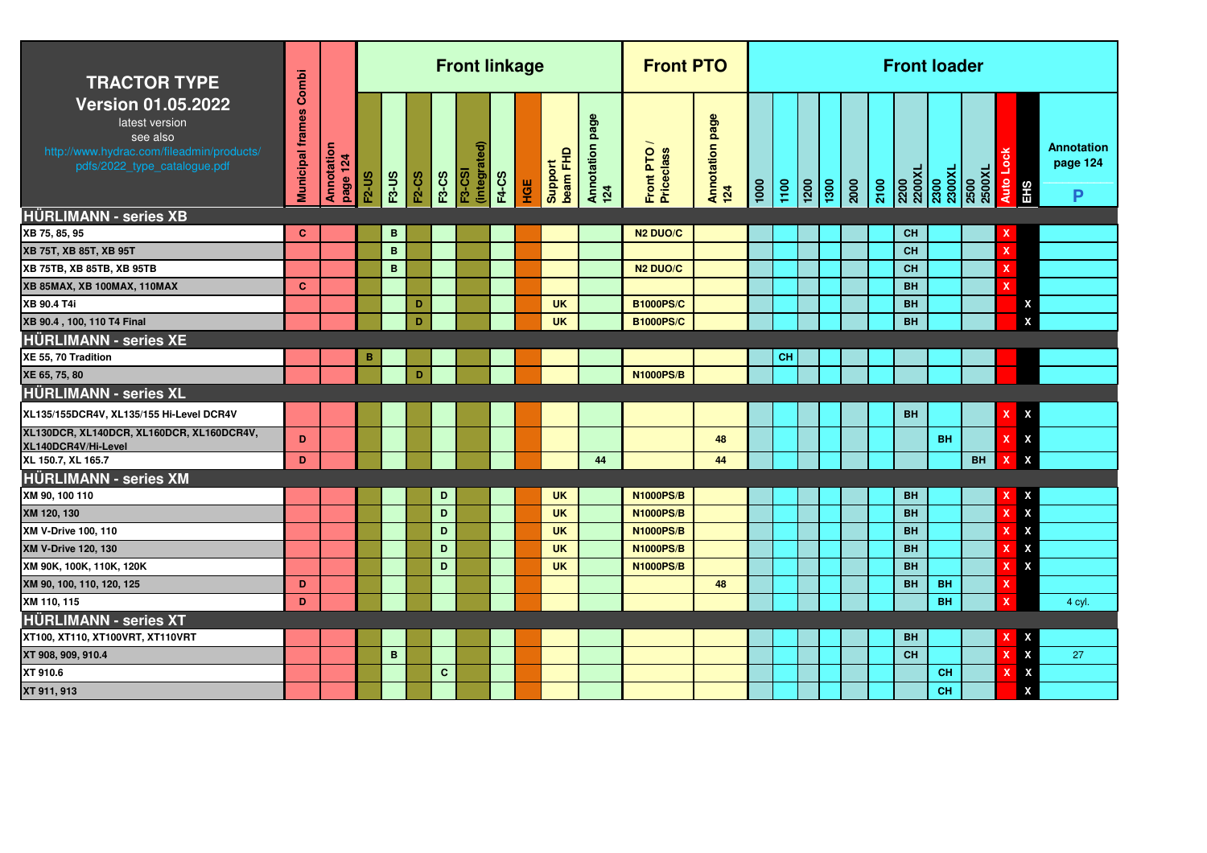| TRACTOR TYPE Version 01.05.2022 latest version see also http://www.hydrac.com/fileadmin/products/pdfs/2022_type_catalogue.pdf | Municipal frames Combi | Annotation page 124 | Front linkage | | | | | | | | | Front PTO | | Front loader | | | | | | | | | | | | |
|---|---|---|---|---|---|---|---|---|---|---|---|---|---|---|---|---|---|---|---|---|---|---|---|---|---|
| | | | F2-US | F3-US | F2-CS | F3-CS | F3-CSI (integrated) | F4-CS | HGE | Support beam FHD | Annotation page 124 | Front PTO / Priceclass | Annotation page 124 | 1000 | 1100 | 1200 | 1300 | 2000 | 2100 | 2200 2200XL | 2300 2300XL | 2500 2500XL | Auto Lock | EHS | Annotation page 124 P |
| **HÜRLIMANN - series XB** | | | | | | | | | | | | | | | | | | | | | | | | | |
| XB 75, 85, 95 | C | | | B | | | | | | | | N2 DUO/C | | | | | | | | CH | | | X | | |
| XB 75T, XB 85T, XB 95T | | | | B | | | | | | | | | | | | | | | | CH | | | X | | |
| XB 75TB, XB 85TB, XB 95TB | | | | B | | | | | | | | N2 DUO/C | | | | | | | | CH | | | X | | |
| XB 85MAX, XB 100MAX, 110MAX | C | | | | | | | | | | | | | | | | | | | BH | | | X | | |
| XB 90.4 T4i | | | | | D | | | | | UK | | B1000PS/C | | | | | | | | BH | | | | X | |
| XB 90.4 , 100, 110 T4 Final | | | | | D | | | | | UK | | B1000PS/C | | | | | | | | BH | | | | X | |
| **HÜRLIMANN - series XE** | | | | | | | | | | | | | | | | | | | | | | | | | |
| XE 55, 70 Tradition | | | B | | | | | | | | | | | | CH | | | | | | | | | | |
| XE 65, 75, 80 | | | | | D | | | | | | | N1000PS/B | | | | | | | | | | | | | |
| **HÜRLIMANN - series XL** | | | | | | | | | | | | | | | | | | | | | | | | | |
| XL135/155DCR4V, XL135/155 Hi-Level DCR4V | | | | | | | | | | | | | | | | | | | | BH | | | X | X | |
| XL130DCR, XL140DCR, XL160DCR, XL160DCR4V, XL140DCR4V/Hi-Level | D | | | | | | | | | | | | 48 | | | | | | | | BH | | X | X | |
| XL 150.7, XL 165.7 | D | | | | | | | | | | 44 | | 44 | | | | | | | | | BH | X | X | |
| **HÜRLIMANN - series XM** | | | | | | | | | | | | | | | | | | | | | | | | | |
| XM 90, 100 110 | | | | | | D | | | | UK | | N1000PS/B | | | | | | | | BH | | | X | X | |
| XM 120, 130 | | | | | | D | | | | UK | | N1000PS/B | | | | | | | | BH | | | X | X | |
| XM V-Drive 100, 110 | | | | | | D | | | | UK | | N1000PS/B | | | | | | | | BH | | | X | X | |
| XM V-Drive 120, 130 | | | | | | D | | | | UK | | N1000PS/B | | | | | | | | BH | | | X | X | |
| XM 90K, 100K, 110K, 120K | | | | | | D | | | | UK | | N1000PS/B | | | | | | | | BH | | | X | X | |
| XM 90, 100, 110, 120, 125 | D | | | | | | | | | | | | 48 | | | | | | | BH | BH | | X | | |
| XM 110, 115 | D | | | | | | | | | | | | | | | | | | | | BH | | X | | 4 cyl. |
| **HÜRLIMANN - series XT** | | | | | | | | | | | | | | | | | | | | | | | | | |
| XT100, XT110, XT100VRT, XT110VRT | | | | | | | | | | | | | | | | | | | | BH | | | X | X | |
| XT 908, 909, 910.4 | | | | B | | | | | | | | | | | | | | | | CH | | | X | X | 27 |
| XT 910.6 | | | | | | C | | | | | | | | | | | | | | | CH | | X | X | |
| XT 911, 913 | | | | | | | | | | | | | | | | | | | | | CH | | | X | |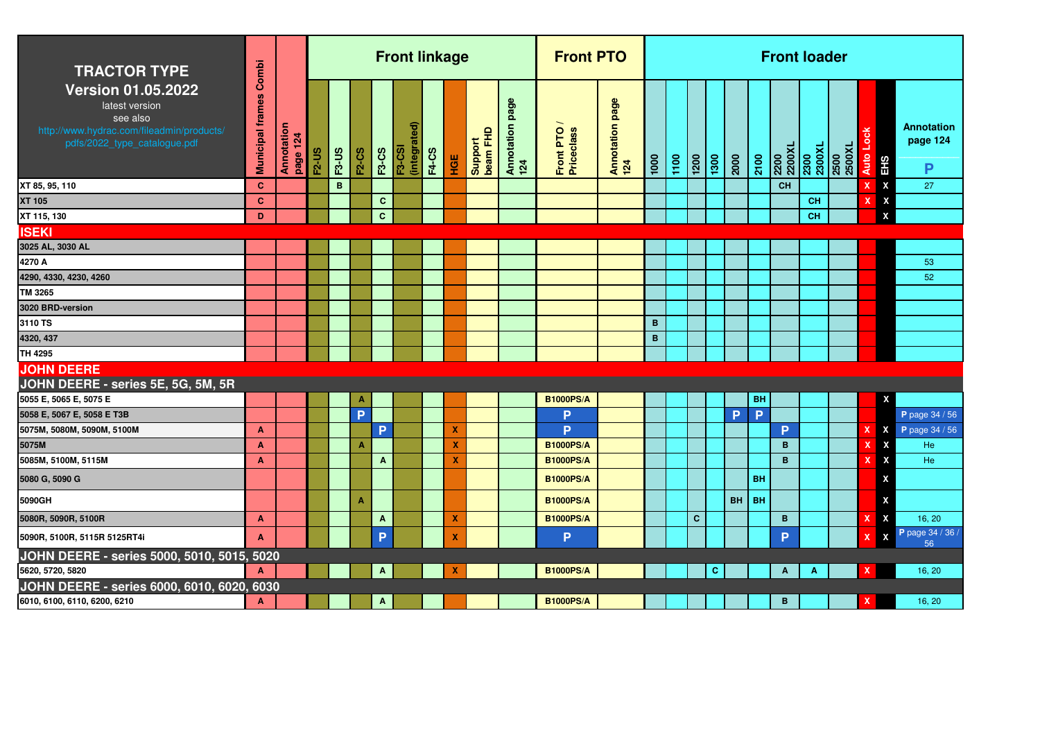| TRACTOR TYPE Version 01.05.2022 latest version see also http://www.hydrac.com/fileadmin/products/pdfs/2022_type_catalogue.pdf | Municipal frames Combi | Annotation page 124 | Front linkage | | | | | | | | | Front PTO | | Front loader | | | | | | | | | | | |
|---|---|---|---|---|---|---|---|---|---|---|---|---|---|---|---|---|---|---|---|---|---|---|---|---|---|
| | | | F2-US | F3-US | F2-CS | F3-CS | F3-CSI (integrated) | F4-CS | HGE | Support beam FHD | Annotation page 124 | Front PTO / Priceclass | Annotation page 124 | 1000 | 1100 | 1200 | 1300 | 2000 | 2100 | 2200 2200XL | 2300 2300XL | 2500 2500XL | Auto Lock | EHS | Annotation page 124 P |
| XT 85, 95, 110 | C | | | B | | | | | | | | | | | | | | | | CH | | | X | X | 27 |
| XT 105 | C | | | | | C | | | | | | | | | | | | | | | CH | | X | X | |
| XT 115, 130 | D | | | | | C | | | | | | | | | | | | | | | CH | | | X | |
| **ISEKI** | | | | | | | | | | | | | | | | | | | | | | | | | |
| 3025 AL, 3030 AL | | | | | | | | | | | | | | | | | | | | | | | | | |
| 4270 A | | | | | | | | | | | | | | | | | | | | | | | | | 53 |
| 4290, 4330, 4230, 4260 | | | | | | | | | | | | | | | | | | | | | | | | | 52 |
| TM 3265 | | | | | | | | | | | | | | | | | | | | | | | | | |
| 3020 BRD-version | | | | | | | | | | | | | | | | | | | | | | | | | |
| 3110 TS | | | | | | | | | | | | | | B | | | | | | | | | | | |
| 4320, 437 | | | | | | | | | | | | | | B | | | | | | | | | | | |
| TH 4295 | | | | | | | | | | | | | | | | | | | | | | | | | |
| **JOHN DEERE** | | | | | | | | | | | | | | | | | | | | | | | | | |
| **JOHN DEERE - series 5E, 5G, 5M, 5R** | | | | | | | | | | | | | | | | | | | | | | | | | |
| 5055 E, 5065 E, 5075 E | | | | | A | | | | | | | B1000PS/A | | | | | | | BH | | | | | X | |
| 5058 E, 5067 E, 5058 E T3B | | | | | P | | | | | | | P | | | | | | P | P | | | | | | P page 34 / 56 |
| 5075M, 5080M, 5090M, 5100M | A | | | | | P | | | X | | | P | | | | | | | | P | | | X | X | P page 34 / 56 |
| 5075M | A | | | | A | | | | X | | | B1000PS/A | | | | | | | | B | | | X | X | He |
| 5085M, 5100M, 5115M | A | | | | | A | | | X | | | B1000PS/A | | | | | | | | B | | | X | X | He |
| 5080 G, 5090 G | | | | | | | | | | | | B1000PS/A | | | | | | | BH | | | | | X | |
| 5090GH | | | | | A | | | | | | | B1000PS/A | | | | | | BH | BH | | | | | X | |
| 5080R, 5090R, 5100R | A | | | | | A | | | X | | | B1000PS/A | | | | C | | | | B | | | X | X | 16, 20 |
| 5090R, 5100R, 5115R 5125RT4i | A | | | | | P | | | X | | | P | | | | | | | | P | | | X | X | P page 34 / 36 / 56 |
| **JOHN DEERE - series 5000, 5010, 5015, 5020** | | | | | | | | | | | | | | | | | | | | | | | | | |
| 5620, 5720, 5820 | A | | | | | A | | | X | | | B1000PS/A | | | | | C | | | A | A | | X | | 16, 20 |
| **JOHN DEERE - series 6000, 6010, 6020, 6030** | | | | | | | | | | | | | | | | | | | | | | | | | |
| 6010, 6100, 6110, 6200, 6210 | A | | | | | A | | | | | | B1000PS/A | | | | | | | | B | | | X | | 16, 20 |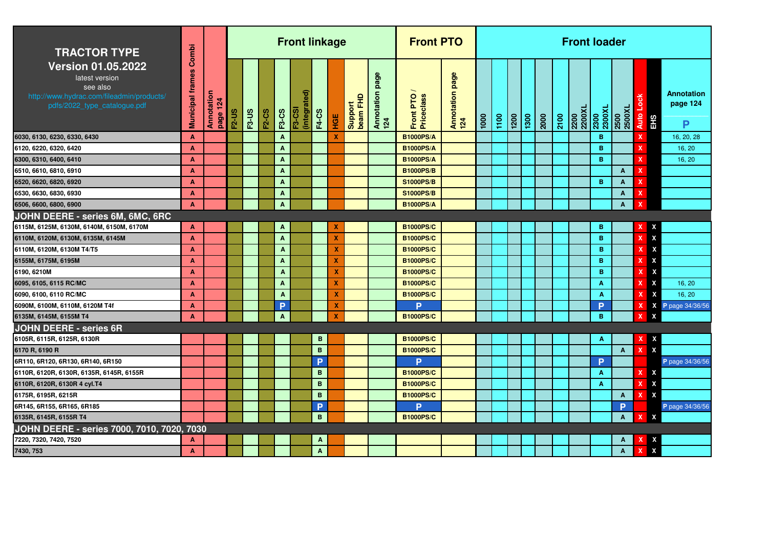| TRACTOR TYPE<br>Version 01.05.2022<br>latest version see also http://www.hydrac.com/fileadmin/products/pdfs/2022_type_catalogue.pdf | Municipal frames Combi | Annotation page 124 | Front linkage | | | | | | | | | | Front PTO | | Front loader | | | | | | | | | | | | |
|---|---|---|---|---|---|---|---|---|---|---|---|---|---|---|---|---|---|---|---|---|---|---|---|---|---|---|---|
| | | | F2-US | F3-US | F2-CS | F3-CS | F3-CSI (integrated) | F4-CS | HGE | Support beam FHD | Annotation page 124 | Front PTO / Priceclass | Annotation page 124 | 1000 | 1100 | 1200 | 1300 | 2000 | 2100 | 2200 2200XL | 2300 2300XL | 2500 2500XL | Auto Lock | EHS | Annotation page 124 P |
| 6030, 6130, 6230, 6330, 6430 | A | | | | | A | | | X | | | B1000PS/A | | | | | | | | | B | | X | | 16, 20, 28 |
| 6120, 6220, 6320, 6420 | A | | | | | A | | | | | | B1000PS/A | | | | | | | | | B | | X | | 16, 20 |
| 6300, 6310, 6400, 6410 | A | | | | | A | | | | | | B1000PS/A | | | | | | | | | B | | X | | 16, 20 |
| 6510, 6610, 6810, 6910 | A | | | | | A | | | | | | B1000PS/B | | | | | | | | | | A | X | | |
| 6520, 6620, 6820, 6920 | A | | | | | A | | | | | | S1000PS/B | | | | | | | | | B | A | X | | |
| 6530, 6630, 6830, 6930 | A | | | | | A | | | | | | S1000PS/B | | | | | | | | | | A | X | | |
| 6506, 6600, 6800, 6900 | A | | | | | A | | | | | | B1000PS/A | | | | | | | | | | A | X | | |
| **JOHN DEERE - series 6M, 6MC, 6RC** | | | | | | | | | | | | | | | | | | | | | | | | | |
| 6115M, 6125M, 6130M, 6140M, 6150M, 6170M | A | | | | | A | | | X | | | B1000PS/C | | | | | | | | | B | | X | X | |
| 6110M, 6120M, 6130M, 6135M, 6145M | A | | | | | A | | | X | | | B1000PS/C | | | | | | | | | B | | X | X | |
| 6110M, 6120M, 6130M T4/T5 | A | | | | | A | | | X | | | B1000PS/C | | | | | | | | | B | | X | X | |
| 6155M, 6175M, 6195M | A | | | | | A | | | X | | | B1000PS/C | | | | | | | | | B | | X | X | |
| 6190, 6210M | A | | | | | A | | | X | | | B1000PS/C | | | | | | | | | B | | X | X | |
| 6095, 6105, 6115 RC/MC | A | | | | | A | | | X | | | B1000PS/C | | | | | | | | | A | | X | X | 16, 20 |
| 6090, 6100, 6110 RC/MC | A | | | | | A | | | X | | | B1000PS/C | | | | | | | | | A | | X | X | 16, 20 |
| 6090M, 6100M, 6110M, 6120M T4f | A | | | | | P | | | X | | | P | | | | | | | | | P | | X | X | P page 34/36/56 |
| 6135M, 6145M, 6155M T4 | A | | | | | A | | | X | | | B1000PS/C | | | | | | | | | B | | X | X | |
| **JOHN DEERE - series 6R** | | | | | | | | | | | | | | | | | | | | | | | | | |
| 6105R, 6115R, 6125R, 6130R | | | | | | | | B | | | | B1000PS/C | | | | | | | | | A | | X | X | |
| 6170 R, 6190 R | | | | | | | | B | | | | B1000PS/C | | | | | | | | | | A | X | X | |
| 6R110, 6R120, 6R130, 6R140, 6R150 | | | | | | | | P | | | | P | | | | | | | | | P | | | | P page 34/36/56 |
| 6110R, 6120R, 6130R, 6135R, 6145R, 6155R | | | | | | | | B | | | | B1000PS/C | | | | | | | | | A | | X | X | |
| 6110R, 6120R, 6130R 4 cyl.T4 | | | | | | | | B | | | | B1000PS/C | | | | | | | | | A | | X | X | |
| 6175R, 6195R, 6215R | | | | | | | | B | | | | B1000PS/C | | | | | | | | | | A | X | X | |
| 6R145, 6R155, 6R165, 6R185 | | | | | | | | P | | | | P | | | | | | | | | | P | | | P page 34/36/56 |
| 6135R, 6145R, 6155R T4 | | | | | | | | B | | | | B1000PS/C | | | | | | | | | | A | X | X | |
| **JOHN DEERE - series 7000, 7010, 7020, 7030** | | | | | | | | | | | | | | | | | | | | | | | | | |
| 7220, 7320, 7420, 7520 | A | | | | | | | A | | | | | | | | | | | | | | A | X | X | |
| 7430, 753 | A | | | | | | | A | | | | | | | | | | | | | | A | X | X | |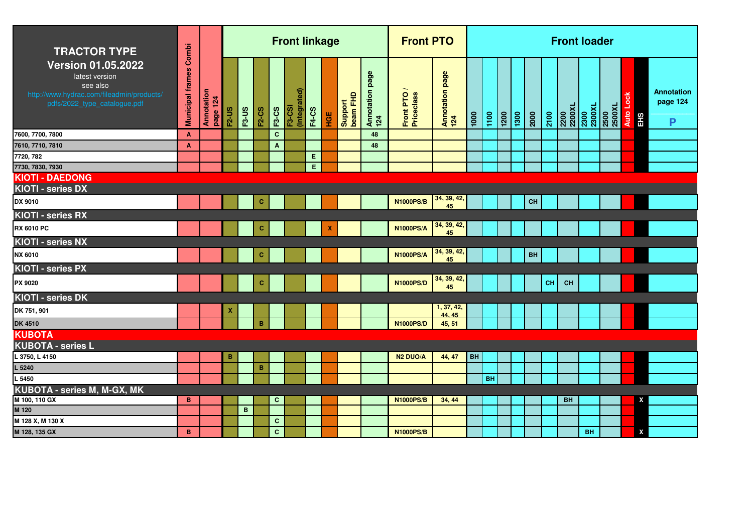| TRACTOR TYPE Version 01.05.2022 latest version see also http://www.hydrac.com/fileadmin/products/pdfs/2022_type_catalogue.pdf | Municipal frames Combi | Annotation page 124 | Front linkage | | | | | | | | | Front PTO | | Front loader | | | | | | | | | | | | |
|---|---|---|---|---|---|---|---|---|---|---|---|---|---|---|---|---|---|---|---|---|---|---|---|---|---|
| | | | F2-US | F3-US | F2-CS | F3-CS | F3-CSI (integrated) | F4-CS | HGE | Support beam FHD | Annotation page 124 | Front PTO / Priceclass | Annotation page 124 | 1000 | 1100 | 1200 | 1300 | 2000 | 2100 | 2200 2200XL | 2300 2300XL | 2500 2500XL | Auto Lock | EHS | Annotation page 124 P |
| 7600, 7700, 7800 | A | | | | | C | | | | | 48 | | | | | | | | | | | | | | |
| 7610, 7710, 7810 | A | | | | | A | | | | | 48 | | | | | | | | | | | | | | |
| 7720, 782 | | | | | | | | E | | | | | | | | | | | | | | | | | |
| 7730, 7830, 7930 | | | | | | | | E | | | | | | | | | | | | | | | | | |
| **KIOTI - DAEDONG** | | | | | | | | | | | | | | | | | | | | | | | | | |
| **KIOTI - series DX** | | | | | | | | | | | | | | | | | | | | | | | | | |
| DX 9010 | | | | | C | | | | | | | N1000PS/B | 34, 39, 42, 45 | | | | | CH | | | | | | | |
| **KIOTI - series RX** | | | | | | | | | | | | | | | | | | | | | | | | | |
| RX 6010 PC | | | | | C | | | | X | | | N1000PS/A | 34, 39, 42, 45 | | | | | | | | | | | | |
| **KIOTI - series NX** | | | | | | | | | | | | | | | | | | | | | | | | | |
| NX 6010 | | | | | C | | | | | | | N1000PS/A | 34, 39, 42, 45 | | | | | BH | | | | | | | |
| **KIOTI - series PX** | | | | | | | | | | | | | | | | | | | | | | | | | |
| PX 9020 | | | | | C | | | | | | | N1000PS/D | 34, 39, 42, 45 | | | | | | CH | CH | | | | | |
| **KIOTI - series DK** | | | | | | | | | | | | | | | | | | | | | | | | | |
| DK 751, 901 | | | X | | | | | | | | | | 1, 37, 42, 44, 45 | | | | | | | | | | | | |
| DK 4510 | | | | | B | | | | | | | N1000PS/D | 45, 51 | | | | | | | | | | | | |
| **KUBOTA** | | | | | | | | | | | | | | | | | | | | | | | | | |
| **KUBOTA - series L** | | | | | | | | | | | | | | | | | | | | | | | | | |
| L 3750, L 4150 | | | B | | | | | | | | | N2 DUO/A | 44, 47 | BH | | | | | | | | | | | |
| L 5240 | | | | | B | | | | | | | | | | | | | | | | | | | | |
| L 5450 | | | | | | | | | | | | | | | BH | | | | | | | | | | |
| **KUBOTA - series M, M-GX, MK** | | | | | | | | | | | | | | | | | | | | | | | | | |
| M 100, 110 GX | B | | | | | C | | | | | | N1000PS/B | 34, 44 | | | | | | | BH | | | | X | |
| M 120 | | | | B | | | | | | | | | | | | | | | | | | | | | |
| M 128 X, M 130 X | | | | | | C | | | | | | | | | | | | | | | | | | | |
| M 128, 135 GX | B | | | | | C | | | | | | N1000PS/B | | | | | | | | | BH | | | X | |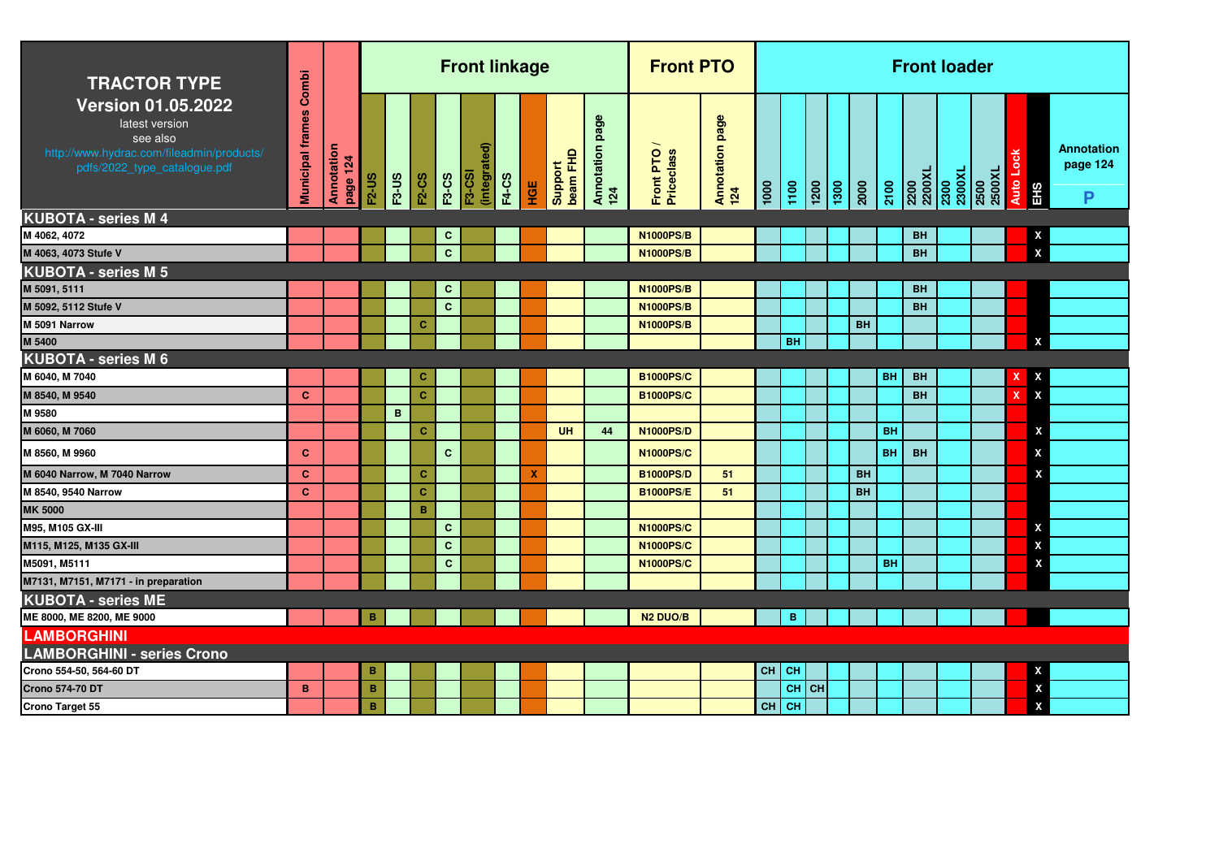| TRACTOR TYPE Version 01.05.2022 latest version see also http://www.hydrac.com/fileadmin/products/pdfs/2022_type_catalogue.pdf | Municipal frames Combi | Annotation page 124 | Front linkage | | | | | | | | | Front PTO | | Front loader | | | | | | | | | | | |
|---|---|---|---|---|---|---|---|---|---|---|---|---|---|---|---|---|---|---|---|---|---|---|---|---|---|
| | | | F2-US | F3-US | F2-CS | F3-CS | F3-CSI (integrated) | F4-CS | HGE | Support beam FHD | Annotation page 124 | Front PTO / Priceclass | Annotation page 124 | 1000 | 1100 | 1200 | 1300 | 2000 | 2100 | 2200 2200XL | 2300 2300XL | 2500 2500XL | Auto Lock | EHS | Annotation page 124 P |
| **KUBOTA - series M 4** | | | | | | | | | | | | | | | | | | | | | | | | | |
| M 4062, 4072 | | | | | | C | | | | | | N1000PS/B | | | | | | | | BH | | | | X | |
| M 4063, 4073 Stufe V | | | | | | C | | | | | | N1000PS/B | | | | | | | | BH | | | | X | |
| **KUBOTA - series M 5** | | | | | | | | | | | | | | | | | | | | | | | | | |
| M 5091, 5111 | | | | | | C | | | | | | N1000PS/B | | | | | | | | BH | | | | | |
| M 5092, 5112 Stufe V | | | | | | C | | | | | | N1000PS/B | | | | | | | | BH | | | | | |
| M 5091 Narrow | | | | | C | | | | | | | N1000PS/B | | | | | | BH | | | | | | | |
| M 5400 | | | | | | | | | | | | | | | BH | | | | | | | | | X | |
| **KUBOTA - series M 6** | | | | | | | | | | | | | | | | | | | | | | | | | |
| M 6040, M 7040 | | | | | C | | | | | | | B1000PS/C | | | | | | | BH | BH | | | X | X | |
| M 8540, M 9540 | C | | | | C | | | | | | | B1000PS/C | | | | | | | | BH | | | X | X | |
| M 9580 | | | | B | | | | | | | | | | | | | | | | | | | | | |
| M 6060, M 7060 | | | | | C | | | | | UH | 44 | N1000PS/D | | | | | | | BH | | | | | X | |
| M 8560, M 9960 | C | | | | | C | | | | | | N1000PS/C | | | | | | | BH | BH | | | | X | |
| M 6040 Narrow, M 7040 Narrow | C | | | | C | | | | X | | | B1000PS/D | 51 | | | | | BH | | | | | | X | |
| M 8540, 9540 Narrow | C | | | | C | | | | | | | B1000PS/E | 51 | | | | | BH | | | | | | | |
| MK 5000 | | | | | B | | | | | | | | | | | | | | | | | | | | |
| M95, M105 GX-III | | | | | | C | | | | | | N1000PS/C | | | | | | | | | | | | X | |
| M115, M125, M135 GX-III | | | | | | C | | | | | | N1000PS/C | | | | | | | | | | | | X | |
| M5091, M5111 | | | | | | C | | | | | | N1000PS/C | | | | | | | BH | | | | | X | |
| M7131, M7151, M7171 - in preparation | | | | | | | | | | | | | | | | | | | | | | | | | |
| **KUBOTA - series ME** | | | | | | | | | | | | | | | | | | | | | | | | | |
| ME 8000, ME 8200, ME 9000 | | | B | | | | | | | | | N2 DUO/B | | | B | | | | | | | | | | |
| **LAMBORGHINI** | | | | | | | | | | | | | | | | | | | | | | | | | |
| **LAMBORGHINI - series Crono** | | | | | | | | | | | | | | | | | | | | | | | | | |
| Crono 554-50, 564-60 DT | | | B | | | | | | | | | | | CH | CH | | | | | | | | | X | |
| Crono 574-70 DT | B | | B | | | | | | | | | | | | CH | CH | | | | | | | | X | |
| Crono Target 55 | | | B | | | | | | | | | | | CH | CH | | | | | | | | | X | |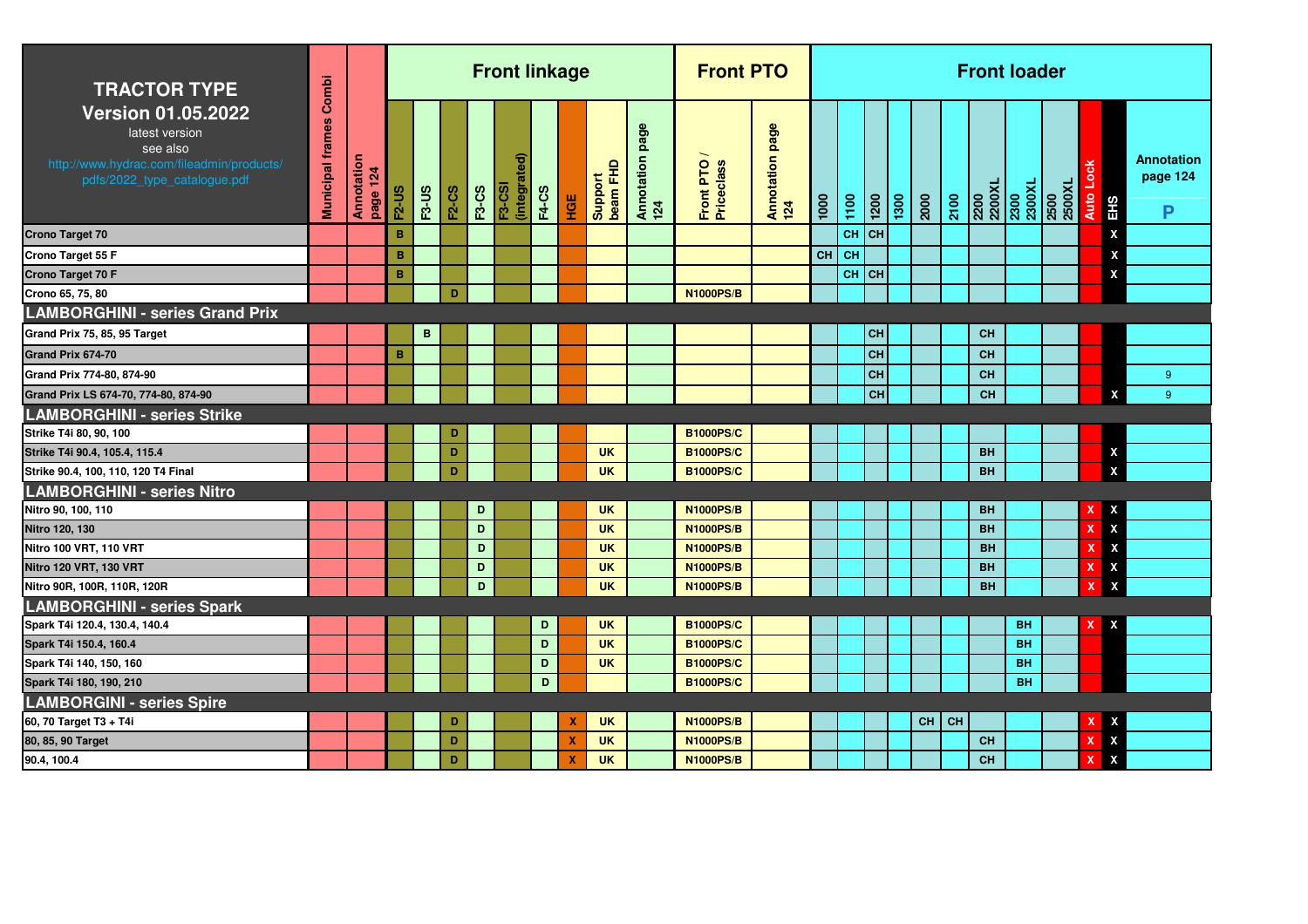| TRACTOR TYPE Version 01.05.2022 latest version see also http://www.hydrac.com/fileadmin/products/pdfs/2022_type_catalogue.pdf | Municipal frames Combi | Annotation page 124 | Front linkage | | | | | | | | | Front PTO | | Front loader | | | | | | | | | | | |
|---|---|---|---|---|---|---|---|---|---|---|---|---|---|---|---|---|---|---|---|---|---|---|---|---|---|
| | | | F2-US | F3-US | F2-CS | F3-CS | F3-CSI (integrated) | F4-CS | HGE | Support beam FHD | Annotation page 124 | Front PTO / Priceclass | Annotation page 124 | 1000 | 1100 | 1200 | 1300 | 2000 | 2100 | 2200 2200XL | 2300 2300XL | 2500 2500XL | Auto Lock | EHS | Annotation page 124 P |
| Crono Target 70 | | | B | | | | | | | | | | | | CH | CH | | | | | | | | X | |
| Crono Target 55 F | | | B | | | | | | | | | | | CH | CH | | | | | | | | | X | |
| Crono Target 70 F | | | B | | | | | | | | | | | | CH | CH | | | | | | | | X | |
| Crono 65, 75, 80 | | | | | D | | | | | | | N1000PS/B | | | | | | | | | | | | | |
| **LAMBORGHINI - series Grand Prix** | | | | | | | | | | | | | | | | | | | | | | | | | |
| Grand Prix 75, 85, 95 Target | | | | B | | | | | | | | | | | | CH | | | | CH | | | | | |
| Grand Prix 674-70 | | | B | | | | | | | | | | | | | CH | | | | CH | | | | | |
| Grand Prix 774-80, 874-90 | | | | | | | | | | | | | | | | CH | | | | CH | | | | | 9 |
| Grand Prix LS 674-70, 774-80, 874-90 | | | | | | | | | | | | | | | | CH | | | | CH | | | | X | 9 |
| **LAMBORGHINI - series Strike** | | | | | | | | | | | | | | | | | | | | | | | | | |
| Strike T4i 80, 90, 100 | | | | | D | | | | | | | B1000PS/C | | | | | | | | | | | | | |
| Strike T4i 90.4, 105.4, 115.4 | | | | | D | | | | | UK | | B1000PS/C | | | | | | | | BH | | | | X | |
| Strike 90.4, 100, 110, 120 T4 Final | | | | | D | | | | | UK | | B1000PS/C | | | | | | | | BH | | | | X | |
| **LAMBORGHINI - series Nitro** | | | | | | | | | | | | | | | | | | | | | | | | | |
| Nitro 90, 100, 110 | | | | | | D | | | | UK | | N1000PS/B | | | | | | | | BH | | | X | X | |
| Nitro 120, 130 | | | | | | D | | | | UK | | N1000PS/B | | | | | | | | BH | | | X | X | |
| Nitro 100 VRT, 110 VRT | | | | | | D | | | | UK | | N1000PS/B | | | | | | | | BH | | | X | X | |
| Nitro 120 VRT, 130 VRT | | | | | | D | | | | UK | | N1000PS/B | | | | | | | | BH | | | X | X | |
| Nitro 90R, 100R, 110R, 120R | | | | | | D | | | | UK | | N1000PS/B | | | | | | | | BH | | | X | X | |
| **LAMBORGHINI - series Spark** | | | | | | | | | | | | | | | | | | | | | | | | | |
| Spark T4i 120.4, 130.4, 140.4 | | | | | | | | D | | UK | | B1000PS/C | | | | | | | | | BH | | X | X | |
| Spark T4i 150.4, 160.4 | | | | | | | | D | | UK | | B1000PS/C | | | | | | | | | BH | | | | |
| Spark T4i 140, 150, 160 | | | | | | | | D | | UK | | B1000PS/C | | | | | | | | | BH | | | | |
| Spark T4i 180, 190, 210 | | | | | | | | D | | | | B1000PS/C | | | | | | | | | BH | | | | |
| **LAMBORGINI - series Spire** | | | | | | | | | | | | | | | | | | | | | | | | | |
| 60, 70 Target T3 + T4i | | | | | D | | | | X | UK | | N1000PS/B | | | | | | CH | CH | | | | X | X | |
| 80, 85, 90 Target | | | | | D | | | | X | UK | | N1000PS/B | | | | | | | | CH | | | X | X | |
| 90.4, 100.4 | | | | | D | | | | X | UK | | N1000PS/B | | | | | | | | CH | | | X | X | |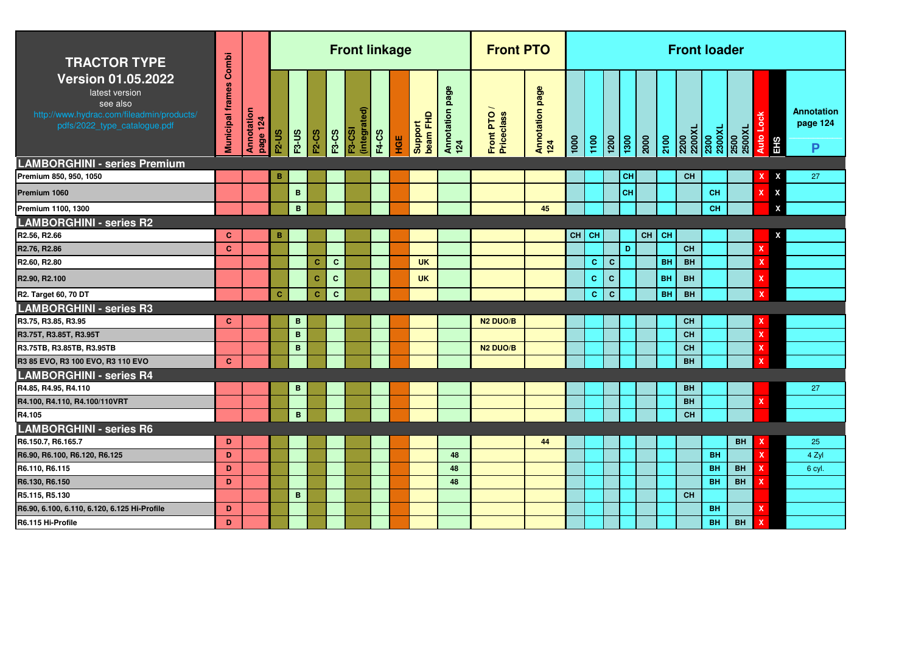| TRACTOR TYPE Version 01.05.2022 latest version see also http://www.hydrac.com/fileadmin/products/pdfs/2022_type_catalogue.pdf | Municipal frames Combi | Annotation page 124 | Front linkage | | | | | | | | | Front PTO | | Front loader | | | | | | | | | | | | |
|---|---|---|---|---|---|---|---|---|---|---|---|---|---|---|---|---|---|---|---|---|---|---|---|---|---|---|
| | | | F2-US | F3-US | F2-CS | F3-CS | F3-CSI (integrated) | F4-CS | HGE | Support beam FHD | Annotation page 124 | Front PTO / Priceclass | Annotation page 124 | 1000 | 1100 | 1200 | 1300 | 2000 | 2100 | 2200 2200XL | 2300 2300XL | 2500 2500XL | Auto Lock | EHS | Annotation page 124 P |
| **LAMBORGHINI - series Premium** | | | | | | | | | | | | | | | | | | | | | | | | | |
| Premium 850, 950, 1050 | | | B | | | | | | | | | | | | | | CH | | | CH | | | X | X | 27 |
| Premium 1060 | | | | B | | | | | | | | | | | | | CH | | | | CH | | X | X | |
| Premium 1100, 1300 | | | | B | | | | | | | | | 45 | | | | | | | | CH | | | X | |
| **LAMBORGHINI - series R2** | | | | | | | | | | | | | | | | | | | | | | | | | |
| R2.56, R2.66 | C | | B | | | | | | | | | | | CH | CH | | | CH | CH | | | | | X | |
| R2.76, R2.86 | C | | | | | | | | | | | | | | | | D | | | CH | | | X | | |
| R2.60, R2.80 | | | | | C | C | | | | UK | | | | | C | C | | | BH | BH | | | X | | |
| R2.90, R2.100 | | | | | C | C | | | | UK | | | | | C | C | | | BH | BH | | | X | | |
| R2. Target 60, 70 DT | | | C | | C | C | | | | | | | | | C | C | | | BH | BH | | | X | | |
| **LAMBORGHINI - series R3** | | | | | | | | | | | | | | | | | | | | | | | | | |
| R3.75, R3.85, R3.95 | C | | | B | | | | | | | | N2 DUO/B | | | | | | | | CH | | | X | | |
| R3.75T, R3.85T, R3.95T | | | | B | | | | | | | | | | | | | | | | CH | | | X | | |
| R3.75TB, R3.85TB, R3.95TB | | | | B | | | | | | | | N2 DUO/B | | | | | | | | CH | | | X | | |
| R3 85 EVO, R3 100 EVO, R3 110 EVO | C | | | | | | | | | | | | | | | | | | | BH | | | X | | |
| **LAMBORGHINI - series R4** | | | | | | | | | | | | | | | | | | | | | | | | | |
| R4.85, R4.95, R4.110 | | | | B | | | | | | | | | | | | | | | | BH | | | | | 27 |
| R4.100, R4.110, R4.100/110VRT | | | | | | | | | | | | | | | | | | | | BH | | | X | | |
| R4.105 | | | | B | | | | | | | | | | | | | | | | CH | | | | | |
| **LAMBORGHINI - series R6** | | | | | | | | | | | | | | | | | | | | | | | | | |
| R6.150.7, R6.165.7 | D | | | | | | | | | | | | 44 | | | | | | | | | BH | X | | 25 |
| R6.90, R6.100, R6.120, R6.125 | D | | | | | | | | | | 48 | | | | | | | | | | BH | | X | | 4 Zyl |
| R6.110, R6.115 | D | | | | | | | | | | 48 | | | | | | | | | | BH | BH | X | | 6 cyl. |
| R6.130, R6.150 | D | | | | | | | | | | 48 | | | | | | | | | | BH | BH | X | | |
| R5.115, R5.130 | | | | B | | | | | | | | | | | | | | | | CH | | | | | |
| R6.90, 6.100, 6.110, 6.120, 6.125 Hi-Profile | D | | | | | | | | | | | | | | | | | | | | BH | | X | | |
| R6.115 Hi-Profile | D | | | | | | | | | | | | | | | | | | | | BH | BH | X | | |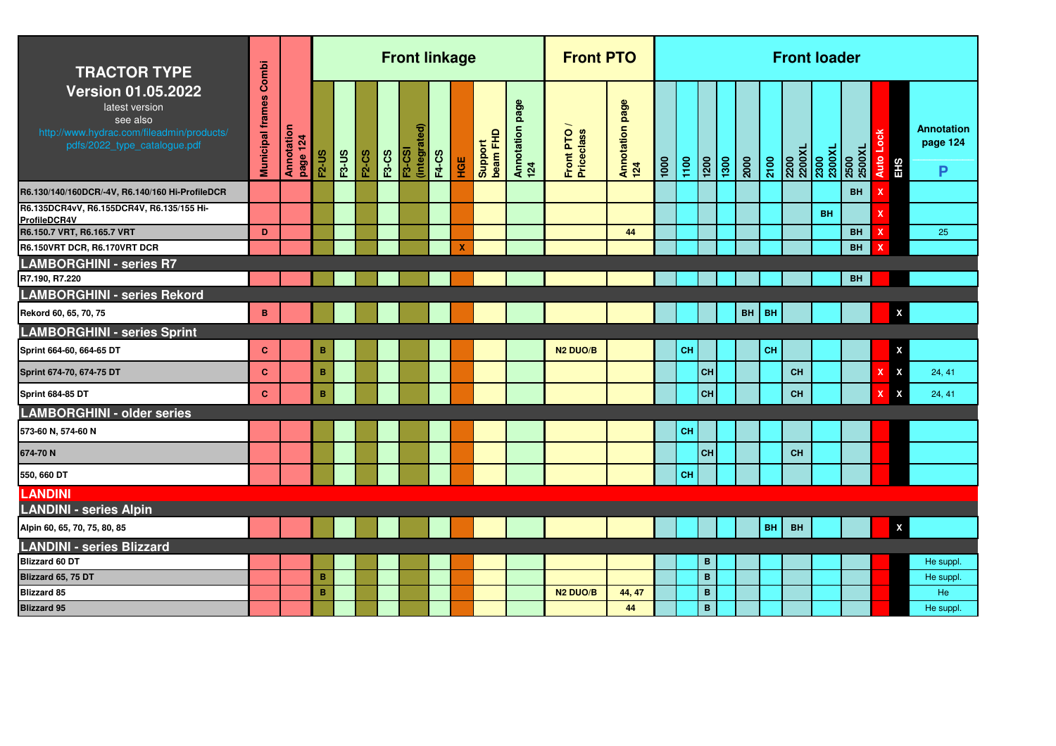| TRACTOR TYPE Version 01.05.2022 latest version see also http://www.hydrac.com/fileadmin/products/pdfs/2022_type_catalogue.pdf | Municipal frames Combi | Annotation page 124 | Front linkage | | | | | | | | | Front PTO | | Front loader | | | | | | | | | | | | |
|---|---|---|---|---|---|---|---|---|---|---|---|---|---|---|---|---|---|---|---|---|---|---|---|---|---|
| | | | F2-US | F3-US | F2-CS | F3-CS | F3-CSI (integrated) | F4-CS | HGE | Support beam FHD | Annotation page 124 | Front PTO / Priceclass | Annotation page 124 | 1000 | 1100 | 1200 | 1300 | 2000 | 2100 | 2200 2200XL | 2300 2300XL | 2500 2500XL | Auto Lock | EHS | Annotation page 124 P |
| R6.130/140/160DCR/-4V, R6.140/160 Hi-ProfileDCR | | | | | | | | | | | | | | | | | | | | | | BH | X | | |
| R6.135DCR4vV, R6.155DCR4V, R6.135/155 Hi-ProfileDCR4V | | | | | | | | | | | | | | | | | | | | | BH | | X | | |
| R6.150.7 VRT, R6.165.7 VRT | D | | | | | | | | | | | | 44 | | | | | | | | | BH | X | | 25 |
| R6.150VRT DCR, R6.170VRT DCR | | | | | | | | | X | | | | | | | | | | | | | BH | X | | |
| **LAMBORGHINI - series R7** | | | | | | | | | | | | | | | | | | | | | | | | | |
| R7.190, R7.220 | | | | | | | | | | | | | | | | | | | | | | BH | | | |
| **LAMBORGHINI - series Rekord** | | | | | | | | | | | | | | | | | | | | | | | | | |
| Rekord 60, 65, 70, 75 | B | | | | | | | | | | | | | | | | | BH | BH | | | | | X | |
| **LAMBORGHINI - series Sprint** | | | | | | | | | | | | | | | | | | | | | | | | | |
| Sprint 664-60, 664-65 DT | C | | B | | | | | | | | | N2 DUO/B | | | CH | | | | CH | | | | | X | |
| Sprint 674-70, 674-75 DT | C | | B | | | | | | | | | | | | | CH | | | | CH | | | X | X | 24, 41 |
| Sprint 684-85 DT | C | | B | | | | | | | | | | | | | CH | | | | CH | | | X | X | 24, 41 |
| **LAMBORGHINI - older series** | | | | | | | | | | | | | | | | | | | | | | | | | |
| 573-60 N, 574-60 N | | | | | | | | | | | | | | | CH | | | | | | | | | | |
| 674-70 N | | | | | | | | | | | | | | | | CH | | | | CH | | | | | |
| 550, 660 DT | | | | | | | | | | | | | | | CH | | | | | | | | | | |
| **LANDINI** | | | | | | | | | | | | | | | | | | | | | | | | | |
| **LANDINI - series Alpin** | | | | | | | | | | | | | | | | | | | | | | | | | |
| Alpin 60, 65, 70, 75, 80, 85 | | | | | | | | | | | | | | | | | | | BH | BH | | | | X | |
| **LANDINI - series Blizzard** | | | | | | | | | | | | | | | | | | | | | | | | | |
| Blizzard 60 DT | | | | | | | | | | | | | | | | B | | | | | | | | | He suppl. |
| Blizzard 65, 75 DT | | | B | | | | | | | | | | | | | B | | | | | | | | | He suppl. |
| Blizzard 85 | | | B | | | | | | | | | N2 DUO/B | 44, 47 | | | B | | | | | | | | | He |
| Blizzard 95 | | | | | | | | | | | | | 44 | | | B | | | | | | | | | He suppl. |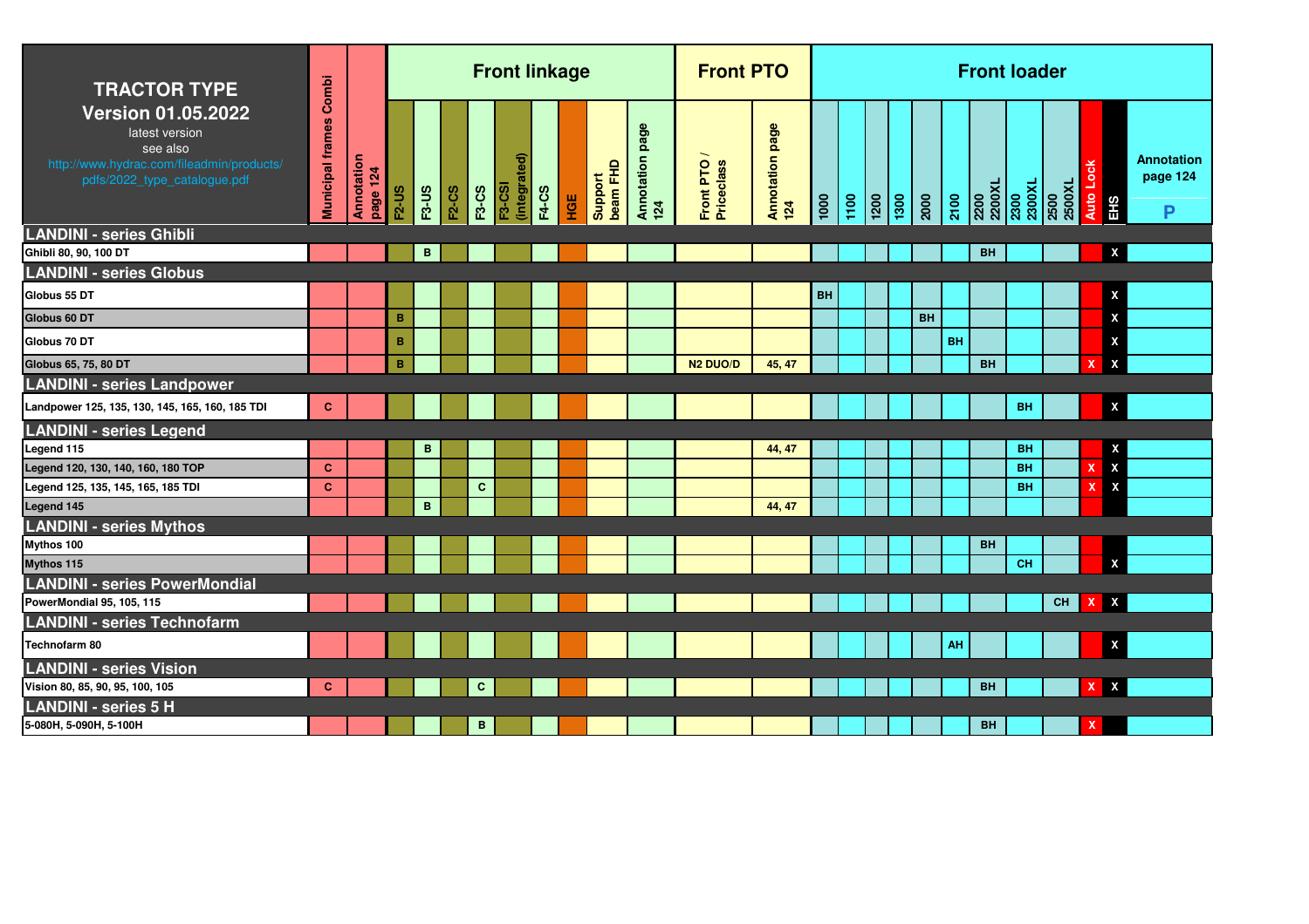| TRACTOR TYPE<br>Version 01.05.2022<br>latest version<br>see also<br>http://www.hydrac.com/fileadmin/products/pdfs/2022_type_catalogue.pdf | | | Front linkage | | | | | | | | | Front PTO | | Front loader | | | | | | | | | | | |
|---|---|---|---|---|---|---|---|---|---|---|---|---|---|---|---|---|---|---|---|---|---|---|---|---|---|
| | Municipal frames Combi | Annotation page 124 | F2-US | F3-US | F2-CS | F3-CS | F3-CSI (integrated) | F4-CS | HGE | Support beam FHD | Annotation page 124 | Front PTO / Priceclass | Annotation page 124 | 1000 | 1100 | 1200 | 1300 | 2000 | 2100 | 2200 2200XL | 2300 2300XL | 2500 2500XL | Auto Lock | EHS | Annotation page 124 P |
| **LANDINI - series Ghibli** | | | | | | | | | | | | | | | | | | | | | | | | | |
| Ghibli 80, 90, 100 DT | | | | B | | | | | | | | | | | | | | | | BH | | | | X | |
| **LANDINI - series Globus** | | | | | | | | | | | | | | | | | | | | | | | | | |
| Globus 55 DT | | | | | | | | | | | | | | BH | | | | | | | | | | X | |
| Globus 60 DT | | | B | | | | | | | | | | | | | | | BH | | | | | | X | |
| Globus 70 DT | | | B | | | | | | | | | | | | | | | | BH | | | | | X | |
| Globus 65, 75, 80 DT | | | B | | | | | | | | | N2 DUO/D | 45, 47 | | | | | | | BH | | | X | X | |
| **LANDINI - series Landpower** | | | | | | | | | | | | | | | | | | | | | | | | | |
| Landpower 125, 135, 130, 145, 165, 160, 185 TDI | C | | | | | | | | | | | | | | | | | | | | BH | | | X | |
| **LANDINI - series Legend** | | | | | | | | | | | | | | | | | | | | | | | | | |
| Legend 115 | | | | B | | | | | | | | | 44, 47 | | | | | | | | BH | | | X | |
| Legend 120, 130, 140, 160, 180 TOP | C | | | | | | | | | | | | | | | | | | | | BH | | X | X | |
| Legend 125, 135, 145, 165, 185 TDI | C | | | | | C | | | | | | | | | | | | | | | BH | | X | X | |
| Legend 145 | | | | B | | | | | | | | | 44, 47 | | | | | | | | | | | | |
| **LANDINI - series Mythos** | | | | | | | | | | | | | | | | | | | | | | | | | |
| Mythos 100 | | | | | | | | | | | | | | | | | | | | BH | | | | | |
| Mythos 115 | | | | | | | | | | | | | | | | | | | | | CH | | | X | |
| **LANDINI - series PowerMondial** | | | | | | | | | | | | | | | | | | | | | | | | | |
| PowerMondial 95, 105, 115 | | | | | | | | | | | | | | | | | | | | | | CH | X | X | |
| **LANDINI - series Technofarm** | | | | | | | | | | | | | | | | | | | | | | | | | |
| Technofarm 80 | | | | | | | | | | | | | | | | | | | AH | | | | | X | |
| **LANDINI - series Vision** | | | | | | | | | | | | | | | | | | | | | | | | | |
| Vision 80, 85, 90, 95, 100, 105 | C | | | | | C | | | | | | | | | | | | | | BH | | | X | X | |
| **LANDINI - series 5 H** | | | | | | | | | | | | | | | | | | | | | | | | | |
| 5-080H, 5-090H, 5-100H | | | | | | B | | | | | | | | | | | | | | BH | | | X | | |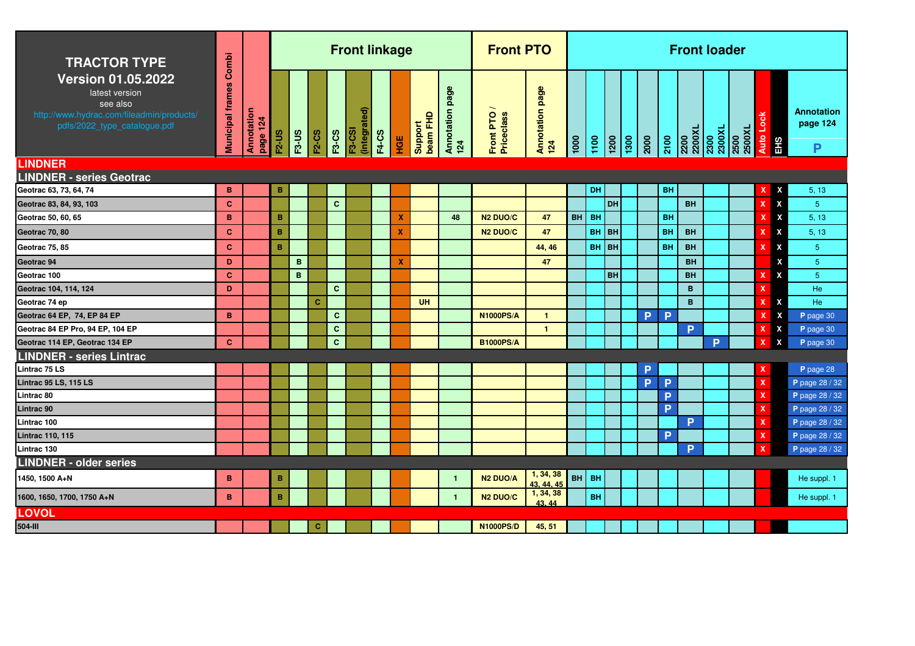| TRACTOR TYPE<br>**Version 01.05.2022**<br>latest version<br>see also<br>http://www.hydrac.com/fileadmin/products/pdfs/2022_type_catalogue.pdf | Municipal frames Combi | Annotation page 124 | **Front linkage** | | | | | | | | | **Front PTO** | | **Front loader** | | | | | | | | | | | |
|---|---|---|---|---|---|---|---|---|---|---|---|---|---|---|---|---|---|---|---|---|---|---|---|---|---|
| | | | F2-US | F3-US | F2-CS | F3-CS | F3-CSI (integrated) | F4-CS | HGE | Support beam FHD | Annotation page 124 | Front PTO / Priceclass | Annotation page 124 | 1000 | 1100 | 1200 | 1300 | 2000 | 2100 | 2200 2200XL | 2300 2300XL | 2500 2500XL | Auto Lock | EHS | Annotation page 124 P |
| **LINDNER** | | | | | | | | | | | | | | | | | | | | | | | | | |
| **LINDNER - series Geotrac** | | | | | | | | | | | | | | | | | | | | | | | | | |
| Geotrac 63, 73, 64, 74 | B | | B | | | | | | | | | | | | DH | | | | BH | | | | X | X | 5, 13 |
| Geotrac 83, 84, 93, 103 | C | | | | | C | | | | | | | | | | DH | | | | BH | | | X | X | 5 |
| Geotrac 50, 60, 65 | B | | B | | | | | | X | | 48 | N2 DUO/C | 47 | BH | BH | | | | BH | | | | X | X | 5, 13 |
| Geotrac 70, 80 | C | | B | | | | | | X | | | N2 DUO/C | 47 | | BH | BH | | | BH | BH | | | X | X | 5, 13 |
| Geotrac 75, 85 | C | | B | | | | | | | | | | 44, 46 | | BH | BH | | | BH | BH | | | X | X | 5 |
| Geotrac 94 | D | | | B | | | | | X | | | | 47 | | | | | | | BH | | | | X | 5 |
| Geotrac 100 | C | | | B | | | | | | | | | | | | BH | | | | BH | | | X | X | 5 |
| Geotrac 104, 114, 124 | D | | | | | C | | | | | | | | | | | | | | B | | | X | | He |
| Geotrac 74 ep | | | | | C | | | | | UH | | | | | | | | | | B | | | X | X | He |
| Geotrac 64 EP, 74, EP 84 EP | B | | | | | C | | | | | | N1000PS/A | 1 | | | | | P | P | | | | X | X | P page 30 |
| Geotrac 84 EP Pro, 94 EP, 104 EP | | | | | | C | | | | | | | 1 | | | | | | | P | | | X | X | P page 30 |
| Geotrac 114 EP, Geotrac 134 EP | C | | | | | C | | | | | | B1000PS/A | | | | | | | | | P | | X | X | P page 30 |
| **LINDNER - series Lintrac** | | | | | | | | | | | | | | | | | | | | | | | | | |
| Lintrac 75 LS | | | | | | | | | | | | | | | | | | P | | | | | X | | P page 28 |
| Lintrac 95 LS, 115 LS | | | | | | | | | | | | | | | | | | P | P | | | | X | | P page 28 / 32 |
| Lintrac 80 | | | | | | | | | | | | | | | | | | | P | | | | X | | P page 28 / 32 |
| Lintrac 90 | | | | | | | | | | | | | | | | | | | P | | | | X | | P page 28 / 32 |
| Lintrac 100 | | | | | | | | | | | | | | | | | | | | P | | | X | | P page 28 / 32 |
| Lintrac 110, 115 | | | | | | | | | | | | | | | | | | | P | | | | X | | P page 28 / 32 |
| Lintrac 130 | | | | | | | | | | | | | | | | | | | | P | | | X | | P page 28 / 32 |
| **LINDNER - older series** | | | | | | | | | | | | | | | | | | | | | | | | | |
| 1450, 1500 A+N | B | | B | | | | | | | | 1 | N2 DUO/A | 1, 34, 38 43, 44, 45 | BH | BH | | | | | | | | | | He suppl. 1 |
| 1600, 1650, 1700, 1750 A+N | B | | B | | | | | | | | 1 | N2 DUO/C | 1, 34, 38 43, 44 | | BH | | | | | | | | | | He suppl. 1 |
| **LOVOL** | | | | | | | | | | | | | | | | | | | | | | | | | |
| 504-III | | | | | C | | | | | | | N1000PS/D | 45, 51 | | | | | | | | | | | | |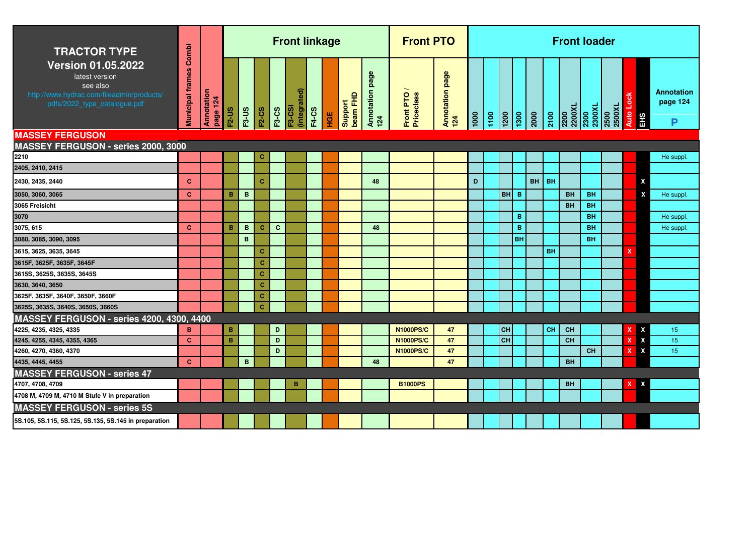| TRACTOR TYPE Version 01.05.2022 latest version see also http://www.hydrac.com/fileadmin/products/pdfs/2022_type_catalogue.pdf | Municipal frames Combi | Annotation page 124 | Front linkage | | | | | | | | | Front PTO | | Front loader | | | | | | | | | | | | |
|---|---|---|---|---|---|---|---|---|---|---|---|---|---|---|---|---|---|---|---|---|---|---|---|---|---|
| | | | F2-US | F3-US | F2-CS | F3-CS | F3-CSI (integrated) | F4-CS | HGE | Support beam FHD | Annotation page 124 | Front PTO / Priceclass | Annotation page 124 | 1000 | 1100 | 1200 | 1300 | 2000 | 2100 | 2200 2200XL | 2300 2300XL | 2500 2500XL | Auto Lock | EHS | Annotation page 124 P |
| **MASSEY FERGUSON** | | | | | | | | | | | | | | | | | | | | | | | | | |
| **MASSEY FERGUSON - series 2000, 3000** | | | | | | | | | | | | | | | | | | | | | | | | | |
| 2210 | | | | | C | | | | | | | | | | | | | | | | | | | | He suppl. |
| 2405, 2410, 2415 | | | | | | | | | | | | | | | | | | | | | | | | | |
| 2430, 2435, 2440 | C | | | | C | | | | | | 48 | | | D | | | | BH | BH | | | | | X | |
| 3050, 3060, 3065 | C | | B | B | | | | | | | | | | | | BH | B | | | BH | BH | | | X | He suppl. |
| 3065 Freisicht | | | | | | | | | | | | | | | | | | | | BH | BH | | | | |
| 3070 | | | | | | | | | | | | | | | | | B | | | | BH | | | | He suppl. |
| 3075, 615 | C | | B | B | C | C | | | | | 48 | | | | | | B | | | | BH | | | | He suppl. |
| 3080, 3085, 3090, 3095 | | | | B | | | | | | | | | | | | | BH | | | | BH | | | | |
| 3615, 3625, 3635, 3645 | | | | | C | | | | | | | | | | | | | | BH | | | | X | | |
| 3615F, 3625F, 3635F, 3645F | | | | | C | | | | | | | | | | | | | | | | | | | | |
| 3615S, 3625S, 3635S, 3645S | | | | | C | | | | | | | | | | | | | | | | | | | | |
| 3630, 3640, 3650 | | | | | C | | | | | | | | | | | | | | | | | | | | |
| 3625F, 3635F, 3640F, 3650F, 3660F | | | | | C | | | | | | | | | | | | | | | | | | | | |
| 3625S, 3635S, 3640S, 3650S, 3660S | | | | | C | | | | | | | | | | | | | | | | | | | | |
| **MASSEY FERGUSON - series 4200, 4300, 4400** | | | | | | | | | | | | | | | | | | | | | | | | | |
| 4225, 4235, 4325, 4335 | B | | B | | | D | | | | | | N1000PS/C | 47 | | | CH | | | CH | CH | | | X | X | 15 |
| 4245, 4255, 4345, 4355, 4365 | C | | B | | | D | | | | | | N1000PS/C | 47 | | | CH | | | | CH | | | X | X | 15 |
| 4260, 4270, 4360, 4370 | | | | | | D | | | | | | N1000PS/C | 47 | | | | | | | | CH | | X | X | 15 |
| 4435, 4445, 4455 | C | | | B | | | | | | | 48 | | 47 | | | | | | | BH | | | | | |
| **MASSEY FERGUSON - series 47** | | | | | | | | | | | | | | | | | | | | | | | | | |
| 4707, 4708, 4709 | | | | | | | B | | | | | B1000PS | | | | | | | | BH | | | X | X | |
| 4708 M, 4709 M, 4710 M Stufe V in preparation | | | | | | | | | | | | | | | | | | | | | | | | | |
| **MASSEY FERGUSON - series 5S** | | | | | | | | | | | | | | | | | | | | | | | | | |
| 5S.105, 5S.115, 5S.125, 5S.135, 5S.145 in preparation | | | | | | | | | | | | | | | | | | | | | | | | | |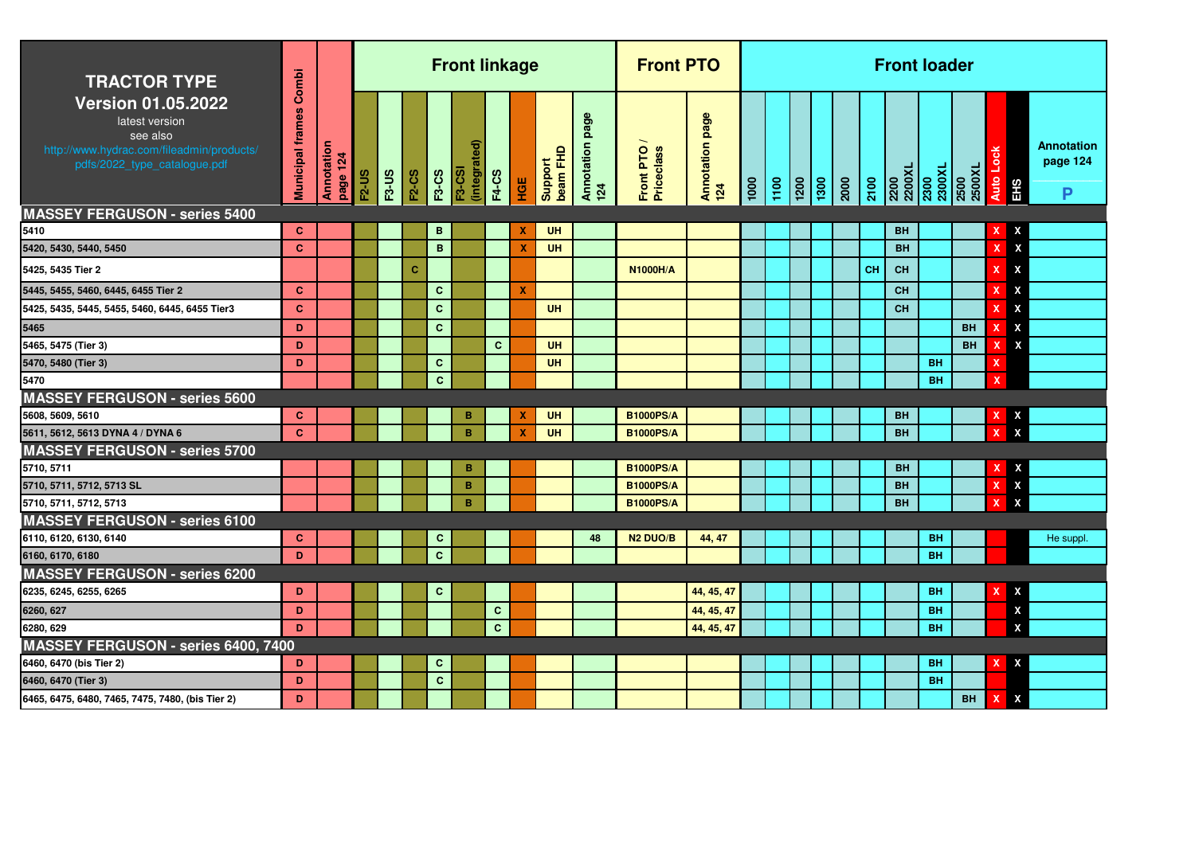| TRACTOR TYPE Version 01.05.2022 latest version see also http://www.hydrac.com/fileadmin/products/pdfs/2022_type_catalogue.pdf | Municipal frames Combi | Annotation page 124 | Front linkage | | | | | | | | | Front PTO | | Front loader | | | | | | | | | | | | |
|---|---|---|---|---|---|---|---|---|---|---|---|---|---|---|---|---|---|---|---|---|---|---|---|---|---|
| | | | F2-US | F3-US | F2-CS | F3-CS | F3-CSI (integrated) | F4-CS | HGE | Support beam FHD | Annotation page 124 | Front PTO / Priceclass | Annotation page 124 | 1000 | 1100 | 1200 | 1300 | 2000 | 2100 | 2200 2200XL | 2300 2300XL | 2500 2500XL | Auto Lock | EHS | Annotation page 124 P |
| **MASSEY FERGUSON - series 5400** | | | | | | | | | | | | | | | | | | | | | | | | | |
| 5410 | C | | | | | B | | | X | UH | | | | | | | | | | BH | | | X | X | |
| 5420, 5430, 5440, 5450 | C | | | | | B | | | X | UH | | | | | | | | | | BH | | | X | X | |
| 5425, 5435 Tier 2 | | | | | C | | | | | | | N1000H/A | | | | | | | CH | CH | | | X | X | |
| 5445, 5455, 5460, 6445, 6455 Tier 2 | C | | | | | C | | | X | | | | | | | | | | | CH | | | X | X | |
| 5425, 5435, 5445, 5455, 5460, 6445, 6455 Tier3 | C | | | | | C | | | | UH | | | | | | | | | | CH | | | X | X | |
| 5465 | D | | | | | C | | | | | | | | | | | | | | | | BH | X | X | |
| 5465, 5475 (Tier 3) | D | | | | | | | C | | UH | | | | | | | | | | | | BH | X | X | |
| 5470, 5480 (Tier 3) | D | | | | | C | | | | UH | | | | | | | | | | | BH | | X | | |
| 5470 | | | | | | C | | | | | | | | | | | | | | | BH | | X | | |
| **MASSEY FERGUSON - series 5600** | | | | | | | | | | | | | | | | | | | | | | | | | |
| 5608, 5609, 5610 | C | | | | | | B | | X | UH | | B1000PS/A | | | | | | | | BH | | | X | X | |
| 5611, 5612, 5613 DYNA 4 / DYNA 6 | C | | | | | | B | | X | UH | | B1000PS/A | | | | | | | | BH | | | X | X | |
| **MASSEY FERGUSON - series 5700** | | | | | | | | | | | | | | | | | | | | | | | | | |
| 5710, 5711 | | | | | | | B | | | | | B1000PS/A | | | | | | | | BH | | | X | X | |
| 5710, 5711, 5712, 5713 SL | | | | | | | B | | | | | B1000PS/A | | | | | | | | BH | | | X | X | |
| 5710, 5711, 5712, 5713 | | | | | | | B | | | | | B1000PS/A | | | | | | | | BH | | | X | X | |
| **MASSEY FERGUSON - series 6100** | | | | | | | | | | | | | | | | | | | | | | | | | |
| 6110, 6120, 6130, 6140 | C | | | | | C | | | | | 48 | N2 DUO/B | 44, 47 | | | | | | | | BH | | | | He suppl. |
| 6160, 6170, 6180 | D | | | | | C | | | | | | | | | | | | | | | BH | | | | |
| **MASSEY FERGUSON - series 6200** | | | | | | | | | | | | | | | | | | | | | | | | | |
| 6235, 6245, 6255, 6265 | D | | | | | C | | | | | | | 44, 45, 47 | | | | | | | | BH | | X | X | |
| 6260, 627 | D | | | | | | | C | | | | | 44, 45, 47 | | | | | | | | BH | | | X | |
| 6280, 629 | D | | | | | | | C | | | | | 44, 45, 47 | | | | | | | | BH | | | X | |
| **MASSEY FERGUSON - series 6400, 7400** | | | | | | | | | | | | | | | | | | | | | | | | | |
| 6460, 6470 (bis Tier 2) | D | | | | | C | | | | | | | | | | | | | | | BH | | X | X | |
| 6460, 6470 (Tier 3) | D | | | | | C | | | | | | | | | | | | | | | BH | | | | |
| 6465, 6475, 6480, 7465, 7475, 7480, (bis Tier 2) | D | | | | | | | | | | | | | | | | | | | | | BH | X | X | |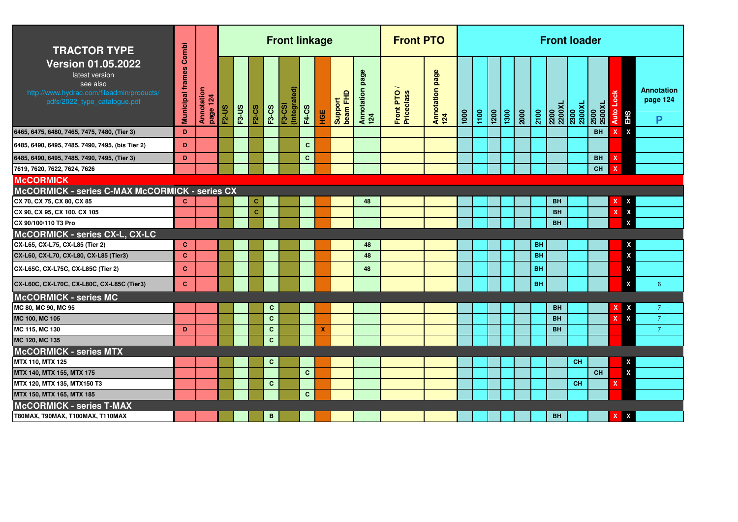| TRACTOR TYPE Version 01.05.2022 latest version see also http://www.hydrac.com/fileadmin/products/pdfs/2022_type_catalogue.pdf | Municipal frames Combi | Annotation page 124 | Front linkage | | | | | | | | | Front PTO | | Front loader | | | | | | | | | | | |
|---|---|---|---|---|---|---|---|---|---|---|---|---|---|---|---|---|---|---|---|---|---|---|---|---|---|
| | | | F2-US | F3-US | F2-CS | F3-CS | F3-CSI (integrated) | F4-CS | HGE | Support beam FHD | Annotation page 124 | Front PTO / Priceclass | Annotation page 124 | 1000 | 1100 | 1200 | 1300 | 2000 | 2100 | 2200 2200XL | 2300 2300XL | 2500 2500XL | Auto Lock | EHS | Annotation page 124 P |
| 6465, 6475, 6480, 7465, 7475, 7480, (Tier 3) | D | | | | | | | | | | | | | | | | | | | | | BH | X | X | |
| 6485, 6490, 6495, 7485, 7490, 7495, (bis Tier 2) | D | | | | | | | C | | | | | | | | | | | | | | | | | |
| 6485, 6490, 6495, 7485, 7490, 7495, (Tier 3) | D | | | | | | | C | | | | | | | | | | | | | | BH | X | | |
| 7619, 7620, 7622, 7624, 7626 | | | | | | | | | | | | | | | | | | | | | | CH | X | | |
| **McCORMICK** | | | | | | | | | | | | | | | | | | | | | | | | | |
| **McCORMICK - series C-MAX McCORMICK - series CX** | | | | | | | | | | | | | | | | | | | | | | | | | |
| CX 70, CX 75, CX 80, CX 85 | C | | | | C | | | | | | 48 | | | | | | | | | BH | | | X | X | |
| CX 90, CX 95, CX 100, CX 105 | | | | | C | | | | | | | | | | | | | | | BH | | | X | X | |
| CX 90/100/110 T3 Pro | | | | | | | | | | | | | | | | | | | | BH | | | | X | |
| **McCORMICK - series CX-L, CX-LC** | | | | | | | | | | | | | | | | | | | | | | | | | |
| CX-L65, CX-L75, CX-L85 (Tier 2) | C | | | | | | | | | | 48 | | | | | | | | BH | | | | | X | |
| CX-L60, CX-L70, CX-L80, CX-L85 (Tier3) | C | | | | | | | | | | 48 | | | | | | | | BH | | | | | X | |
| CX-L65C, CX-L75C, CX-L85C (Tier 2) | C | | | | | | | | | | 48 | | | | | | | | BH | | | | | X | |
| CX-L60C, CX-L70C, CX-L80C, CX-L85C (Tier3) | C | | | | | | | | | | | | | | | | | | BH | | | | | X | 6 |
| **McCORMICK - series MC** | | | | | | | | | | | | | | | | | | | | | | | | | |
| MC 80, MC 90, MC 95 | | | | | | C | | | | | | | | | | | | | | BH | | | X | X | 7 |
| MC 100, MC 105 | | | | | | C | | | | | | | | | | | | | | BH | | | X | X | 7 |
| MC 115, MC 130 | D | | | | | C | | | X | | | | | | | | | | | BH | | | | | 7 |
| MC 120, MC 135 | | | | | | C | | | | | | | | | | | | | | | | | | | |
| **McCORMICK - series MTX** | | | | | | | | | | | | | | | | | | | | | | | | | |
| MTX 110, MTX 125 | | | | | | C | | | | | | | | | | | | | | | CH | | | X | |
| MTX 140, MTX 155, MTX 175 | | | | | | | | C | | | | | | | | | | | | | | CH | | X | |
| MTX 120, MTX 135, MTX150 T3 | | | | | | C | | | | | | | | | | | | | | | CH | | X | | |
| MTX 150, MTX 165, MTX 185 | | | | | | | | C | | | | | | | | | | | | | | | | | |
| **McCORMICK - series T-MAX** | | | | | | | | | | | | | | | | | | | | | | | | | |
| T80MAX, T90MAX, T100MAX, T110MAX | | | | | | B | | | | | | | | | | | | | | BH | | | X | X | |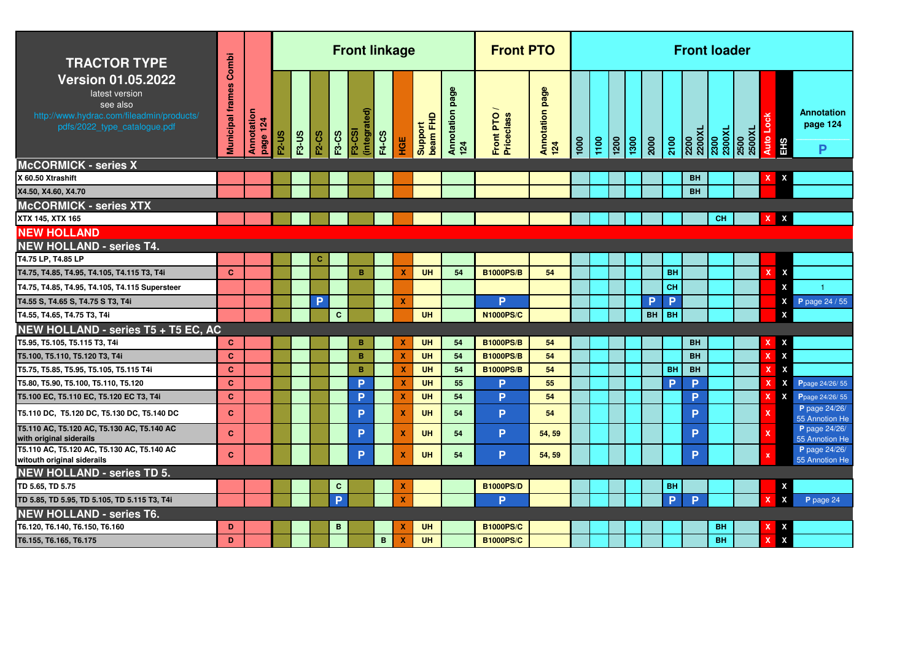| TRACTOR TYPE Version 01.05.2022 latest version see also http://www.hydrac.com/fileadmin/products/pdfs/2022_type_catalogue.pdf | Municipal frames Combi | Annotation page 124 | Front linkage | | | | | | | | | Front PTO | | Front loader | | | | | | | | | | | | |
|---|---|---|---|---|---|---|---|---|---|---|---|---|---|---|---|---|---|---|---|---|---|---|---|---|
| | | | F2-US | F3-US | F2-CS | F3-CS | F3-CSI (integrated) | F4-CS | HGE | Support beam FHD | Annotation page 124 | Front PTO / Priceclass | Annotation page 124 | 1000 | 1100 | 1200 | 1300 | 2000 | 2100 | 2200 2200XL | 2300 2300XL | 2500 2500XL | Auto Lock | EHS | Annotation page 124 P |
| **McCORMICK - series X** | | | | | | | | | | | | | | | | | | | | | | | | | |
| X 60.50 Xtrashift | | | | | | | | | | | | | | | | | | | | BH | | | X | X | |
| X4.50, X4.60, X4.70 | | | | | | | | | | | | | | | | | | | | BH | | | | | |
| **McCORMICK - series XTX** | | | | | | | | | | | | | | | | | | | | | | | | | |
| XTX 145, XTX 165 | | | | | | | | | | | | | | | | | | | | | CH | | X | X | |
| **NEW HOLLAND** | | | | | | | | | | | | | | | | | | | | | | | | | |
| **NEW HOLLAND - series T4.** | | | | | | | | | | | | | | | | | | | | | | | | | |
| T4.75 LP, T4.85 LP | | | | | C | | | | | | | | | | | | | | | | | | | | |
| T4.75, T4.85, T4.95, T4.105, T4.115 T3, T4i | C | | | | | | B | | X | UH | 54 | B1000PS/B | 54 | | | | | | BH | | | | X | X | |
| T4.75, T4.85, T4.95, T4.105, T4.115 Supersteer | | | | | | | | | | | | | | | | | | | CH | | | | | X | 1 |
| T4.55 S, T4.65 S, T4.75 S T3, T4i | | | | | P | | | | X | | | P | | | | | | P | P | | | | | X | P page 24 / 55 |
| T4.55, T4.65, T4.75 T3, T4i | | | | | | C | | | | UH | | N1000PS/C | | | | | | BH | BH | | | | | X | |
| **NEW HOLLAND - series T5 + T5 EC, AC** | | | | | | | | | | | | | | | | | | | | | | | | | |
| T5.95, T5.105, T5.115 T3, T4i | C | | | | | | B | | X | UH | 54 | B1000PS/B | 54 | | | | | | | BH | | | X | X | |
| T5.100, T5.110, T5.120 T3, T4i | C | | | | | | B | | X | UH | 54 | B1000PS/B | 54 | | | | | | | BH | | | X | X | |
| T5.75, T5.85, T5.95, T5.105, T5.115 T4i | C | | | | | | B | | X | UH | 54 | B1000PS/B | 54 | | | | | | BH | BH | | | X | X | |
| T5.80, T5.90, T5.100, T5.110, T5.120 | C | | | | | | P | | X | UH | 55 | P | 55 | | | | | | P | P | | | X | X | Ppage 24/26/ 55 |
| T5.100 EC, T5.110 EC, T5.120 EC T3, T4i | C | | | | | | P | | X | UH | 54 | P | 54 | | | | | | | P | | | X | X | Ppage 24/26/ 55 |
| T5.110 DC, T5.120 DC, T5.130 DC, T5.140 DC | C | | | | | | P | | X | UH | 54 | P | 54 | | | | | | | P | | | X | | P page 24/26/ 55 Annotion He |
| T5.110 AC, T5.120 AC, T5.130 AC, T5.140 AC with original siderails | C | | | | | | P | | X | UH | 54 | P | 54, 59 | | | | | | | P | | | X | | P page 24/26/ 55 Annotion He |
| T5.110 AC, T5.120 AC, T5.130 AC, T5.140 AC witouth original siderails | C | | | | | | P | | X | UH | 54 | P | 54, 59 | | | | | | | P | | | x | | P page 24/26/ 55 Annotion He |
| **NEW HOLLAND - series TD 5.** | | | | | | | | | | | | | | | | | | | | | | | | | |
| TD 5.65, TD 5.75 | | | | | | C | | | X | | | B1000PS/D | | | | | | | BH | | | | | X | |
| TD 5.85, TD 5.95, TD 5.105, TD 5.115 T3, T4i | | | | | | P | | | X | | | P | | | | | | | P | P | | | X | X | P page 24 |
| **NEW HOLLAND - series T6.** | | | | | | | | | | | | | | | | | | | | | | | | | |
| T6.120, T6.140, T6.150, T6.160 | D | | | | | B | | | X | UH | | B1000PS/C | | | | | | | | | BH | | X | X | |
| T6.155, T6.165, T6.175 | D | | | | | | | B | X | UH | | B1000PS/C | | | | | | | | | BH | | X | X | |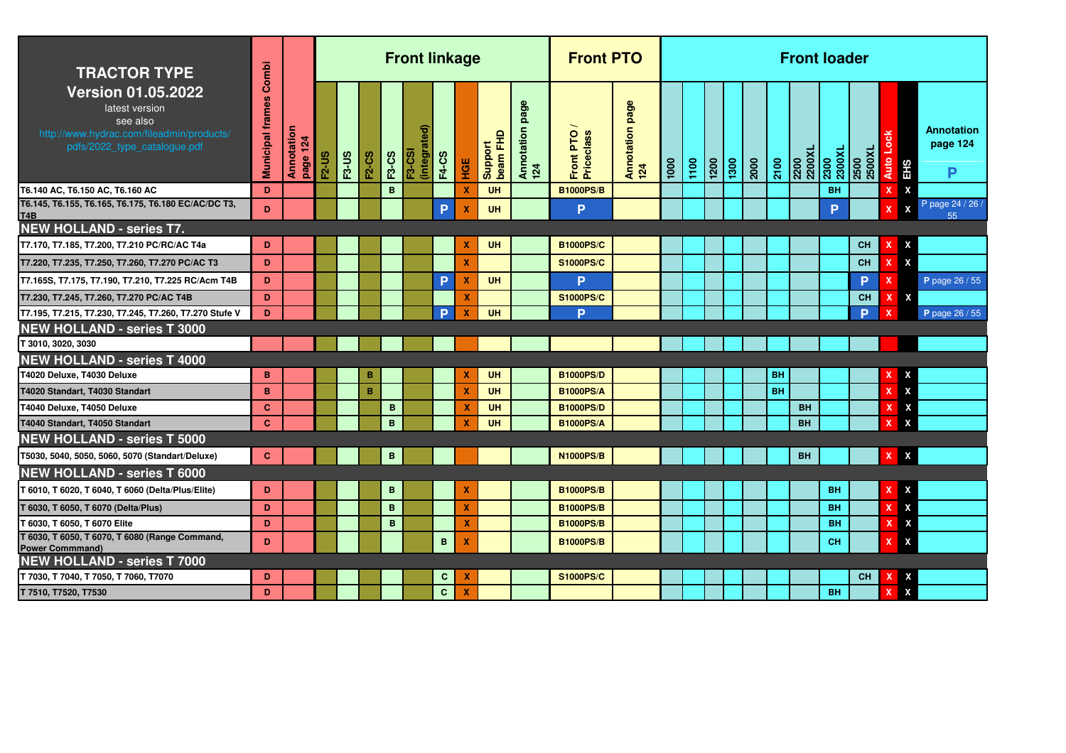| TRACTOR TYPE Version 01.05.2022 latest version see also http://www.hydrac.com/fileadmin/products/pdfs/2022_type_catalogue.pdf | Municipal frames Combi | Annotation page 124 | Front linkage | | | | | | | | | Front PTO | | Front loader | | | | | | | | | | | | |
|---|---|---|---|---|---|---|---|---|---|---|---|---|---|---|---|---|---|---|---|---|---|---|---|---|---|
| | | | F2-US | F3-US | F2-CS | F3-CS | F3-CSI (integrated) | F4-CS | HGE | Support beam FHD | Annotation page 124 | Front PTO / Priceclass | Annotation page 124 | 1000 | 1100 | 1200 | 1300 | 2000 | 2100 | 2200 2200XL | 2300 2300XL | 2500 2500XL | Auto Lock | EHS | Annotation page 124 P |
| T6.140 AC, T6.150 AC, T6.160 AC | D | | | | | B | | | X | UH | | B1000PS/B | | | | | | | | | BH | | X | X | |
| T6.145, T6.155, T6.165, T6.175, T6.180 EC/AC/DC T3, T4B | D | | | | | | | P | X | UH | | P | | | | | | | | | P | | X | X | P page 24 / 26 / 55 |
| **NEW HOLLAND - series T7.** | | | | | | | | | | | | | | | | | | | | | | | | | |
| T7.170, T7.185, T7.200, T7.210 PC/RC/AC T4a | D | | | | | | | | X | UH | | B1000PS/C | | | | | | | | | | CH | X | X | |
| T7.220, T7.235, T7.250, T7.260, T7.270 PC/AC T3 | D | | | | | | | | X | | | S1000PS/C | | | | | | | | | | CH | X | X | |
| T7.165S, T7.175, T7.190, T7.210, T7.225 RC/Acm T4B | D | | | | | | | P | X | UH | | P | | | | | | | | | | P | X | | P page 26 / 55 |
| T7.230, T7.245, T7.260, T7.270 PC/AC T4B | D | | | | | | | | X | | | S1000PS/C | | | | | | | | | | CH | X | X | |
| T7.195, T7.215, T7.230, T7.245, T7.260, T7.270 Stufe V | D | | | | | | | P | X | UH | | P | | | | | | | | | | P | X | | P page 26 / 55 |
| **NEW HOLLAND - series T 3000** | | | | | | | | | | | | | | | | | | | | | | | | | |
| T 3010, 3020, 3030 | | | | | | | | | | | | | | | | | | | | | | | | | |
| **NEW HOLLAND - series T 4000** | | | | | | | | | | | | | | | | | | | | | | | | | |
| T4020 Deluxe, T4030 Deluxe | B | | | | B | | | | X | UH | | B1000PS/D | | | | | | | BH | | | | X | X | |
| T4020 Standart, T4030 Standart | B | | | | B | | | | X | UH | | B1000PS/A | | | | | | | BH | | | | X | X | |
| T4040 Deluxe, T4050 Deluxe | C | | | | | B | | | X | UH | | B1000PS/D | | | | | | | | BH | | | X | X | |
| T4040 Standart, T4050 Standart | C | | | | | B | | | X | UH | | B1000PS/A | | | | | | | | BH | | | X | X | |
| **NEW HOLLAND - series T 5000** | | | | | | | | | | | | | | | | | | | | | | | | | |
| T5030, 5040, 5050, 5060, 5070 (Standart/Deluxe) | C | | | | | B | | | | | | N1000PS/B | | | | | | | | BH | | | X | X | |
| **NEW HOLLAND - series T 6000** | | | | | | | | | | | | | | | | | | | | | | | | | |
| T 6010, T 6020, T 6040, T 6060 (Delta/Plus/Elite) | D | | | | | B | | | X | | | B1000PS/B | | | | | | | | | BH | | X | X | |
| T 6030, T 6050, T 6070 (Delta/Plus) | D | | | | | B | | | X | | | B1000PS/B | | | | | | | | | BH | | X | X | |
| T 6030, T 6050, T 6070 Elite | D | | | | | B | | | X | | | B1000PS/B | | | | | | | | | BH | | X | X | |
| T 6030, T 6050, T 6070, T 6080 (Range Command, Power Commmand) | D | | | | | | | B | X | | | B1000PS/B | | | | | | | | | CH | | X | X | |
| **NEW HOLLAND - series T 7000** | | | | | | | | | | | | | | | | | | | | | | | | | |
| T 7030, T 7040, T 7050, T 7060, T7070 | D | | | | | | | C | X | | | S1000PS/C | | | | | | | | | | CH | X | X | |
| T 7510, T7520, T7530 | D | | | | | | | C | X | | | | | | | | | | | | BH | | X | X | |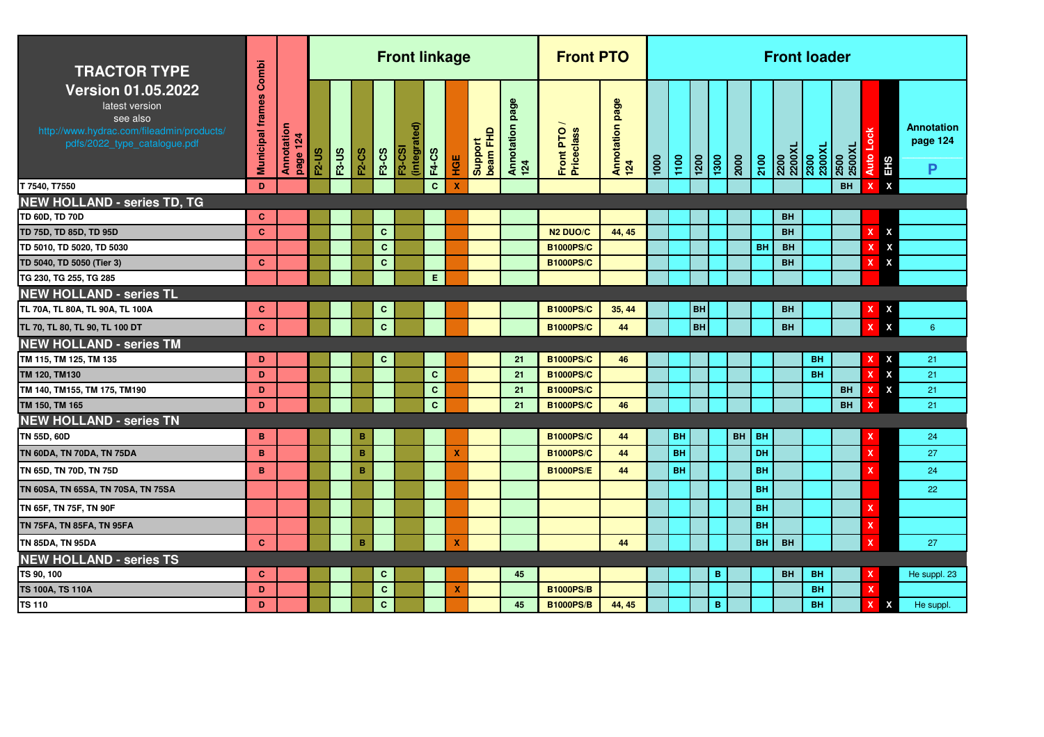# TRACTOR TYPE

**Version 01.05.2022**

latest version
see also
http://www.hydrac.com/fileadmin/products/pdfs/2022_type_catalogue.pdf

| TRACTOR TYPE | Municipal frames Combi | Annotation page 124 | Front linkage: F2-US | F3-US | F2-CS | F3-CS | F3-CSI (integrated) | F4-CS | HGE | Support beam FHD | Annotation page 124 | Front PTO: Front PTO / Priceclass | Annotation page 124 | Front loader: 1000 | 1100 | 1200 | 1300 | 2000 | 2100 | 2200 2200XL | 2300 2300XL | 2500 2500XL | Auto Lock | EHS | Annotation page 124 P |
|---|---|---|---|---|---|---|---|---|---|---|---|---|---|---|---|---|---|---|---|---|---|---|---|---|---|
| T 7540, T7550 | D | | | | | | | C | X | | | | | | | | | | | | | BH | X | X | |
| **NEW HOLLAND - series TD, TG** | | | | | | | | | | | | | | | | | | | | | | | | | |
| TD 60D, TD 70D | C | | | | | | | | | | | | | | | | | | | BH | | | | | |
| TD 75D, TD 85D, TD 95D | C | | | | | C | | | | | | N2 DUO/C | 44, 45 | | | | | | | BH | | | X | X | |
| TD 5010, TD 5020, TD 5030 | | | | | | C | | | | | | B1000PS/C | | | | | | | BH | BH | | | X | X | |
| TD 5040, TD 5050 (Tier 3) | C | | | | | C | | | | | | B1000PS/C | | | | | | | | BH | | | X | X | |
| TG 230, TG 255, TG 285 | | | | | | | | E | | | | | | | | | | | | | | | | | |
| **NEW HOLLAND - series TL** | | | | | | | | | | | | | | | | | | | | | | | | | |
| TL 70A, TL 80A, TL 90A, TL 100A | C | | | | | C | | | | | | B1000PS/C | 35, 44 | | | BH | | | | BH | | | X | X | |
| TL 70, TL 80, TL 90, TL 100 DT | C | | | | | C | | | | | | B1000PS/C | 44 | | | BH | | | | BH | | | X | X | 6 |
| **NEW HOLLAND - series TM** | | | | | | | | | | | | | | | | | | | | | | | | | |
| TM 115, TM 125, TM 135 | D | | | | | C | | | | | 21 | B1000PS/C | 46 | | | | | | | | BH | | X | X | 21 |
| TM 120, TM130 | D | | | | | | | C | | | 21 | B1000PS/C | | | | | | | | | BH | | X | X | 21 |
| TM 140, TM155, TM 175, TM190 | D | | | | | | | C | | | 21 | B1000PS/C | | | | | | | | | | BH | X | X | 21 |
| TM 150, TM 165 | D | | | | | | | C | | | 21 | B1000PS/C | 46 | | | | | | | | | BH | X | | 21 |
| **NEW HOLLAND - series TN** | | | | | | | | | | | | | | | | | | | | | | | | | |
| TN 55D, 60D | B | | | | B | | | | | | | B1000PS/C | 44 | | BH | | | BH | BH | | | | X | | 24 |
| TN 60DA, TN 70DA, TN 75DA | B | | | | B | | | | X | | | B1000PS/C | 44 | | BH | | | | DH | | | | X | | 27 |
| TN 65D, TN 70D, TN 75D | B | | | | B | | | | | | | B1000PS/E | 44 | | BH | | | | BH | | | | X | | 24 |
| TN 60SA, TN 65SA, TN 70SA, TN 75SA | | | | | | | | | | | | | | | | | | | BH | | | | | | 22 |
| TN 65F, TN 75F, TN 90F | | | | | | | | | | | | | | | | | | | BH | | | | X | | |
| TN 75FA, TN 85FA, TN 95FA | | | | | | | | | | | | | | | | | | | BH | | | | X | | |
| TN 85DA, TN 95DA | C | | | | B | | | | X | | | | 44 | | | | | | BH | BH | | | X | | 27 |
| **NEW HOLLAND - series TS** | | | | | | | | | | | | | | | | | | | | | | | | | |
| TS 90, 100 | C | | | | | C | | | | | 45 | | | | | | B | | | BH | BH | | X | | He suppl. 23 |
| TS 100A, TS 110A | D | | | | | C | | | X | | | B1000PS/B | | | | | | | | | BH | | X | | |
| TS 110 | D | | | | | C | | | | | 45 | B1000PS/B | 44, 45 | | | | B | | | | BH | | X | X | He suppl. |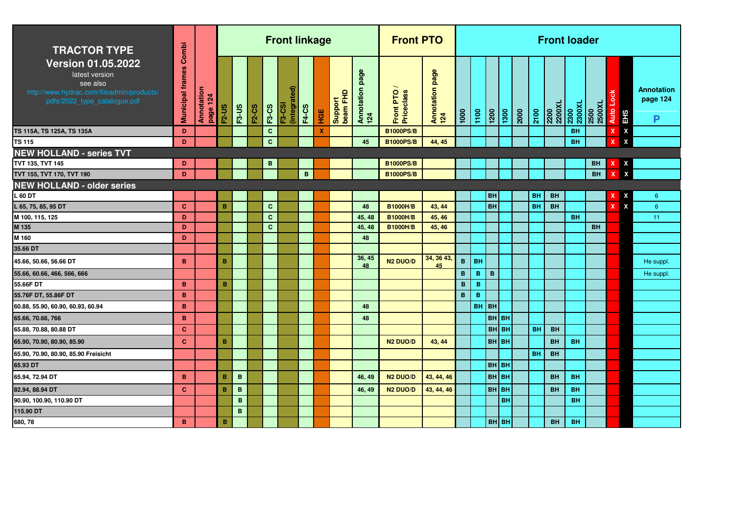| TRACTOR TYPE Version 01.05.2022 latest version see also http://www.hydrac.com/fileadmin/products/pdfs/2022_type_catalogue.pdf | Municipal frames Combi | Annotation page 124 | Front linkage | | | | | | | | | Front PTO | | Front loader | | | | | | | | | | | | |
|---|---|---|---|---|---|---|---|---|---|---|---|---|---|---|---|---|---|---|---|---|---|---|---|---|---|
| | | | F2-US | F3-US | F2-CS | F3-CS | F3-CSI (integrated) | F4-CS | HGE | Support beam FHD | Annotation page 124 | Front PTO / Priceclass | Annotation page 124 | 1000 | 1100 | 1200 | 1300 | 2000 | 2100 | 2200 2200XL | 2300 2300XL | 2500 2500XL | Auto Lock | EHS | Annotation page 124 P |
| TS 115A, TS 125A, TS 135A | D | | | | | C | | | X | | | B1000PS/B | | | | | | | | | BH | | X | X | |
| TS 115 | D | | | | | C | | | | | 45 | B1000PS/B | 44, 45 | | | | | | | | BH | | X | X | |
| **NEW HOLLAND - series TVT** | | | | | | | | | | | | | | | | | | | | | | | | | |
| TVT 135, TVT 145 | D | | | | | B | | | | | | B1000PS/B | | | | | | | | | | BH | X | X | |
| TVT 155, TVT 170, TVT 190 | D | | | | | | | B | | | | B1000PS/B | | | | | | | | | | BH | X | X | |
| **NEW HOLLAND - older series** | | | | | | | | | | | | | | | | | | | | | | | | | |
| L 60 DT | | | | | | | | | | | | | | | | BH | | | BH | BH | | | X | X | 6 |
| L 65, 75, 85, 95 DT | C | | B | | | C | | | | | 48 | B1000H/B | 43, 44 | | | BH | | | BH | BH | | | X | X | 6 |
| M 100, 115, 125 | D | | | | | C | | | | | 45, 48 | B1000H/B | 45, 46 | | | | | | | | BH | | | | 11 |
| M 135 | D | | | | | C | | | | | 45, 48 | B1000H/B | 45, 46 | | | | | | | | | BH | | | |
| M 160 | D | | | | | | | | | | 48 | | | | | | | | | | | | | | |
| 35.66 DT | | | | | | | | | | | | | | | | | | | | | | | | | |
| 45.66, 50.66, 56.66 DT | B | | B | | | | | | | | 36, 45 48 | N2 DUO/D | 34, 36 43, 45 | B | BH | | | | | | | | | | He suppl. |
| 55.66, 60.66, 466, 566, 666 | | | | | | | | | | | | | | B | B | B | | | | | | | | | He suppl. |
| 55.66F DT | B | | B | | | | | | | | | | | B | B | | | | | | | | | | |
| 55.76F DT, 55.86F DT | B | | | | | | | | | | | | | B | B | | | | | | | | | | |
| 60.88, 55.90, 60.90, 60.93, 60.94 | B | | | | | | | | | | 48 | | | | BH | BH | | | | | | | | | |
| 65.66, 70.66, 766 | B | | | | | | | | | | 48 | | | | | BH | BH | | | | | | | | |
| 65.88, 70.88, 80.88 DT | C | | | | | | | | | | | | | | | BH | BH | | BH | BH | | | | | |
| 65.90, 70.90, 80.90, 85.90 | C | | B | | | | | | | | | N2 DUO/D | 43, 44 | | | BH | BH | | | BH | BH | | | | |
| 65.90, 70.90, 80.90, 85.90 Freisicht | | | | | | | | | | | | | | | | | | | BH | BH | | | | | |
| 65.93 DT | | | | | | | | | | | | | | | | BH | BH | | | | | | | | |
| 65.94, 72.94 DT | B | | B | B | | | | | | | 46, 49 | N2 DUO/D | 43, 44, 46 | | | BH | BH | | | BH | BH | | | | |
| 82.94, 88.94 DT | C | | B | B | | | | | | | 46, 49 | N2 DUO/D | 43, 44, 46 | | | BH | BH | | | BH | BH | | | | |
| 90.90, 100.90, 110.90 DT | | | | B | | | | | | | | | | | | | BH | | | | BH | | | | |
| 115.90 DT | | | | B | | | | | | | | | | | | | | | | | | | | | |
| 680, 78 | B | | B | | | | | | | | | | | | | BH | BH | | | BH | BH | | | | |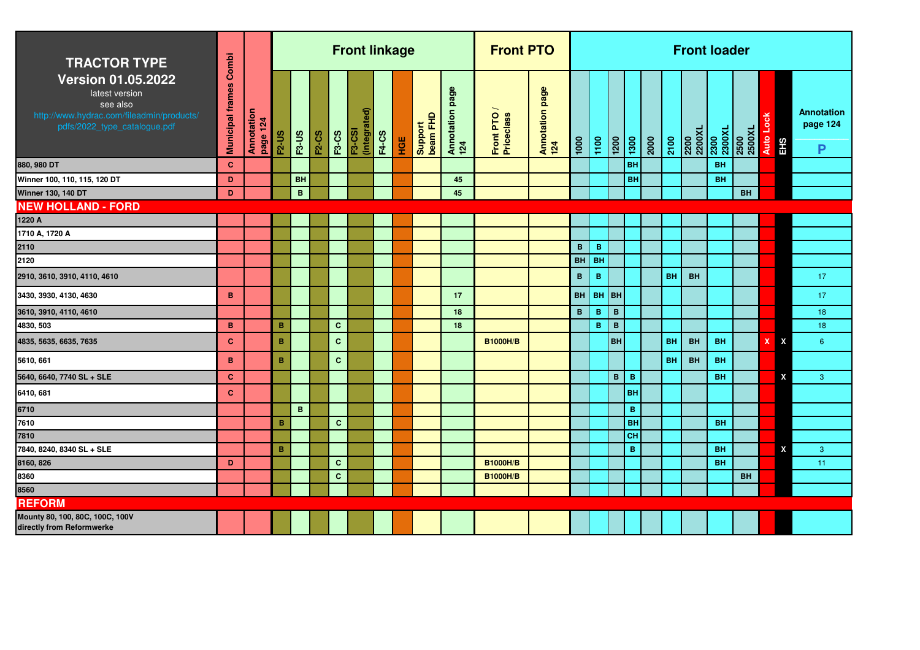| TRACTOR TYPE Version 01.05.2022 latest version see also http://www.hydrac.com/fileadmin/products/pdfs/2022_type_catalogue.pdf | Municipal frames Combi | Annotation page 124 | Front linkage | | | | | | | | | Front PTO | | Front loader | | | | | | | | | | | |
|---|---|---|---|---|---|---|---|---|---|---|---|---|---|---|---|---|---|---|---|---|---|---|---|---|---|
| | | | F2-US | F3-US | F2-CS | F3-CS | F3-CSI (integrated) | F4-CS | HGE | Support beam FHD | Annotation page 124 | Front PTO / Priceclass | Annotation page 124 | 1000 | 1100 | 1200 | 1300 | 2000 | 2100 | 2200 2200XL | 2300 2300XL | 2500 2500XL | Auto Lock | EHS | Annotation page 124 P |
| 880, 980 DT | C | | | | | | | | | | | | | | | | BH | | | | BH | | | | |
| Winner 100, 110, 115, 120 DT | D | | | BH | | | | | | | 45 | | | | | | BH | | | | BH | | | | |
| Winner 130, 140 DT | D | | | B | | | | | | | 45 | | | | | | | | | | | BH | | | |
| **NEW HOLLAND - FORD** | | | | | | | | | | | | | | | | | | | | | | | | | |
| 1220 A | | | | | | | | | | | | | | | | | | | | | | | | | |
| 1710 A, 1720 A | | | | | | | | | | | | | | | | | | | | | | | | | |
| 2110 | | | | | | | | | | | | | | B | B | | | | | | | | | | |
| 2120 | | | | | | | | | | | | | | BH | BH | | | | | | | | | | |
| 2910, 3610, 3910, 4110, 4610 | | | | | | | | | | | | | | B | B | | | | BH | BH | | | | | 17 |
| 3430, 3930, 4130, 4630 | B | | | | | | | | | | 17 | | | BH | BH | BH | | | | | | | | | 17 |
| 3610, 3910, 4110, 4610 | | | | | | | | | | | 18 | | | B | B | B | | | | | | | | | 18 |
| 4830, 503 | B | | B | | | C | | | | | 18 | | | | B | B | | | | | | | | | 18 |
| 4835, 5635, 6635, 7635 | C | | B | | | C | | | | | | B1000H/B | | | | BH | | | BH | BH | BH | | X | X | 6 |
| 5610, 661 | B | | B | | | C | | | | | | | | | | | | | BH | BH | BH | | | | |
| 5640, 6640, 7740 SL + SLE | C | | | | | | | | | | | | | | | B | B | | | | BH | | | X | 3 |
| 6410, 681 | C | | | | | | | | | | | | | | | | BH | | | | | | | | |
| 6710 | | | | B | | | | | | | | | | | | | B | | | | | | | | |
| 7610 | | | B | | | C | | | | | | | | | | | BH | | | | BH | | | | |
| 7810 | | | | | | | | | | | | | | | | | CH | | | | | | | | |
| 7840, 8240, 8340 SL + SLE | | | B | | | | | | | | | | | | | | B | | | | BH | | | X | 3 |
| 8160, 826 | D | | | | | C | | | | | | B1000H/B | | | | | | | | | BH | | | | 11 |
| 8360 | | | | | | C | | | | | | B1000H/B | | | | | | | | | | BH | | | |
| 8560 | | | | | | | | | | | | | | | | | | | | | | | | | |
| **REFORM** | | | | | | | | | | | | | | | | | | | | | | | | | |
| Mounty 80, 100, 80C, 100C, 100V directly from Reformwerke | | | | | | | | | | | | | | | | | | | | | | | | | |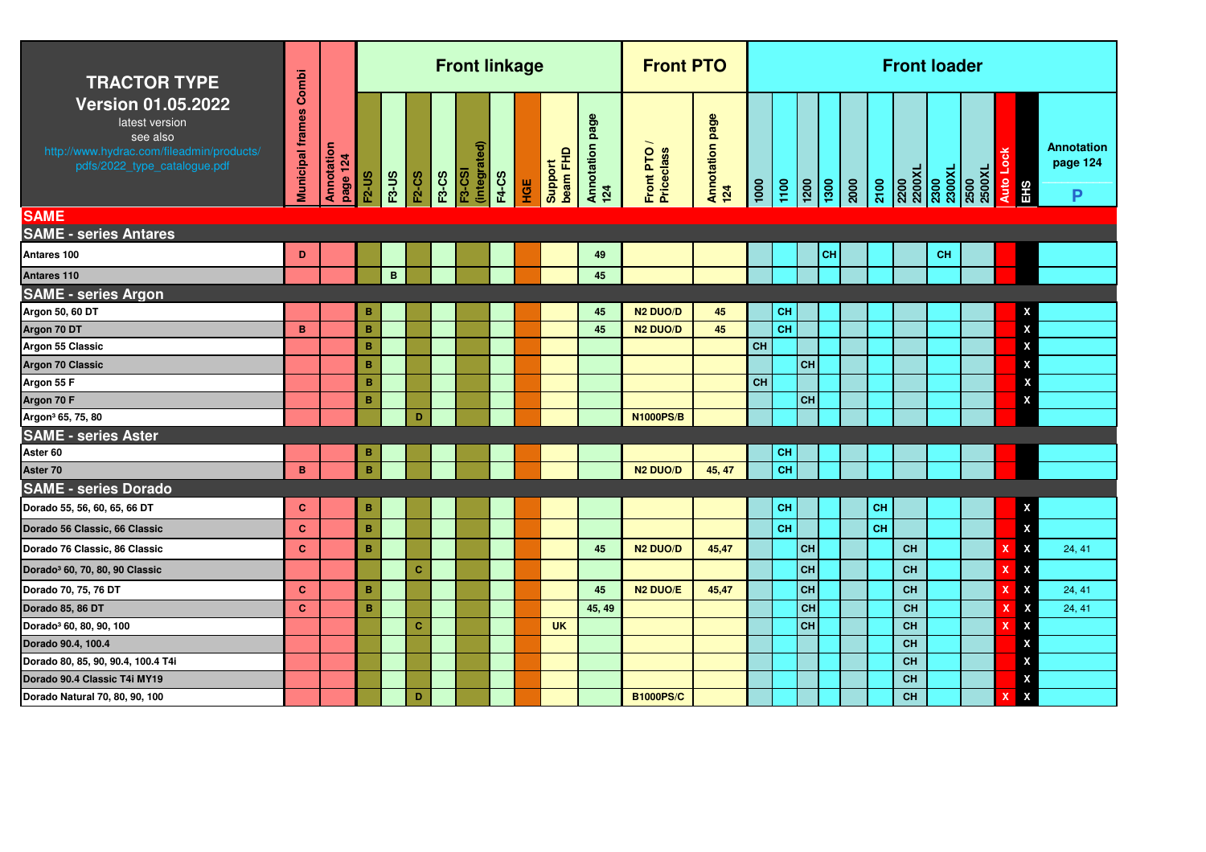| TRACTOR TYPE<br>Version 01.05.2022<br>latest version<br>see also<br>http://www.hydrac.com/fileadmin/products/pdfs/2022_type_catalogue.pdf | Municipal frames Combi | Annotation page 124 | Front linkage | | | | | | | | | Front PTO | | Front loader | | | | | | | | | | | | |
|---|---|---|---|---|---|---|---|---|---|---|---|---|---|---|---|---|---|---|---|---|---|---|---|---|---|---|
| | | | F2-US | F3-US | F2-CS | F3-CS | F3-CSI (integrated) | F4-CS | HGE | Support beam FHD | Annotation page 124 | Front PTO / Priceclass | Annotation page 124 | 1000 | 1100 | 1200 | 1300 | 2000 | 2100 | 2200 2200XL | 2300 2300XL | 2500 2500XL | Auto Lock | EHS | Annotation page 124 P |
| **SAME** | | | | | | | | | | | | | | | | | | | | | | | | | |
| **SAME - series Antares** | | | | | | | | | | | | | | | | | | | | | | | | | |
| Antares 100 | D | | | | | | | | | | 49 | | | | | | CH | | | | CH | | | | |
| Antares 110 | | | | B | | | | | | | 45 | | | | | | | | | | | | | | |
| **SAME - series Argon** | | | | | | | | | | | | | | | | | | | | | | | | | |
| Argon 50, 60 DT | | | B | | | | | | | | 45 | N2 DUO/D | 45 | | CH | | | | | | | | | X | |
| Argon 70 DT | B | | B | | | | | | | | 45 | N2 DUO/D | 45 | | CH | | | | | | | | | X | |
| Argon 55 Classic | | | B | | | | | | | | | | | CH | | | | | | | | | | X | |
| Argon 70 Classic | | | B | | | | | | | | | | | | | CH | | | | | | | | X | |
| Argon 55 F | | | B | | | | | | | | | | | CH | | | | | | | | | | X | |
| Argon 70 F | | | B | | | | | | | | | | | | | CH | | | | | | | | X | |
| Argon³ 65, 75, 80 | | | | | D | | | | | | | N1000PS/B | | | | | | | | | | | | | |
| **SAME - series Aster** | | | | | | | | | | | | | | | | | | | | | | | | | |
| Aster 60 | | | B | | | | | | | | | | | | CH | | | | | | | | | | |
| Aster 70 | B | | B | | | | | | | | | N2 DUO/D | 45, 47 | | CH | | | | | | | | | | |
| **SAME - series Dorado** | | | | | | | | | | | | | | | | | | | | | | | | | |
| Dorado 55, 56, 60, 65, 66 DT | C | | B | | | | | | | | | | | | CH | | | | CH | | | | | X | |
| Dorado 56 Classic, 66 Classic | C | | B | | | | | | | | | | | | CH | | | | CH | | | | | X | |
| Dorado 76 Classic, 86 Classic | C | | B | | | | | | | | 45 | N2 DUO/D | 45,47 | | | CH | | | | CH | | | X | X | 24, 41 |
| Dorado³ 60, 70, 80, 90 Classic | | | | | C | | | | | | | | | | | CH | | | | CH | | | X | X | |
| Dorado 70, 75, 76 DT | C | | B | | | | | | | | 45 | N2 DUO/E | 45,47 | | | CH | | | | CH | | | X | X | 24, 41 |
| Dorado 85, 86 DT | C | | B | | | | | | | | 45, 49 | | | | | CH | | | | CH | | | X | X | 24, 41 |
| Dorado³ 60, 80, 90, 100 | | | | | C | | | | | UK | | | | | | CH | | | | CH | | | X | X | |
| Dorado 90.4, 100.4 | | | | | | | | | | | | | | | | | | | | CH | | | | X | |
| Dorado 80, 85, 90, 90.4, 100.4 T4i | | | | | | | | | | | | | | | | | | | | CH | | | | X | |
| Dorado 90.4 Classic T4i MY19 | | | | | | | | | | | | | | | | | | | | CH | | | | X | |
| Dorado Natural 70, 80, 90, 100 | | | | | D | | | | | | | B1000PS/C | | | | | | | | CH | | | X | X | |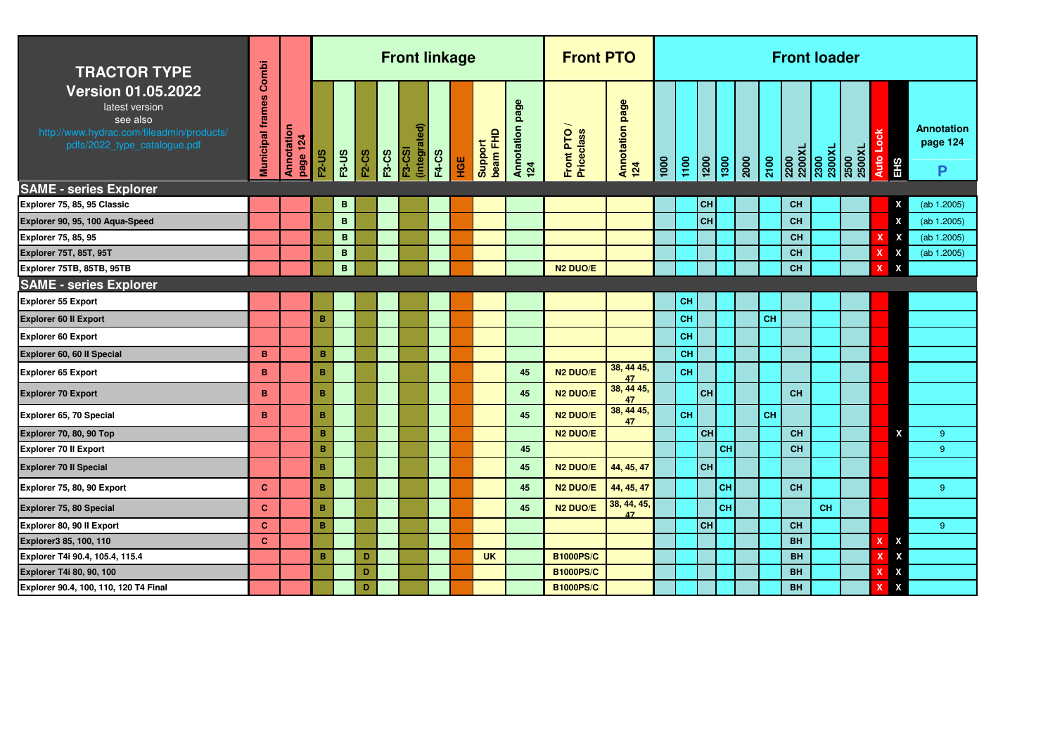| TRACTOR TYPE Version 01.05.2022 latest version see also http://www.hydrac.com/fileadmin/products/pdfs/2022_type_catalogue.pdf | Municipal frames Combi | Annotation page 124 | Front linkage | | | | | | | | | Front PTO | | Front loader | | | | | | | | | | | | |
|---|---|---|---|---|---|---|---|---|---|---|---|---|---|---|---|---|---|---|---|---|---|---|---|---|---|
| | | | F2-US | F3-US | F2-CS | F3-CS | F3-CSI (integrated) | F4-CS | HGE | Support beam FHD | Annotation page 124 | Front PTO / Priceclass | Annotation page 124 | 1000 | 1100 | 1200 | 1300 | 2000 | 2100 | 2200 2200XL | 2300 2300XL | 2500 2500XL | Auto Lock | EHS | Annotation page 124 P |
| **SAME - series Explorer** | | | | | | | | | | | | | | | | | | | | | | | | | |
| Explorer 75, 85, 95 Classic | | | | B | | | | | | | | | | | | CH | | | | CH | | | | X | (ab 1.2005) |
| Explorer 90, 95, 100 Aqua-Speed | | | | B | | | | | | | | | | | | CH | | | | CH | | | | X | (ab 1.2005) |
| Explorer 75, 85, 95 | | | | B | | | | | | | | | | | | | | | | CH | | | X | X | (ab 1.2005) |
| Explorer 75T, 85T, 95T | | | | B | | | | | | | | | | | | | | | | CH | | | X | X | (ab 1.2005) |
| Explorer 75TB, 85TB, 95TB | | | | B | | | | | | | | N2 DUO/E | | | | | | | | CH | | | X | X | |
| **SAME - series Explorer** | | | | | | | | | | | | | | | | | | | | | | | | | |
| Explorer 55 Export | | | | | | | | | | | | | | | CH | | | | | | | | | | |
| Explorer 60 II Export | | | B | | | | | | | | | | | | CH | | | | CH | | | | | | |
| Explorer 60 Export | | | | | | | | | | | | | | | CH | | | | | | | | | | |
| Explorer 60, 60 II Special | B | | B | | | | | | | | | | | | CH | | | | | | | | | | |
| Explorer 65 Export | B | | B | | | | | | | | 45 | N2 DUO/E | 38, 44 45, 47 | | CH | | | | | | | | | | |
| Explorer 70 Export | B | | B | | | | | | | | 45 | N2 DUO/E | 38, 44 45, 47 | | | CH | | | | CH | | | | | |
| Explorer 65, 70 Special | B | | B | | | | | | | | 45 | N2 DUO/E | 38, 44 45, 47 | | CH | | | | CH | | | | | | |
| Explorer 70, 80, 90 Top | | | B | | | | | | | | | N2 DUO/E | | | | CH | | | | CH | | | | X | 9 |
| Explorer 70 II Export | | | B | | | | | | | | 45 | | | | | | CH | | | CH | | | | | 9 |
| Explorer 70 II Special | | | B | | | | | | | | 45 | N2 DUO/E | 44, 45, 47 | | | CH | | | | | | | | | |
| Explorer 75, 80, 90 Export | C | | B | | | | | | | | 45 | N2 DUO/E | 44, 45, 47 | | | | CH | | | CH | | | | | 9 |
| Explorer 75, 80 Special | C | | B | | | | | | | | 45 | N2 DUO/E | 38, 44, 45, 47 | | | | CH | | | | CH | | | | |
| Explorer 80, 90 II Export | C | | B | | | | | | | | | | | | | CH | | | | CH | | | | | 9 |
| Explorer3 85, 100, 110 | C | | | | | | | | | | | | | | | | | | | BH | | | X | X | |
| Explorer T4i 90.4, 105.4, 115.4 | | | B | | D | | | | | UK | | B1000PS/C | | | | | | | | BH | | | X | X | |
| Explorer T4i 80, 90, 100 | | | | | D | | | | | | | B1000PS/C | | | | | | | | BH | | | X | X | |
| Explorer 90.4, 100, 110, 120 T4 Final | | | | | D | | | | | | | B1000PS/C | | | | | | | | BH | | | X | X | |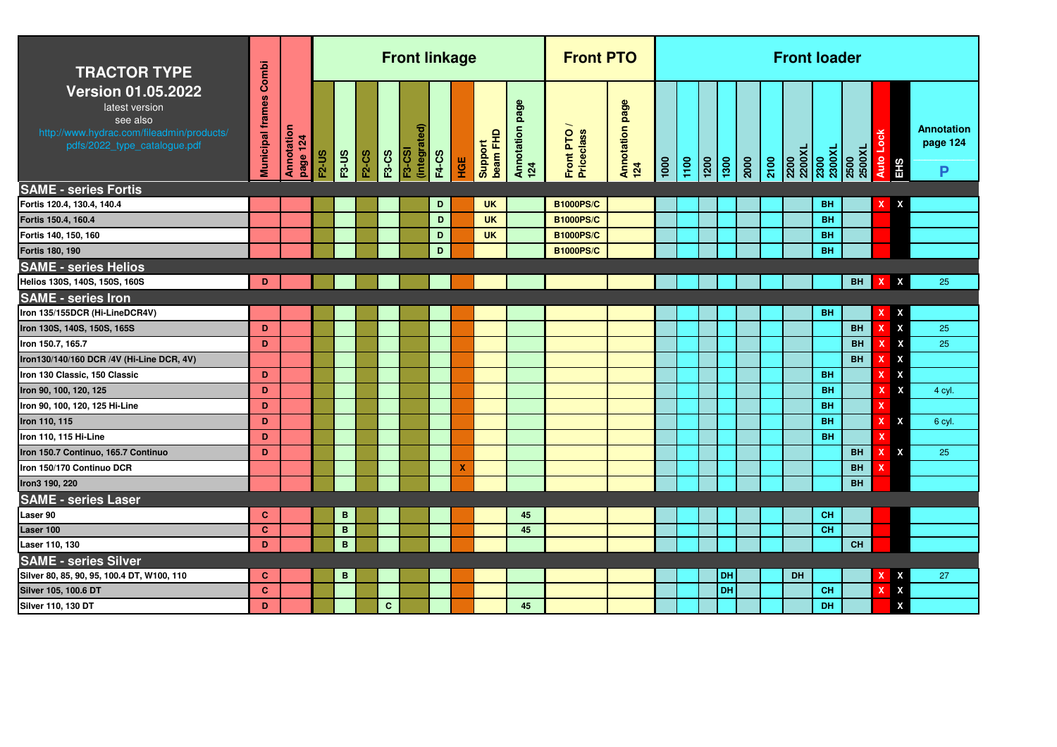| TRACTOR TYPE Version 01.05.2022 latest version see also http://www.hydrac.com/fileadmin/products/pdfs/2022_type_catalogue.pdf | Municipal frames Combi | Annotation page 124 | Front linkage | | | | | | | | | Front PTO | | Front loader | | | | | | | | | | | |
|---|---|---|---|---|---|---|---|---|---|---|---|---|---|---|---|---|---|---|---|---|---|---|---|---|---|
| | | | F2-US | F3-US | F2-CS | F3-CS | F3-CSI (integrated) | F4-CS | HGE | Support beam FHD | Annotation page 124 | Front PTO / Priceclass | Annotation page 124 | 1000 | 1100 | 1200 | 1300 | 2000 | 2100 | 2200 2200XL | 2300 2300XL | 2500 2500XL | Auto Lock | EHS | Annotation page 124 P |
| **SAME - series Fortis** | | | | | | | | | | | | | | | | | | | | | | | | | |
| Fortis 120.4, 130.4, 140.4 | | | | | | | | D | | UK | | B1000PS/C | | | | | | | | | BH | | X | X | |
| Fortis 150.4, 160.4 | | | | | | | | D | | UK | | B1000PS/C | | | | | | | | | BH | | | | |
| Fortis 140, 150, 160 | | | | | | | | D | | UK | | B1000PS/C | | | | | | | | | BH | | | | |
| Fortis 180, 190 | | | | | | | | D | | | | B1000PS/C | | | | | | | | | BH | | | | |
| **SAME - series Helios** | | | | | | | | | | | | | | | | | | | | | | | | | |
| Helios 130S, 140S, 150S, 160S | D | | | | | | | | | | | | | | | | | | | | | BH | X | X | 25 |
| **SAME - series Iron** | | | | | | | | | | | | | | | | | | | | | | | | | |
| Iron 135/155DCR (Hi-LineDCR4V) | | | | | | | | | | | | | | | | | | | | | BH | | X | X | |
| Iron 130S, 140S, 150S, 165S | D | | | | | | | | | | | | | | | | | | | | | BH | X | X | 25 |
| Iron 150.7, 165.7 | D | | | | | | | | | | | | | | | | | | | | | BH | X | X | 25 |
| Iron130/140/160 DCR /4V (Hi-Line DCR, 4V) | | | | | | | | | | | | | | | | | | | | | | BH | X | X | |
| Iron 130 Classic, 150 Classic | D | | | | | | | | | | | | | | | | | | | | BH | | X | X | |
| Iron 90, 100, 120, 125 | D | | | | | | | | | | | | | | | | | | | | BH | | X | X | 4 cyl. |
| Iron 90, 100, 120, 125 Hi-Line | D | | | | | | | | | | | | | | | | | | | | BH | | X | | |
| Iron 110, 115 | D | | | | | | | | | | | | | | | | | | | | BH | | X | X | 6 cyl. |
| Iron 110, 115 Hi-Line | D | | | | | | | | | | | | | | | | | | | | BH | | X | | |
| Iron 150.7 Continuo, 165.7 Continuo | D | | | | | | | | | | | | | | | | | | | | | BH | X | X | 25 |
| Iron 150/170 Continuo DCR | | | | | | | | | X | | | | | | | | | | | | | BH | X | | |
| Iron3 190, 220 | | | | | | | | | | | | | | | | | | | | | | BH | | | |
| **SAME - series Laser** | | | | | | | | | | | | | | | | | | | | | | | | | |
| Laser 90 | C | | | B | | | | | | | 45 | | | | | | | | | | CH | | | | |
| Laser 100 | C | | | B | | | | | | | 45 | | | | | | | | | | CH | | | | |
| Laser 110, 130 | D | | | B | | | | | | | | | | | | | | | | | | CH | | | |
| **SAME - series Silver** | | | | | | | | | | | | | | | | | | | | | | | | | |
| Silver 80, 85, 90, 95, 100.4 DT, W100, 110 | C | | | B | | | | | | | | | | | | | DH | | | DH | | | X | X | 27 |
| Silver 105, 100.6 DT | C | | | | | | | | | | | | | | | | DH | | | | CH | | X | X | |
| Silver 110, 130 DT | D | | | | | C | | | | | 45 | | | | | | | | | | DH | | | X | |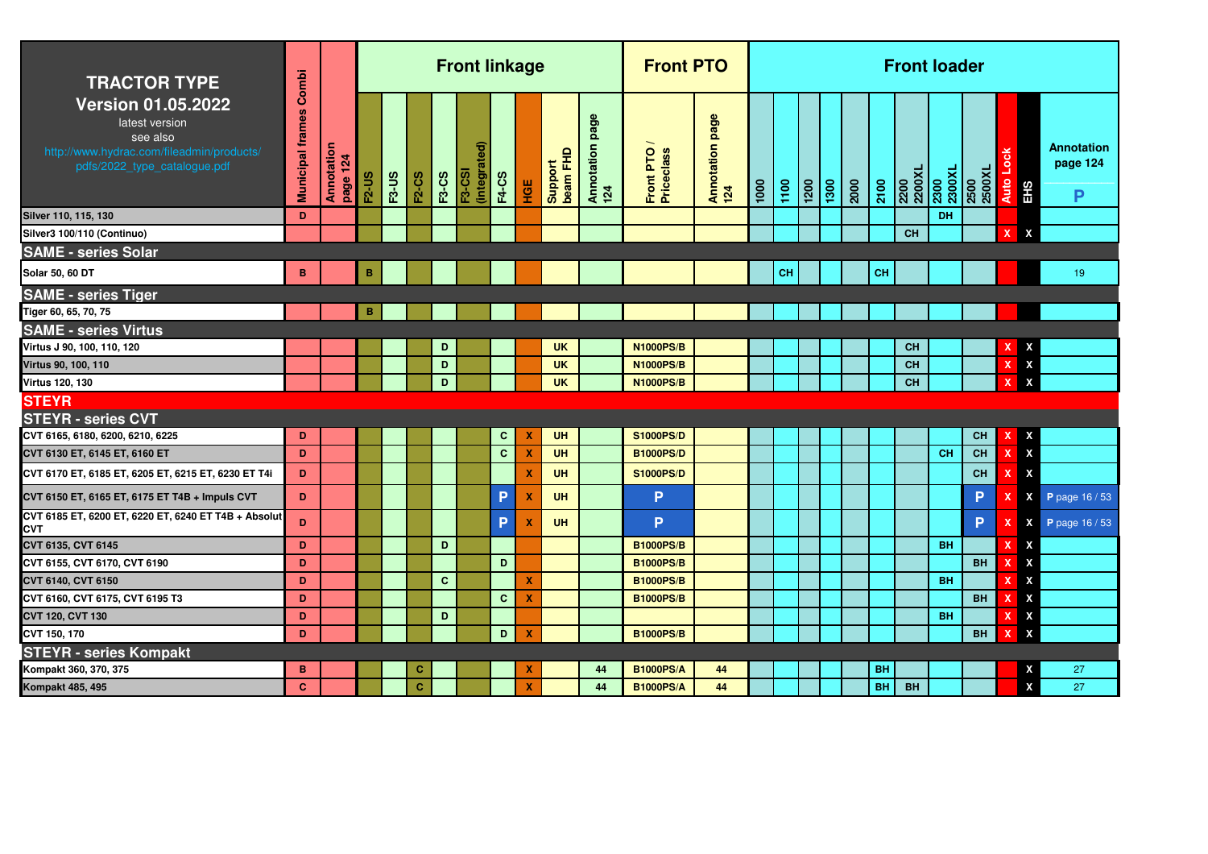| TRACTOR TYPE Version 01.05.2022 latest version see also http://www.hydrac.com/fileadmin/products/pdfs/2022_type_catalogue.pdf | Municipal frames Combi | Annotation page 124 | Front linkage | | | | | | | | | Front PTO | | Front loader | | | | | | | | | | | | |
|---|---|---|---|---|---|---|---|---|---|---|---|---|---|---|---|---|---|---|---|---|---|---|---|---|---|
| | | | F2-US | F3-US | F2-CS | F3-CS | F3-CSI (integrated) | F4-CS | HGE | Support beam FHD | Annotation page 124 | Front PTO / Priceclass | Annotation page 124 | 1000 | 1100 | 1200 | 1300 | 2000 | 2100 | 2200 2200XL | 2300 2300XL | 2500 2500XL | Auto Lock | EHS | Annotation page 124 P |
| Silver 110, 115, 130 | D | | | | | | | | | | | | | | | | | | | | DH | | | | |
| Silver3 100/110 (Continuo) | | | | | | | | | | | | | | | | | | | | CH | | | X | X | |
| **SAME - series Solar** | | | | | | | | | | | | | | | | | | | | | | | | | |
| Solar 50, 60 DT | B | | B | | | | | | | | | | | | CH | | | | CH | | | | | | 19 |
| **SAME - series Tiger** | | | | | | | | | | | | | | | | | | | | | | | | | |
| Tiger 60, 65, 70, 75 | | | B | | | | | | | | | | | | | | | | | | | | | | |
| **SAME - series Virtus** | | | | | | | | | | | | | | | | | | | | | | | | | |
| Virtus J 90, 100, 110, 120 | | | | | | D | | | | UK | | N1000PS/B | | | | | | | | CH | | | X | X | |
| Virtus 90, 100, 110 | | | | | | D | | | | UK | | N1000PS/B | | | | | | | | CH | | | X | X | |
| Virtus 120, 130 | | | | | | D | | | | UK | | N1000PS/B | | | | | | | | CH | | | X | X | |
| **STEYR** | | | | | | | | | | | | | | | | | | | | | | | | | |
| **STEYR - series CVT** | | | | | | | | | | | | | | | | | | | | | | | | | |
| CVT 6165, 6180, 6200, 6210, 6225 | D | | | | | | | C | X | UH | | S1000PS/D | | | | | | | | | | CH | X | X | |
| CVT 6130 ET, 6145 ET, 6160 ET | D | | | | | | | C | X | UH | | B1000PS/D | | | | | | | | | CH | CH | X | X | |
| CVT 6170 ET, 6185 ET, 6205 ET, 6215 ET, 6230 ET T4i | D | | | | | | | | X | UH | | S1000PS/D | | | | | | | | | | CH | X | X | |
| CVT 6150 ET, 6165 ET, 6175 ET T4B + Impuls CVT | D | | | | | | | P | X | UH | | P | | | | | | | | | | P | X | X | P page 16 / 53 |
| CVT 6185 ET, 6200 ET, 6220 ET, 6240 ET T4B + Absolut CVT | D | | | | | | | P | X | UH | | P | | | | | | | | | | P | X | X | P page 16 / 53 |
| CVT 6135, CVT 6145 | D | | | | | D | | | | | | B1000PS/B | | | | | | | | | BH | | X | X | |
| CVT 6155, CVT 6170, CVT 6190 | D | | | | | | | D | | | | B1000PS/B | | | | | | | | | | BH | X | X | |
| CVT 6140, CVT 6150 | D | | | | | C | | | X | | | B1000PS/B | | | | | | | | | BH | | X | X | |
| CVT 6160, CVT 6175, CVT 6195 T3 | D | | | | | | | C | X | | | B1000PS/B | | | | | | | | | | BH | X | X | |
| CVT 120, CVT 130 | D | | | | | D | | | | | | | | | | | | | | | BH | | X | X | |
| CVT 150, 170 | D | | | | | | | D | X | | | B1000PS/B | | | | | | | | | | BH | X | X | |
| **STEYR - series Kompakt** | | | | | | | | | | | | | | | | | | | | | | | | | |
| Kompakt 360, 370, 375 | B | | | | C | | | | X | | 44 | B1000PS/A | 44 | | | | | | BH | | | | | X | 27 |
| Kompakt 485, 495 | C | | | | C | | | | X | | 44 | B1000PS/A | 44 | | | | | | BH | BH | | | | X | 27 |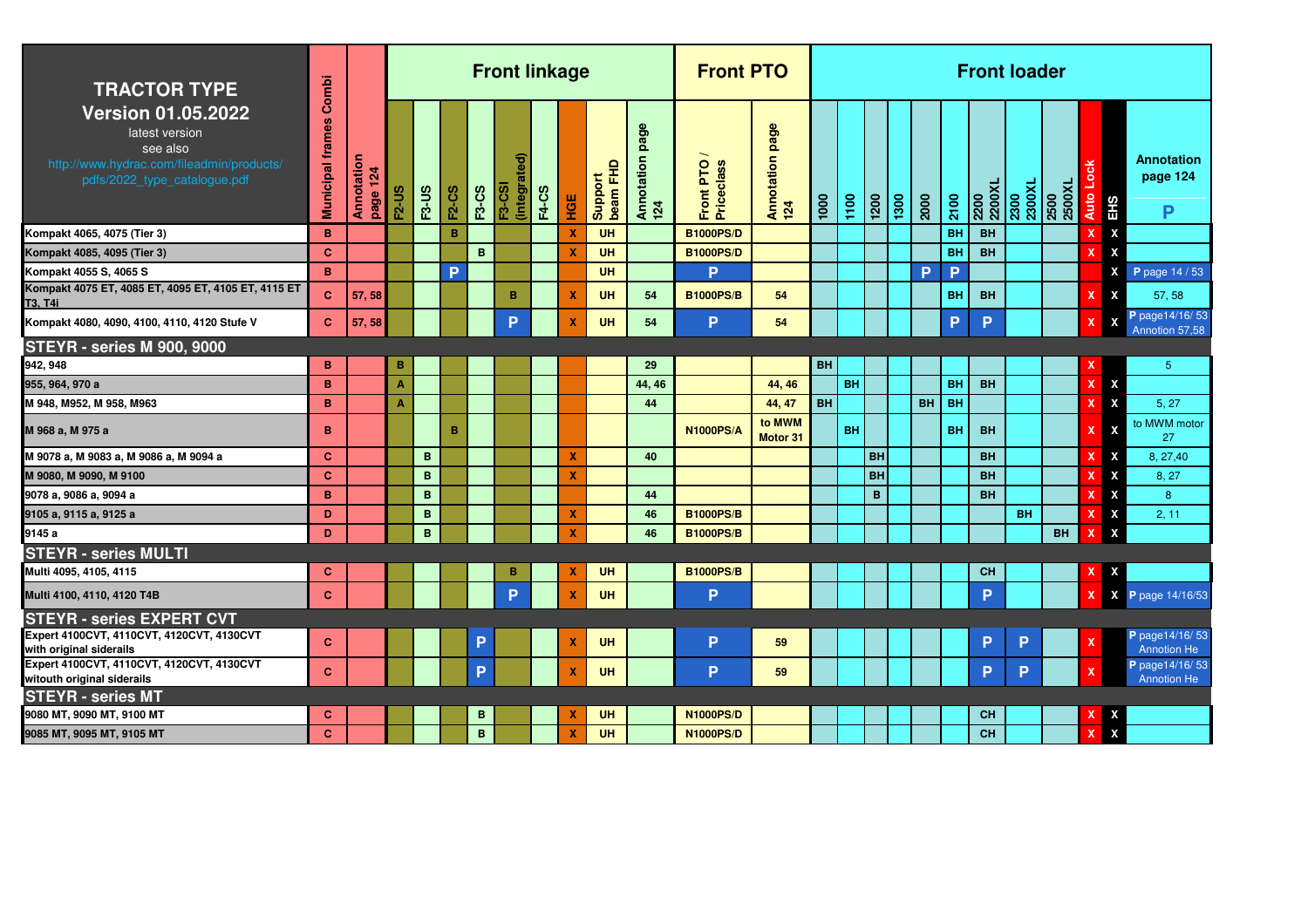| **TRACTOR TYPE**<br>**Version 01.05.2022**<br>latest version<br>see also<br>http://www.hydrac.com/fileadmin/products/pdfs/2022_type_catalogue.pdf | Municipal frames Combi | Annotation page 124 | **Front linkage** | | | | | | | | | **Front PTO** | | **Front loader** | | | | | | | | | | | |
|---|---|---|---|---|---|---|---|---|---|---|---|---|---|---|---|---|---|---|---|---|---|---|---|---|---|
| | | | F2-US | F3-US | F2-CS | F3-CS | F3-CSI (integrated) | F4-CS | HGE | Support beam FHD | Annotation page 124 | Front PTO / Priceclass | Annotation page 124 | 1000 | 1100 | 1200 | 1300 | 2000 | 2100 | 2200 2200XL | 2300 2300XL | 2500 2500XL | Auto Lock | EHS | Annotation page 124 **P** |
| Kompakt 4065, 4075 (Tier 3) | B | | | | B | | | | X | UH | | B1000PS/D | | | | | | | BH | BH | | | X | X | |
| Kompakt 4085, 4095 (Tier 3) | C | | | | | B | | | X | UH | | B1000PS/D | | | | | | | BH | BH | | | X | X | |
| Kompakt 4055 S, 4065 S | B | | | | P | | | | | UH | | P | | | | | | P | P | | | | | X | P page 14 / 53 |
| Kompakt 4075 ET, 4085 ET, 4095 ET, 4105 ET, 4115 ET T3, T4i | C | 57, 58 | | | | | B | | X | UH | 54 | B1000PS/B | 54 | | | | | | BH | BH | | | X | X | 57, 58 |
| Kompakt 4080, 4090, 4100, 4110, 4120 Stufe V | C | 57, 58 | | | | | P | | X | UH | 54 | P | 54 | | | | | | P | P | | | X | X | P page14/16/ 53 Annotion 57,58 |
| **STEYR - series M 900, 9000** | | | | | | | | | | | | | | | | | | | | | | | | | |
| 942, 948 | B | | B | | | | | | | | 29 | | | BH | | | | | | | | | X | | 5 |
| 955, 964, 970 a | B | | A | | | | | | | | 44, 46 | | 44, 46 | | BH | | | | BH | BH | | | X | X | |
| M 948, M952, M963 | B | | A | | | | | | | | 44 | | 44, 47 | BH | | | | BH | BH | | | | X | X | 5, 27 |
| M 968 a, M 975 a | B | | | | B | | | | | | | N1000PS/A | to MWM Motor 31 | | BH | | | | BH | BH | | | X | X | to MWM motor 27 |
| M 9078 a, M 9083 a, M 9086 a, M 9094 a | C | | | B | | | | | X | | 40 | | | | | BH | | | | BH | | | X | X | 8, 27,40 |
| M 9080, M 9090, M 9100 | C | | | B | | | | | X | | | | | | | BH | | | | BH | | | X | X | 8, 27 |
| 9078 a, 9086 a, 9094 a | B | | | B | | | | | | | 44 | | | | | B | | | | BH | | | X | X | 8 |
| 9105 a, 9115 a, 9125 a | D | | | B | | | | | X | | 46 | B1000PS/B | | | | | | | | | BH | | X | X | 2, 11 |
| 9145 a | D | | | B | | | | | X | | 46 | B1000PS/B | | | | | | | | | | BH | X | X | |
| **STEYR - series MULTI** | | | | | | | | | | | | | | | | | | | | | | | | | |
| Multi 4095, 4105, 4115 | C | | | | | | B | | X | UH | | B1000PS/B | | | | | | | | CH | | | X | X | |
| Multi 4100, 4110, 4120 T4B | C | | | | | | P | | X | UH | | P | | | | | | | | P | | | X | X | P page 14/16/53 |
| **STEYR - series EXPERT CVT** | | | | | | | | | | | | | | | | | | | | | | | | | |
| Expert 4100CVT, 4110CVT, 4120CVT, 4130CVT with original siderails | C | | | | | P | | | X | UH | | P | 59 | | | | | | | P | P | | X | | P page14/16/ 53 Annotion He |
| Expert 4100CVT, 4110CVT, 4120CVT, 4130CVT witouth original siderails | C | | | | | P | | | X | UH | | P | 59 | | | | | | | P | P | | X | | P page14/16/ 53 Annotion He |
| **STEYR - series MT** | | | | | | | | | | | | | | | | | | | | | | | | | |
| 9080 MT, 9090 MT, 9100 MT | C | | | | | B | | | X | UH | | N1000PS/D | | | | | | | | CH | | | X | X | |
| 9085 MT, 9095 MT, 9105 MT | C | | | | | B | | | X | UH | | N1000PS/D | | | | | | | | CH | | | X | X | |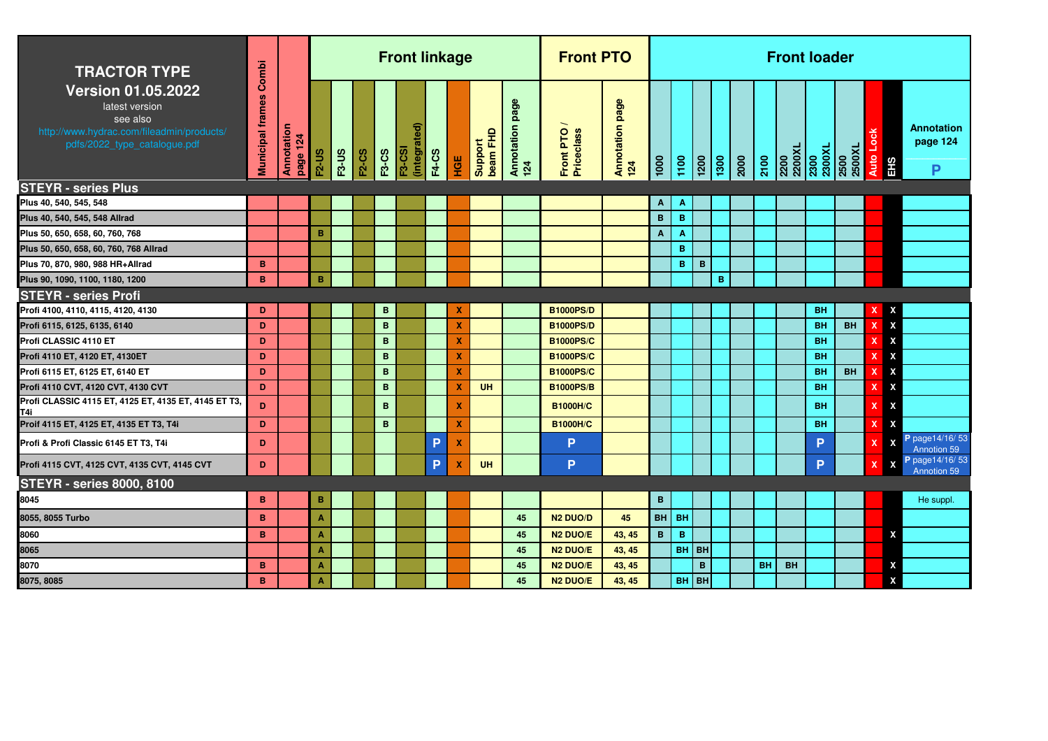## TRACTOR TYPE
**Version 01.05.2022**

latest version
see also
http://www.hydrac.com/fileadmin/products/pdfs/2022_type_catalogue.pdf

| TRACTOR TYPE | Municipal frames Combi | Annotation page 124 | Front linkage | | | | | | | | | Front PTO | | Front loader | | | | | | | | | | | |
|---|---|---|---|---|---|---|---|---|---|---|---|---|---|---|---|---|---|---|---|---|---|---|---|---|---|
| | | | F2-US | F3-US | F2-CS | F3-CS | F3-CSI (integrated) | F4-CS | HGE | Support beam FHD | Annotation page 124 | Front PTO / Priceclass | Annotation page 124 | 1000 | 1100 | 1200 | 1300 | 2000 | 2100 | 2200 2200XL | 2300 2300XL | 2500 2500XL | Auto Lock | EHS | Annotation page 124 P |
| **STEYR - series Plus** | | | | | | | | | | | | | | | | | | | | | | | | | |
| Plus 40, 540, 545, 548 | | | | | | | | | | | | | | A | A | | | | | | | | | | |
| Plus 40, 540, 545, 548 Allrad | | | | | | | | | | | | | | B | B | | | | | | | | | | |
| Plus 50, 650, 658, 60, 760, 768 | | | B | | | | | | | | | | | A | A | | | | | | | | | | |
| Plus 50, 650, 658, 60, 760, 768 Allrad | | | | | | | | | | | | | | | B | | | | | | | | | | |
| Plus 70, 870, 980, 988 HR+Allrad | B | | | | | | | | | | | | | | B | B | | | | | | | | | |
| Plus 90, 1090, 1100, 1180, 1200 | B | | B | | | | | | | | | | | | | | B | | | | | | | | |
| **STEYR - series Profi** | | | | | | | | | | | | | | | | | | | | | | | | | |
| Profi 4100, 4110, 4115, 4120, 4130 | D | | | | | B | | | X | | | B1000PS/D | | | | | | | | | BH | | X | X | |
| Profi 6115, 6125, 6135, 6140 | D | | | | | B | | | X | | | B1000PS/D | | | | | | | | | BH | BH | X | X | |
| Profi CLASSIC 4110 ET | D | | | | | B | | | X | | | B1000PS/C | | | | | | | | | BH | | X | X | |
| Profi 4110 ET, 4120 ET, 4130ET | D | | | | | B | | | X | | | B1000PS/C | | | | | | | | | BH | | X | X | |
| Profi 6115 ET, 6125 ET, 6140 ET | D | | | | | B | | | X | | | B1000PS/C | | | | | | | | | BH | BH | X | X | |
| Profi 4110 CVT, 4120 CVT, 4130 CVT | D | | | | | B | | | X | UH | | B1000PS/B | | | | | | | | | BH | | X | X | |
| Profi CLASSIC 4115 ET, 4125 ET, 4135 ET, 4145 ET T3, T4i | D | | | | | B | | | X | | | B1000H/C | | | | | | | | | BH | | X | X | |
| Profi 4115 ET, 4125 ET, 4135 ET T3, T4i | D | | | | | B | | | X | | | B1000H/C | | | | | | | | | BH | | X | X | |
| Profi & Profi Classic 6145 ET T3, T4i | D | | | | | | | P | X | | | P | | | | | | | | | P | | X | X | P page14/16/ 53 Annotion 59 |
| Profi 4115 CVT, 4125 CVT, 4135 CVT, 4145 CVT | D | | | | | | | P | X | UH | | P | | | | | | | | | P | | X | X | P page14/16/ 53 Annotion 59 |
| **STEYR - series 8000, 8100** | | | | | | | | | | | | | | | | | | | | | | | | | |
| 8045 | B | | B | | | | | | | | | | | B | | | | | | | | | | | He suppl. |
| 8055, 8055 Turbo | B | | A | | | | | | | | 45 | N2 DUO/D | 45 | BH | BH | | | | | | | | | | |
| 8060 | B | | A | | | | | | | | 45 | N2 DUO/E | 43, 45 | B | B | | | | | | | | | X | |
| 8065 | | | A | | | | | | | | 45 | N2 DUO/E | 43, 45 | | BH | BH | | | | | | | | | |
| 8070 | B | | A | | | | | | | | 45 | N2 DUO/E | 43, 45 | | | B | | | BH | BH | | | | X | |
| 8075, 8085 | B | | A | | | | | | | | 45 | N2 DUO/E | 43, 45 | | BH | BH | | | | | | | | X | |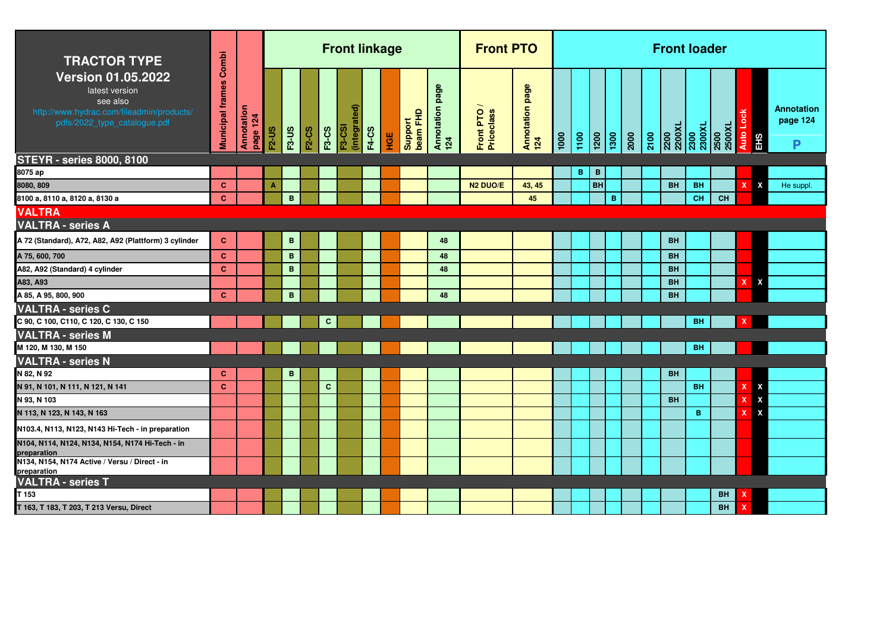**TRACTOR TYPE**

**Version 01.05.2022**

latest version

see also

http://www.hydrac.com/fileadmin/products/pdfs/2022_type_catalogue.pdf

| TRACTOR TYPE | Municipal frames Combi | Annotation page 124 | Front linkage | | | | | | | | | Front PTO | | Front loader | | | | | | | | | | | |
|---|---|---|---|---|---|---|---|---|---|---|---|---|---|---|---|---|---|---|---|---|---|---|---|---|---|
| | | | F2-US | F3-US | F2-CS | F3-CS | F3-CSI (integrated) | F4-CS | HGE | Support beam FHD | Annotation page 124 | Front PTO / Priceclass | Annotation page 124 | 1000 | 1100 | 1200 | 1300 | 2000 | 2100 | 2200 2200XL | 2300 2300XL | 2500 2500XL | Auto Lock | EHS | Annotation page 124 P |
| **STEYR - series 8000, 8100** | | | | | | | | | | | | | | | | | | | | | | | | | |
| 8075 ap | | | | | | | | | | | | | | | B | B | | | | | | | | | |
| 8080, 809 | C | | A | | | | | | | | | N2 DUO/E | 43, 45 | | | BH | | | | BH | BH | | X | X | He suppl. |
| 8100 a, 8110 a, 8120 a, 8130 a | C | | | B | | | | | | | | | 45 | | | | B | | | | CH | CH | | | |
| **VALTRA** | | | | | | | | | | | | | | | | | | | | | | | | | |
| **VALTRA - series A** | | | | | | | | | | | | | | | | | | | | | | | | | |
| A 72 (Standard), A72, A82, A92 (Plattform) 3 cylinder | C | | | B | | | | | | | 48 | | | | | | | | | BH | | | | | |
| A 75, 600, 700 | C | | | B | | | | | | | 48 | | | | | | | | | BH | | | | | |
| A82, A92 (Standard) 4 cylinder | C | | | B | | | | | | | 48 | | | | | | | | | BH | | | | | |
| A83, A93 | | | | | | | | | | | | | | | | | | | | BH | | | X | X | |
| A 85, A 95, 800, 900 | C | | | B | | | | | | | 48 | | | | | | | | | BH | | | | | |
| **VALTRA - series C** | | | | | | | | | | | | | | | | | | | | | | | | | |
| C 90, C 100, C110, C 120, C 130, C 150 | | | | | | C | | | | | | | | | | | | | | | BH | | X | | |
| **VALTRA - series M** | | | | | | | | | | | | | | | | | | | | | | | | | |
| M 120, M 130, M 150 | | | | | | | | | | | | | | | | | | | | | BH | | | | |
| **VALTRA - series N** | | | | | | | | | | | | | | | | | | | | | | | | | |
| N 82, N 92 | C | | | B | | | | | | | | | | | | | | | | BH | | | | | |
| N 91, N 101, N 111, N 121, N 141 | C | | | | | C | | | | | | | | | | | | | | | BH | | X | X | |
| N 93, N 103 | | | | | | | | | | | | | | | | | | | | BH | | | X | X | |
| N 113, N 123, N 143, N 163 | | | | | | | | | | | | | | | | | | | | | B | | X | X | |
| N103.4, N113, N123, N143 Hi-Tech - in preparation | | | | | | | | | | | | | | | | | | | | | | | | | |
| N104, N114, N124, N134, N154, N174 Hi-Tech - in preparation | | | | | | | | | | | | | | | | | | | | | | | | | |
| N134, N154, N174 Active / Versu / Direct - in preparation | | | | | | | | | | | | | | | | | | | | | | | | | |
| **VALTRA - series T** | | | | | | | | | | | | | | | | | | | | | | | | | |
| T 153 | | | | | | | | | | | | | | | | | | | | | | BH | X | | |
| T 163, T 183, T 203, T 213 Versu, Direct | | | | | | | | | | | | | | | | | | | | | | BH | X | | |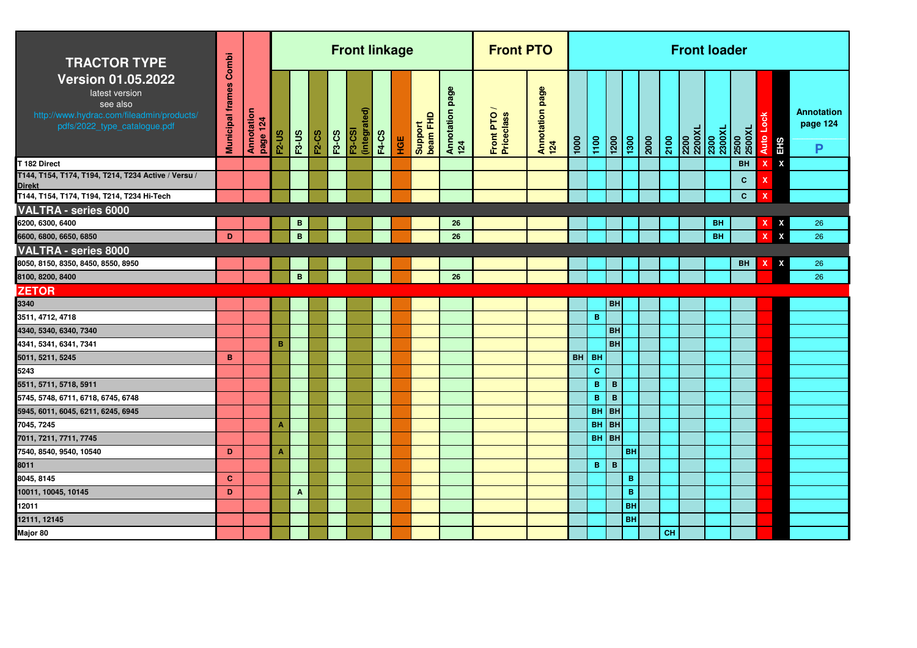| TRACTOR TYPE<br>Version 01.05.2022<br>latest version<br>see also<br>http://www.hydrac.com/fileadmin/products/pdfs/2022_type_catalogue.pdf | | | Front linkage | | | | | | | | | Front PTO | | Front loader | | | | | | | | | | | |
|---|---|---|---|---|---|---|---|---|---|---|---|---|---|---|---|---|---|---|---|---|---|---|---|---|---|
| | Municipal frames Combi | Annotation page 124 | F2-US | F3-US | F2-CS | F3-CS | F3-CSI (integrated) | F4-CS | HGE | Support beam FHD | Annotation page 124 | Front PTO / Priceclass | Annotation page 124 | 1000 | 1100 | 1200 | 1300 | 2000 | 2100 | 2200 2200XL | 2300 2300XL | 2500 2500XL | Auto Lock | EHS | Annotation page 124 P |
| T 182 Direct | | | | | | | | | | | | | | | | | | | | | | BH | X | X | |
| T144, T154, T174, T194, T214, T234 Active / Versu / Direkt | | | | | | | | | | | | | | | | | | | | | | C | X | | |
| T144, T154, T174, T194, T214, T234 Hi-Tech | | | | | | | | | | | | | | | | | | | | | | C | X | | |
| **VALTRA - series 6000** | | | | | | | | | | | | | | | | | | | | | | | | | |
| 6200, 6300, 6400 | | | | B | | | | | | | 26 | | | | | | | | | | BH | | X | X | 26 |
| 6600, 6800, 6650, 6850 | D | | | B | | | | | | | 26 | | | | | | | | | | BH | | X | X | 26 |
| **VALTRA - series 8000** | | | | | | | | | | | | | | | | | | | | | | | | | |
| 8050, 8150, 8350, 8450, 8550, 8950 | | | | | | | | | | | | | | | | | | | | | | BH | X | X | 26 |
| 8100, 8200, 8400 | | | | B | | | | | | | 26 | | | | | | | | | | | | | | 26 |
| **ZETOR** | | | | | | | | | | | | | | | | | | | | | | | | | |
| 3340 | | | | | | | | | | | | | | | | BH | | | | | | | | | |
| 3511, 4712, 4718 | | | | | | | | | | | | | | | B | | | | | | | | | | |
| 4340, 5340, 6340, 7340 | | | | | | | | | | | | | | | | BH | | | | | | | | | |
| 4341, 5341, 6341, 7341 | | | B | | | | | | | | | | | | | BH | | | | | | | | | |
| 5011, 5211, 5245 | B | | | | | | | | | | | | | BH | BH | | | | | | | | | | |
| 5243 | | | | | | | | | | | | | | | C | | | | | | | | | | |
| 5511, 5711, 5718, 5911 | | | | | | | | | | | | | | | B | B | | | | | | | | | |
| 5745, 5748, 6711, 6718, 6745, 6748 | | | | | | | | | | | | | | | B | B | | | | | | | | | |
| 5945, 6011, 6045, 6211, 6245, 6945 | | | | | | | | | | | | | | | BH | BH | | | | | | | | | |
| 7045, 7245 | | | A | | | | | | | | | | | | BH | BH | | | | | | | | | |
| 7011, 7211, 7711, 7745 | | | | | | | | | | | | | | | BH | BH | | | | | | | | | |
| 7540, 8540, 9540, 10540 | D | | A | | | | | | | | | | | | | | BH | | | | | | | | |
| 8011 | | | | | | | | | | | | | | | B | B | | | | | | | | | |
| 8045, 8145 | C | | | | | | | | | | | | | | | | B | | | | | | | | |
| 10011, 10045, 10145 | D | | | A | | | | | | | | | | | | | B | | | | | | | | |
| 12011 | | | | | | | | | | | | | | | | | BH | | | | | | | | |
| 12111, 12145 | | | | | | | | | | | | | | | | | BH | | | | | | | | |
| Major 80 | | | | | | | | | | | | | | | | | | | CH | | | | | | |